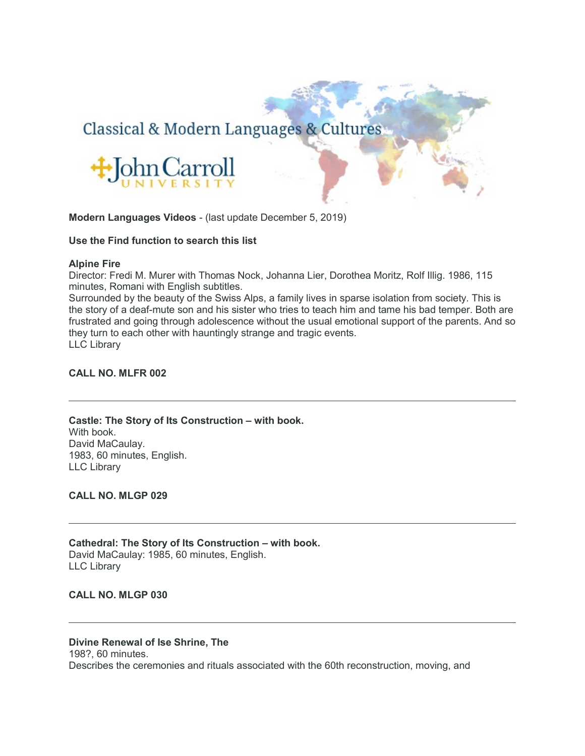Classical & Modern Languages & Cultures

John Carroll University

**Modern Languages Videos** - (last update December 5, 2019)

**Use the Find function to search this list**

**Alpine Fire**
Director: Fredi M. Murer with Thomas Nock, Johanna Lier, Dorothea Moritz, Rolf Illig. 1986, 115 minutes, Romani with English subtitles.
Surrounded by the beauty of the Swiss Alps, a family lives in sparse isolation from society. This is the story of a deaf-mute son and his sister who tries to teach him and tame his bad temper. Both are frustrated and going through adolescence without the usual emotional support of the parents. And so they turn to each other with hauntingly strange and tragic events.
LLC Library

**CALL NO. MLFR 002**

---

**Castle: The Story of Its Construction – with book.**
With book.
David MaCaulay.
1983, 60 minutes, English.
LLC Library

**CALL NO. MLGP 029**

---

**Cathedral: The Story of Its Construction – with book.**
David MaCaulay: 1985, 60 minutes, English.
LLC Library

**CALL NO. MLGP 030**

---

**Divine Renewal of Ise Shrine, The**
198?, 60 minutes.
Describes the ceremonies and rituals associated with the 60th reconstruction, moving, and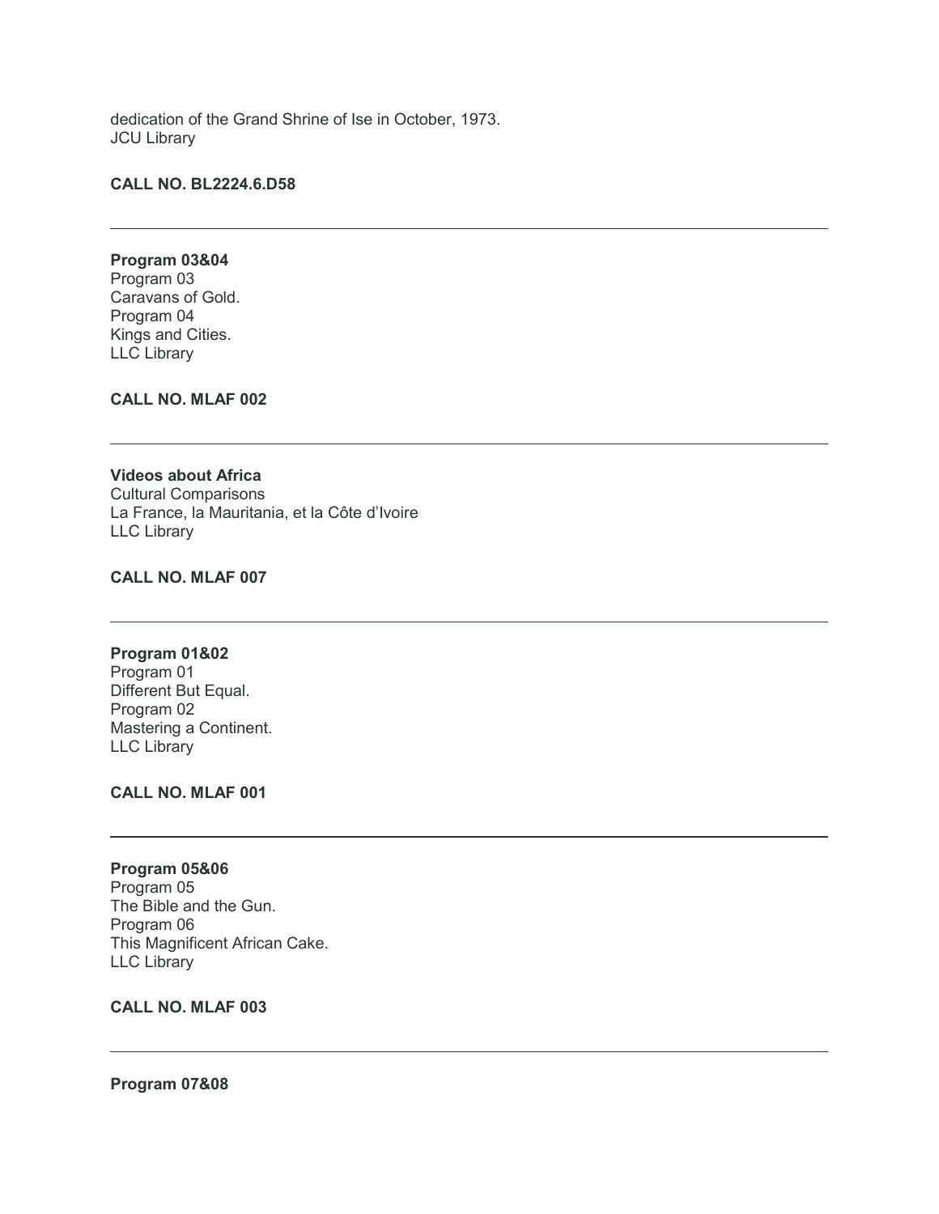dedication of the Grand Shrine of Ise in October, 1973.
JCU Library

**CALL NO. BL2224.6.D58**

---

**Program 03&04**
Program 03
Caravans of Gold.
Program 04
Kings and Cities.
LLC Library

**CALL NO. MLAF 002**

---

**Videos about Africa**
Cultural Comparisons
La France, la Mauritania, et la Côte d'Ivoire
LLC Library

**CALL NO. MLAF 007**

---

**Program 01&02**
Program 01
Different But Equal.
Program 02
Mastering a Continent.
LLC Library

**CALL NO. MLAF 001**

---

**Program 05&06**
Program 05
The Bible and the Gun.
Program 06
This Magnificent African Cake.
LLC Library

**CALL NO. MLAF 003**

---

**Program 07&08**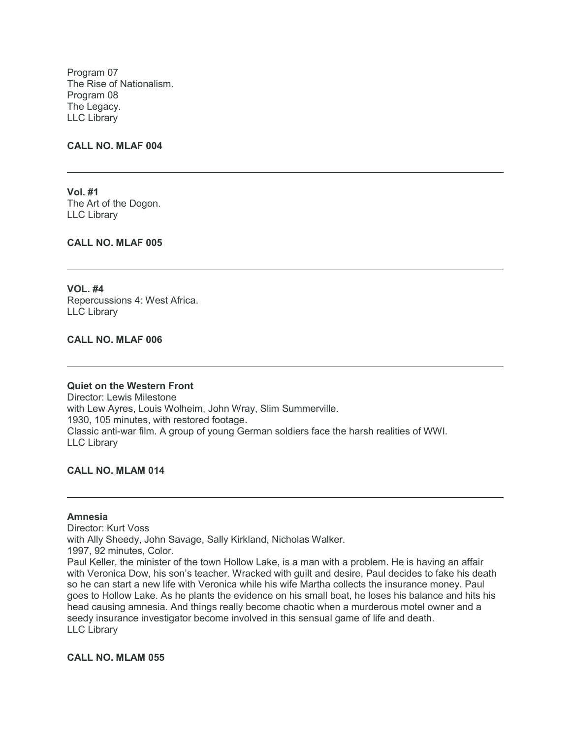Program 07
The Rise of Nationalism.
Program 08
The Legacy.
LLC Library

**CALL NO. MLAF 004**

---

**Vol. #1**
The Art of the Dogon.
LLC Library

**CALL NO. MLAF 005**

---

**VOL. #4**
Repercussions 4: West Africa.
LLC Library

**CALL NO. MLAF 006**

---

**Quiet on the Western Front**
Director: Lewis Milestone
with Lew Ayres, Louis Wolheim, John Wray, Slim Summerville.
1930, 105 minutes, with restored footage.
Classic anti-war film. A group of young German soldiers face the harsh realities of WWI.
LLC Library

**CALL NO. MLAM 014**

---

**Amnesia**
Director: Kurt Voss
with Ally Sheedy, John Savage, Sally Kirkland, Nicholas Walker.
1997, 92 minutes, Color.
Paul Keller, the minister of the town Hollow Lake, is a man with a problem. He is having an affair with Veronica Dow, his son's teacher. Wracked with guilt and desire, Paul decides to fake his death so he can start a new life with Veronica while his wife Martha collects the insurance money. Paul goes to Hollow Lake. As he plants the evidence on his small boat, he loses his balance and hits his head causing amnesia. And things really become chaotic when a murderous motel owner and a seedy insurance investigator become involved in this sensual game of life and death.
LLC Library

**CALL NO. MLAM 055**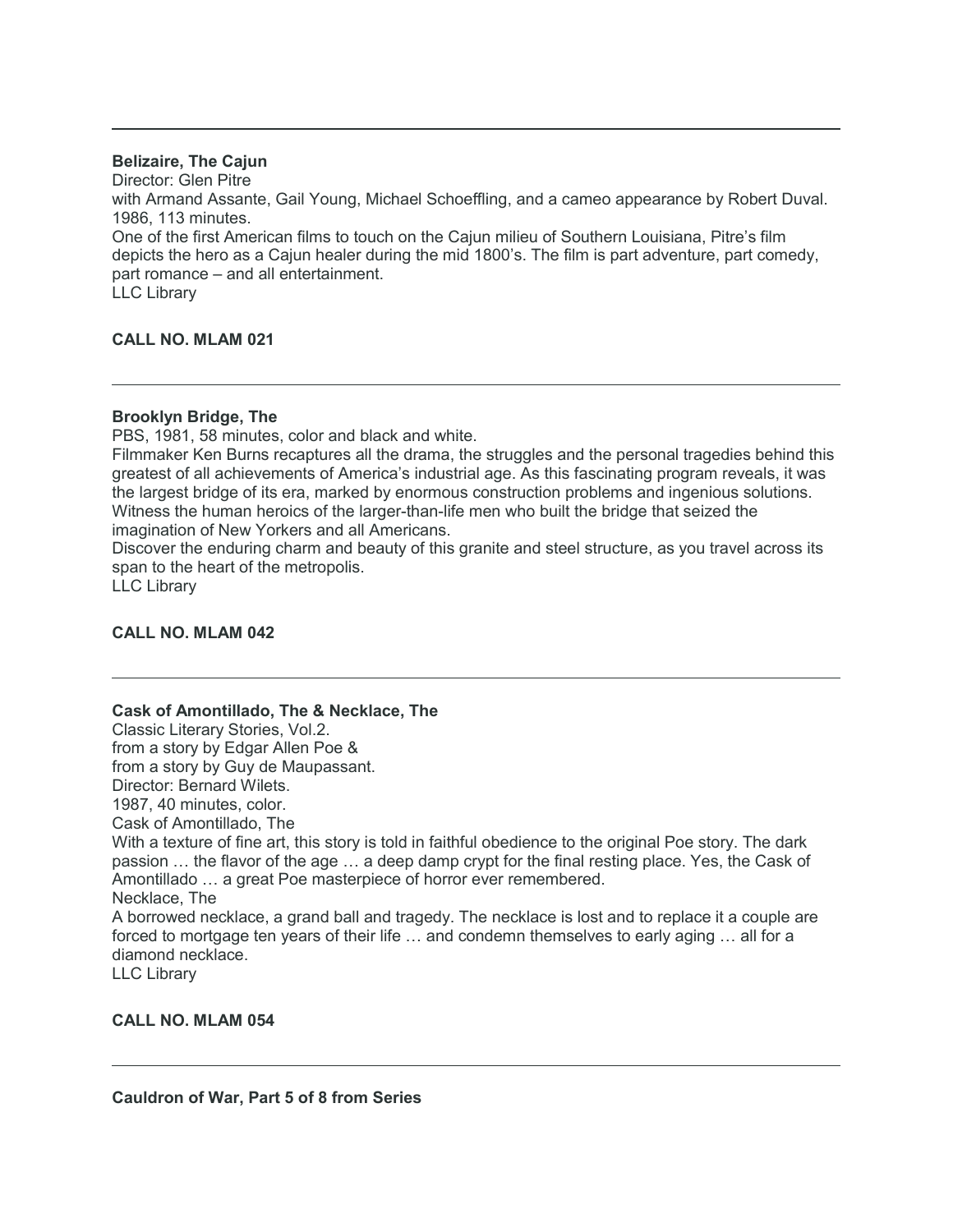---

**Belizaire, The Cajun**

Director: Glen Pitre

with Armand Assante, Gail Young, Michael Schoeffling, and a cameo appearance by Robert Duval.

1986, 113 minutes.

One of the first American films to touch on the Cajun milieu of Southern Louisiana, Pitre's film depicts the hero as a Cajun healer during the mid 1800's. The film is part adventure, part comedy, part romance – and all entertainment.

LLC Library

**CALL NO. MLAM 021**

---

**Brooklyn Bridge, The**

PBS, 1981, 58 minutes, color and black and white.

Filmmaker Ken Burns recaptures all the drama, the struggles and the personal tragedies behind this greatest of all achievements of America's industrial age. As this fascinating program reveals, it was the largest bridge of its era, marked by enormous construction problems and ingenious solutions. Witness the human heroics of the larger-than-life men who built the bridge that seized the imagination of New Yorkers and all Americans.

Discover the enduring charm and beauty of this granite and steel structure, as you travel across its span to the heart of the metropolis.

LLC Library

**CALL NO. MLAM 042**

---

**Cask of Amontillado, The & Necklace, The**

Classic Literary Stories, Vol.2.

from a story by Edgar Allen Poe &

from a story by Guy de Maupassant.

Director: Bernard Wilets.

1987, 40 minutes, color.

Cask of Amontillado, The

With a texture of fine art, this story is told in faithful obedience to the original Poe story. The dark passion … the flavor of the age … a deep damp crypt for the final resting place. Yes, the Cask of Amontillado … a great Poe masterpiece of horror ever remembered.

Necklace, The

A borrowed necklace, a grand ball and tragedy. The necklace is lost and to replace it a couple are forced to mortgage ten years of their life … and condemn themselves to early aging … all for a diamond necklace.

LLC Library

**CALL NO. MLAM 054**

---

**Cauldron of War, Part 5 of 8 from Series**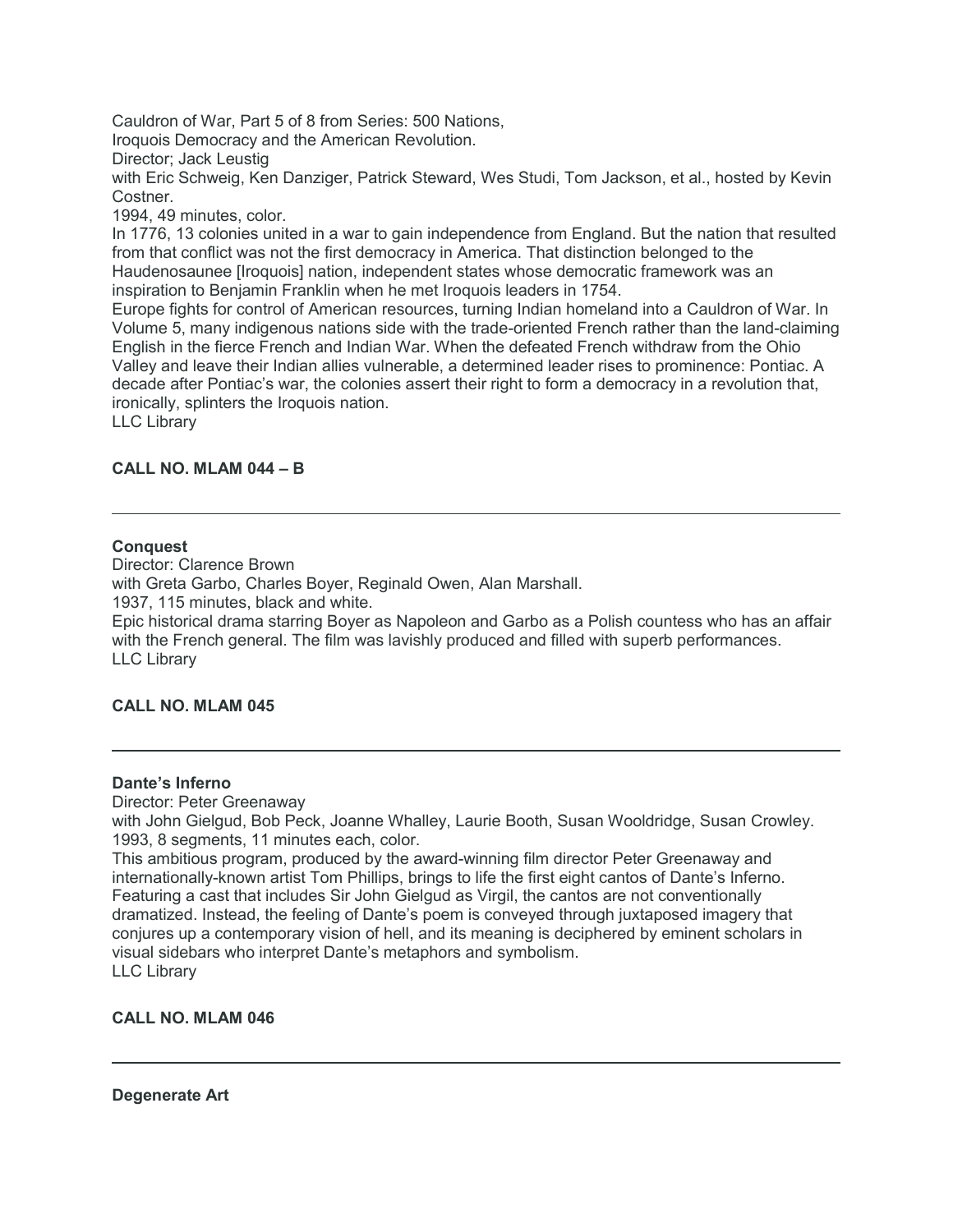Cauldron of War, Part 5 of 8 from Series: 500 Nations,
Iroquois Democracy and the American Revolution.
Director; Jack Leustig
with Eric Schweig, Ken Danziger, Patrick Steward, Wes Studi, Tom Jackson, et al., hosted by Kevin Costner.
1994, 49 minutes, color.
In 1776, 13 colonies united in a war to gain independence from England. But the nation that resulted from that conflict was not the first democracy in America. That distinction belonged to the Haudenosaunee [Iroquois] nation, independent states whose democratic framework was an inspiration to Benjamin Franklin when he met Iroquois leaders in 1754.
Europe fights for control of American resources, turning Indian homeland into a Cauldron of War. In Volume 5, many indigenous nations side with the trade-oriented French rather than the land-claiming English in the fierce French and Indian War. When the defeated French withdraw from the Ohio Valley and leave their Indian allies vulnerable, a determined leader rises to prominence: Pontiac. A decade after Pontiac's war, the colonies assert their right to form a democracy in a revolution that, ironically, splinters the Iroquois nation.
LLC Library

**CALL NO. MLAM 044 – B**

---

**Conquest**
Director: Clarence Brown
with Greta Garbo, Charles Boyer, Reginald Owen, Alan Marshall.
1937, 115 minutes, black and white.
Epic historical drama starring Boyer as Napoleon and Garbo as a Polish countess who has an affair with the French general. The film was lavishly produced and filled with superb performances.
LLC Library

**CALL NO. MLAM 045**

---

**Dante's Inferno**
Director: Peter Greenaway
with John Gielgud, Bob Peck, Joanne Whalley, Laurie Booth, Susan Wooldridge, Susan Crowley.
1993, 8 segments, 11 minutes each, color.
This ambitious program, produced by the award-winning film director Peter Greenaway and internationally-known artist Tom Phillips, brings to life the first eight cantos of Dante's Inferno. Featuring a cast that includes Sir John Gielgud as Virgil, the cantos are not conventionally dramatized. Instead, the feeling of Dante's poem is conveyed through juxtaposed imagery that conjures up a contemporary vision of hell, and its meaning is deciphered by eminent scholars in visual sidebars who interpret Dante's metaphors and symbolism.
LLC Library

**CALL NO. MLAM 046**

---

**Degenerate Art**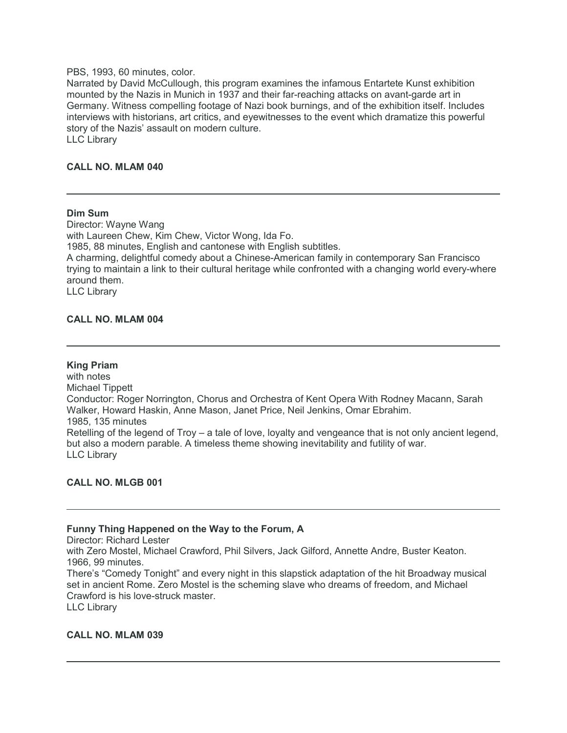PBS, 1993, 60 minutes, color.
Narrated by David McCullough, this program examines the infamous Entartete Kunst exhibition mounted by the Nazis in Munich in 1937 and their far-reaching attacks on avant-garde art in Germany. Witness compelling footage of Nazi book burnings, and of the exhibition itself. Includes interviews with historians, art critics, and eyewitnesses to the event which dramatize this powerful story of the Nazis' assault on modern culture.
LLC Library

**CALL NO. MLAM 040**

---

**Dim Sum**
Director: Wayne Wang
with Laureen Chew, Kim Chew, Victor Wong, Ida Fo.
1985, 88 minutes, English and cantonese with English subtitles.
A charming, delightful comedy about a Chinese-American family in contemporary San Francisco trying to maintain a link to their cultural heritage while confronted with a changing world every-where around them.
LLC Library

**CALL NO. MLAM 004**

---

**King Priam**
with notes
Michael Tippett
Conductor: Roger Norrington, Chorus and Orchestra of Kent Opera With Rodney Macann, Sarah Walker, Howard Haskin, Anne Mason, Janet Price, Neil Jenkins, Omar Ebrahim.
1985, 135 minutes
Retelling of the legend of Troy – a tale of love, loyalty and vengeance that is not only ancient legend, but also a modern parable. A timeless theme showing inevitability and futility of war.
LLC Library

**CALL NO. MLGB 001**

---

**Funny Thing Happened on the Way to the Forum, A**
Director: Richard Lester
with Zero Mostel, Michael Crawford, Phil Silvers, Jack Gilford, Annette Andre, Buster Keaton.
1966, 99 minutes.
There's "Comedy Tonight" and every night in this slapstick adaptation of the hit Broadway musical set in ancient Rome. Zero Mostel is the scheming slave who dreams of freedom, and Michael Crawford is his love-struck master.
LLC Library

**CALL NO. MLAM 039**

---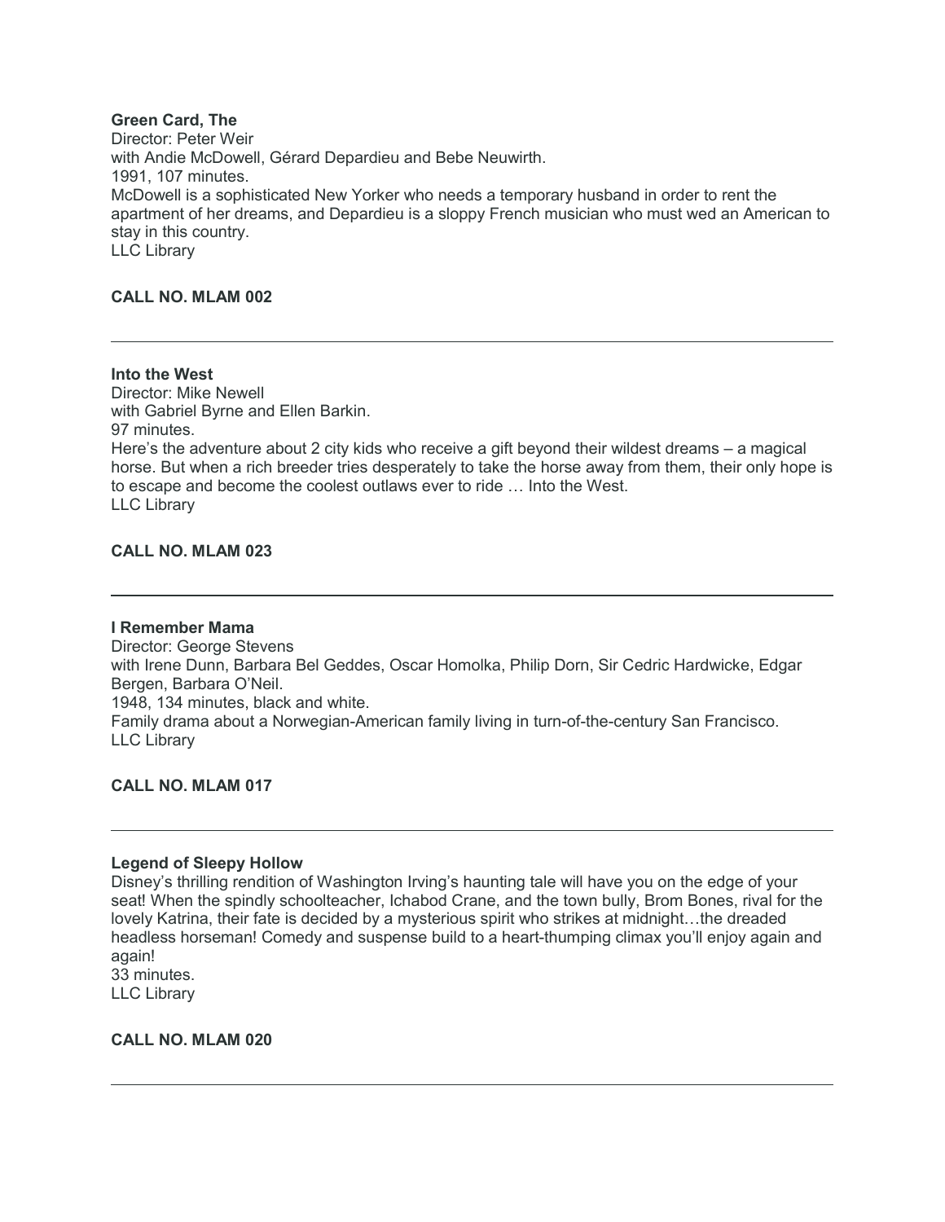**Green Card, The**
Director: Peter Weir
with Andie McDowell, Gérard Depardieu and Bebe Neuwirth.
1991, 107 minutes.
McDowell is a sophisticated New Yorker who needs a temporary husband in order to rent the apartment of her dreams, and Depardieu is a sloppy French musician who must wed an American to stay in this country.
LLC Library

**CALL NO. MLAM 002**

---

**Into the West**
Director: Mike Newell
with Gabriel Byrne and Ellen Barkin.
97 minutes.
Here's the adventure about 2 city kids who receive a gift beyond their wildest dreams – a magical horse. But when a rich breeder tries desperately to take the horse away from them, their only hope is to escape and become the coolest outlaws ever to ride … Into the West.
LLC Library

**CALL NO. MLAM 023**

---

**I Remember Mama**
Director: George Stevens
with Irene Dunn, Barbara Bel Geddes, Oscar Homolka, Philip Dorn, Sir Cedric Hardwicke, Edgar Bergen, Barbara O'Neil.
1948, 134 minutes, black and white.
Family drama about a Norwegian-American family living in turn-of-the-century San Francisco.
LLC Library

**CALL NO. MLAM 017**

---

**Legend of Sleepy Hollow**
Disney's thrilling rendition of Washington Irving's haunting tale will have you on the edge of your seat! When the spindly schoolteacher, Ichabod Crane, and the town bully, Brom Bones, rival for the lovely Katrina, their fate is decided by a mysterious spirit who strikes at midnight…the dreaded headless horseman! Comedy and suspense build to a heart-thumping climax you'll enjoy again and again!
33 minutes.
LLC Library

**CALL NO. MLAM 020**

---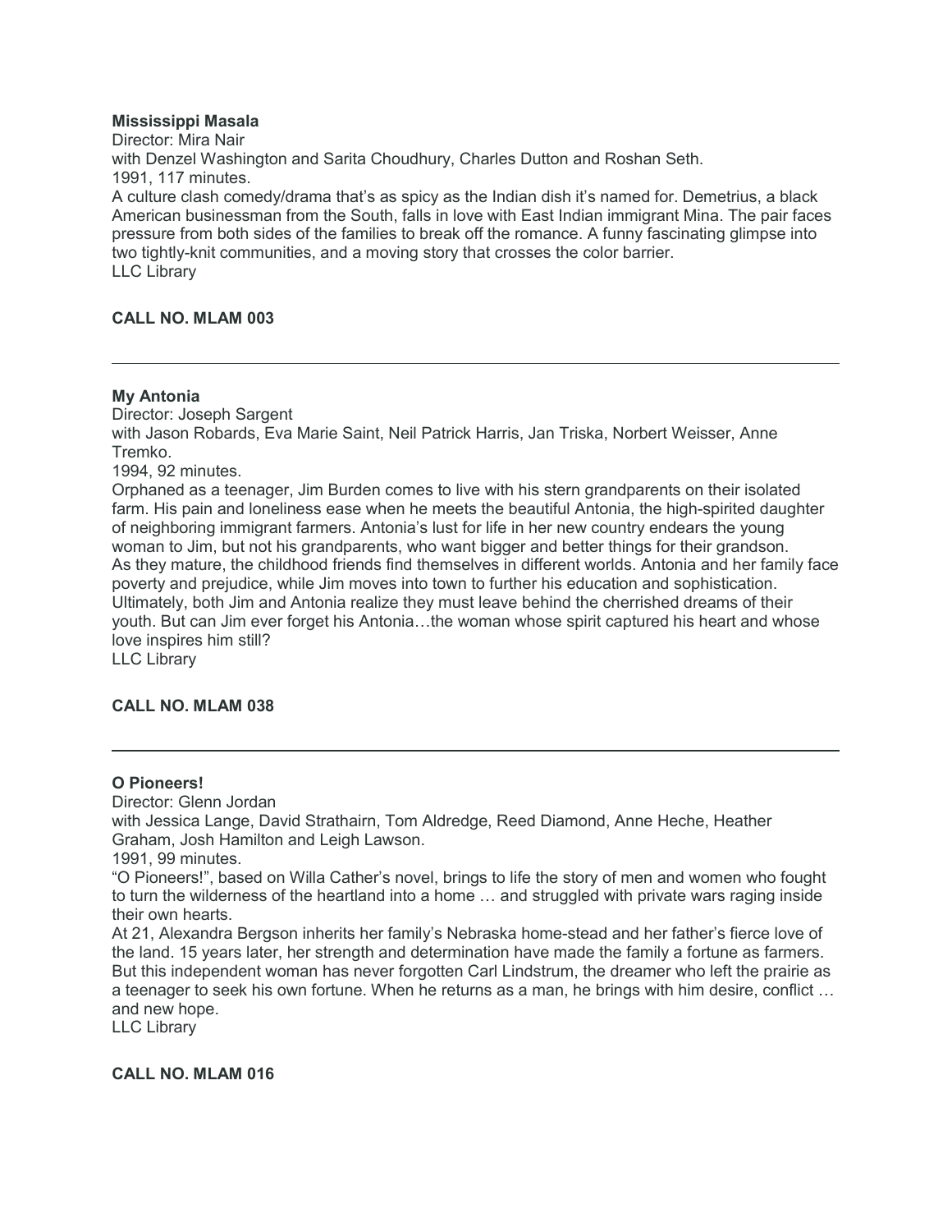**Mississippi Masala**

Director: Mira Nair

with Denzel Washington and Sarita Choudhury, Charles Dutton and Roshan Seth.

1991, 117 minutes.

A culture clash comedy/drama that's as spicy as the Indian dish it's named for. Demetrius, a black American businessman from the South, falls in love with East Indian immigrant Mina. The pair faces pressure from both sides of the families to break off the romance. A funny fascinating glimpse into two tightly-knit communities, and a moving story that crosses the color barrier.

LLC Library

**CALL NO. MLAM 003**

---

**My Antonia**

Director: Joseph Sargent

with Jason Robards, Eva Marie Saint, Neil Patrick Harris, Jan Triska, Norbert Weisser, Anne Tremko.

1994, 92 minutes.

Orphaned as a teenager, Jim Burden comes to live with his stern grandparents on their isolated farm. His pain and loneliness ease when he meets the beautiful Antonia, the high-spirited daughter of neighboring immigrant farmers. Antonia's lust for life in her new country endears the young woman to Jim, but not his grandparents, who want bigger and better things for their grandson. As they mature, the childhood friends find themselves in different worlds. Antonia and her family face poverty and prejudice, while Jim moves into town to further his education and sophistication. Ultimately, both Jim and Antonia realize they must leave behind the cherrished dreams of their youth. But can Jim ever forget his Antonia…the woman whose spirit captured his heart and whose love inspires him still?

LLC Library

**CALL NO. MLAM 038**

---

**O Pioneers!**

Director: Glenn Jordan

with Jessica Lange, David Strathairn, Tom Aldredge, Reed Diamond, Anne Heche, Heather Graham, Josh Hamilton and Leigh Lawson.

1991, 99 minutes.

"O Pioneers!", based on Willa Cather's novel, brings to life the story of men and women who fought to turn the wilderness of the heartland into a home … and struggled with private wars raging inside their own hearts.

At 21, Alexandra Bergson inherits her family's Nebraska home-stead and her father's fierce love of the land. 15 years later, her strength and determination have made the family a fortune as farmers. But this independent woman has never forgotten Carl Lindstrum, the dreamer who left the prairie as a teenager to seek his own fortune. When he returns as a man, he brings with him desire, conflict … and new hope.

LLC Library

**CALL NO. MLAM 016**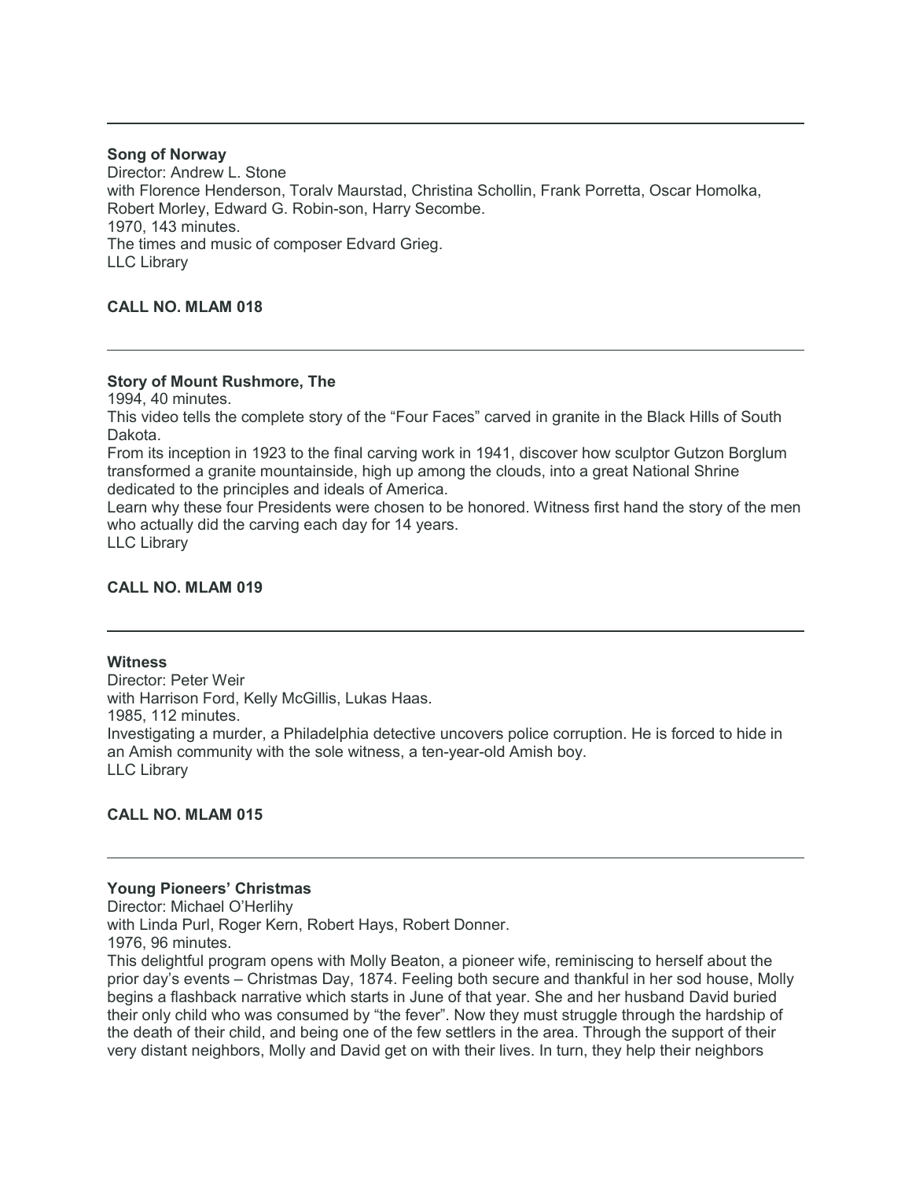---

**Song of Norway**
Director: Andrew L. Stone
with Florence Henderson, Toralv Maurstad, Christina Schollin, Frank Porretta, Oscar Homolka, Robert Morley, Edward G. Robin-son, Harry Secombe.
1970, 143 minutes.
The times and music of composer Edvard Grieg.
LLC Library

**CALL NO. MLAM 018**

---

**Story of Mount Rushmore, The**
1994, 40 minutes.
This video tells the complete story of the "Four Faces" carved in granite in the Black Hills of South Dakota.
From its inception in 1923 to the final carving work in 1941, discover how sculptor Gutzon Borglum transformed a granite mountainside, high up among the clouds, into a great National Shrine dedicated to the principles and ideals of America.
Learn why these four Presidents were chosen to be honored. Witness first hand the story of the men who actually did the carving each day for 14 years.
LLC Library

**CALL NO. MLAM 019**

---

**Witness**
Director: Peter Weir
with Harrison Ford, Kelly McGillis, Lukas Haas.
1985, 112 minutes.
Investigating a murder, a Philadelphia detective uncovers police corruption. He is forced to hide in an Amish community with the sole witness, a ten-year-old Amish boy.
LLC Library

**CALL NO. MLAM 015**

---

**Young Pioneers' Christmas**
Director: Michael O'Herlihy
with Linda Purl, Roger Kern, Robert Hays, Robert Donner.
1976, 96 minutes.
This delightful program opens with Molly Beaton, a pioneer wife, reminiscing to herself about the prior day's events – Christmas Day, 1874. Feeling both secure and thankful in her sod house, Molly begins a flashback narrative which starts in June of that year. She and her husband David buried their only child who was consumed by "the fever". Now they must struggle through the hardship of the death of their child, and being one of the few settlers in the area. Through the support of their very distant neighbors, Molly and David get on with their lives. In turn, they help their neighbors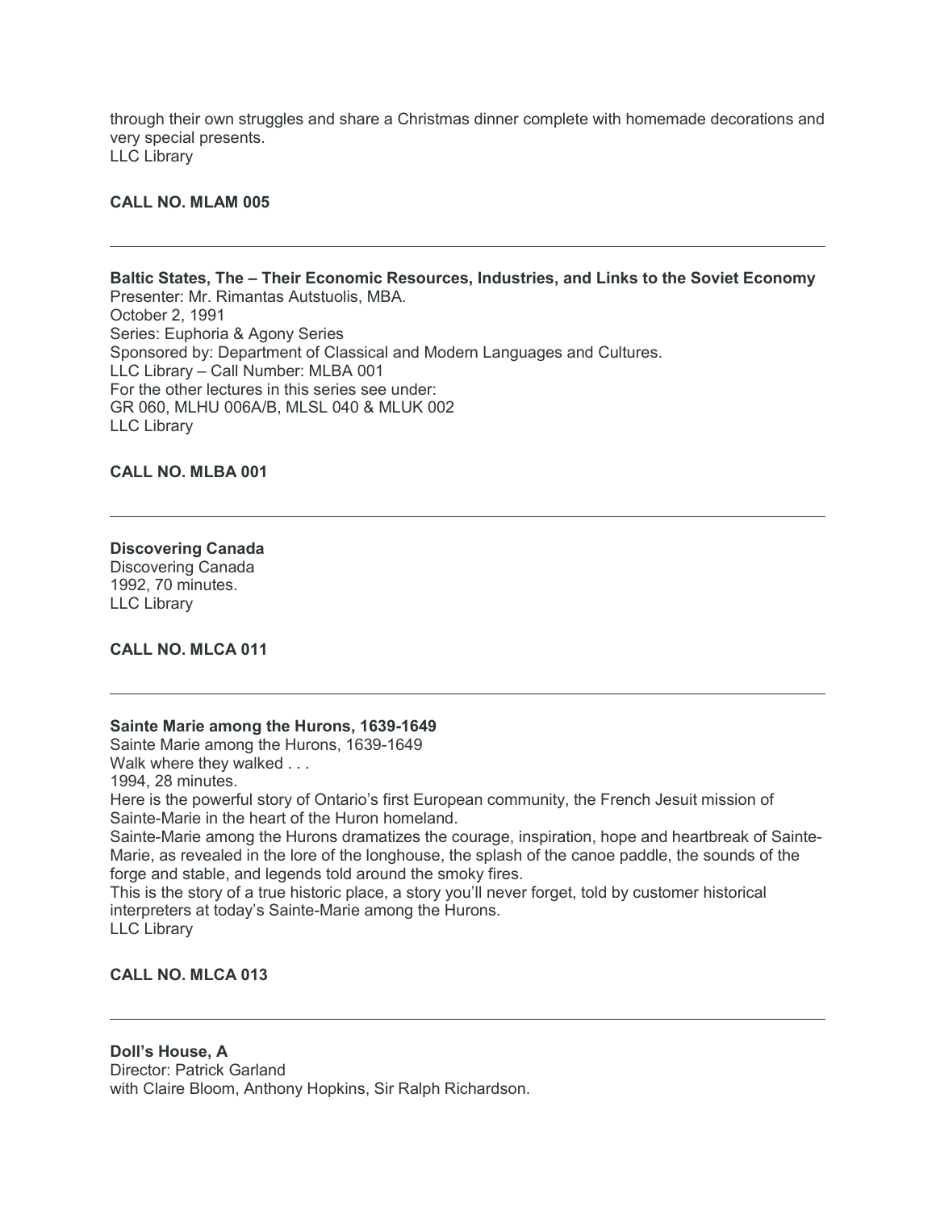through their own struggles and share a Christmas dinner complete with homemade decorations and very special presents.
LLC Library

**CALL NO. MLAM 005**

---

**Baltic States, The – Their Economic Resources, Industries, and Links to the Soviet Economy**
Presenter: Mr. Rimantas Autstuolis, MBA.
October 2, 1991
Series: Euphoria & Agony Series
Sponsored by: Department of Classical and Modern Languages and Cultures.
LLC Library – Call Number: MLBA 001
For the other lectures in this series see under:
GR 060, MLHU 006A/B, MLSL 040 & MLUK 002
LLC Library

**CALL NO. MLBA 001**

---

**Discovering Canada**
Discovering Canada
1992, 70 minutes.
LLC Library

**CALL NO. MLCA 011**

---

**Sainte Marie among the Hurons, 1639-1649**
Sainte Marie among the Hurons, 1639-1649
Walk where they walked . . .
1994, 28 minutes.
Here is the powerful story of Ontario's first European community, the French Jesuit mission of Sainte-Marie in the heart of the Huron homeland.
Sainte-Marie among the Hurons dramatizes the courage, inspiration, hope and heartbreak of Sainte-Marie, as revealed in the lore of the longhouse, the splash of the canoe paddle, the sounds of the forge and stable, and legends told around the smoky fires.
This is the story of a true historic place, a story you'll never forget, told by customer historical interpreters at today's Sainte-Marie among the Hurons.
LLC Library

**CALL NO. MLCA 013**

---

**Doll's House, A**
Director: Patrick Garland
with Claire Bloom, Anthony Hopkins, Sir Ralph Richardson.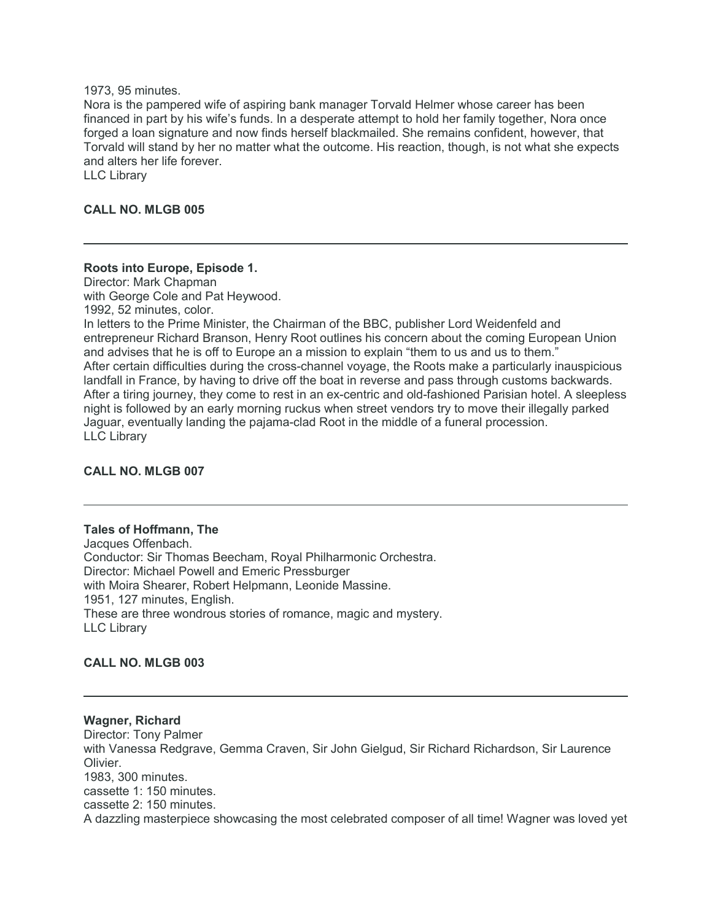1973, 95 minutes.
Nora is the pampered wife of aspiring bank manager Torvald Helmer whose career has been financed in part by his wife's funds. In a desperate attempt to hold her family together, Nora once forged a loan signature and now finds herself blackmailed. She remains confident, however, that Torvald will stand by her no matter what the outcome. His reaction, though, is not what she expects and alters her life forever.
LLC Library

**CALL NO. MLGB 005**

---

**Roots into Europe, Episode 1.**
Director: Mark Chapman
with George Cole and Pat Heywood.
1992, 52 minutes, color.
In letters to the Prime Minister, the Chairman of the BBC, publisher Lord Weidenfeld and entrepreneur Richard Branson, Henry Root outlines his concern about the coming European Union and advises that he is off to Europe an a mission to explain "them to us and us to them."
After certain difficulties during the cross-channel voyage, the Roots make a particularly inauspicious landfall in France, by having to drive off the boat in reverse and pass through customs backwards. After a tiring journey, they come to rest in an ex-centric and old-fashioned Parisian hotel. A sleepless night is followed by an early morning ruckus when street vendors try to move their illegally parked Jaguar, eventually landing the pajama-clad Root in the middle of a funeral procession.
LLC Library

**CALL NO. MLGB 007**

---

**Tales of Hoffmann, The**
Jacques Offenbach.
Conductor: Sir Thomas Beecham, Royal Philharmonic Orchestra.
Director: Michael Powell and Emeric Pressburger
with Moira Shearer, Robert Helpmann, Leonide Massine.
1951, 127 minutes, English.
These are three wondrous stories of romance, magic and mystery.
LLC Library

**CALL NO. MLGB 003**

---

**Wagner, Richard**
Director: Tony Palmer
with Vanessa Redgrave, Gemma Craven, Sir John Gielgud, Sir Richard Richardson, Sir Laurence Olivier.
1983, 300 minutes.
cassette 1: 150 minutes.
cassette 2: 150 minutes.
A dazzling masterpiece showcasing the most celebrated composer of all time! Wagner was loved yet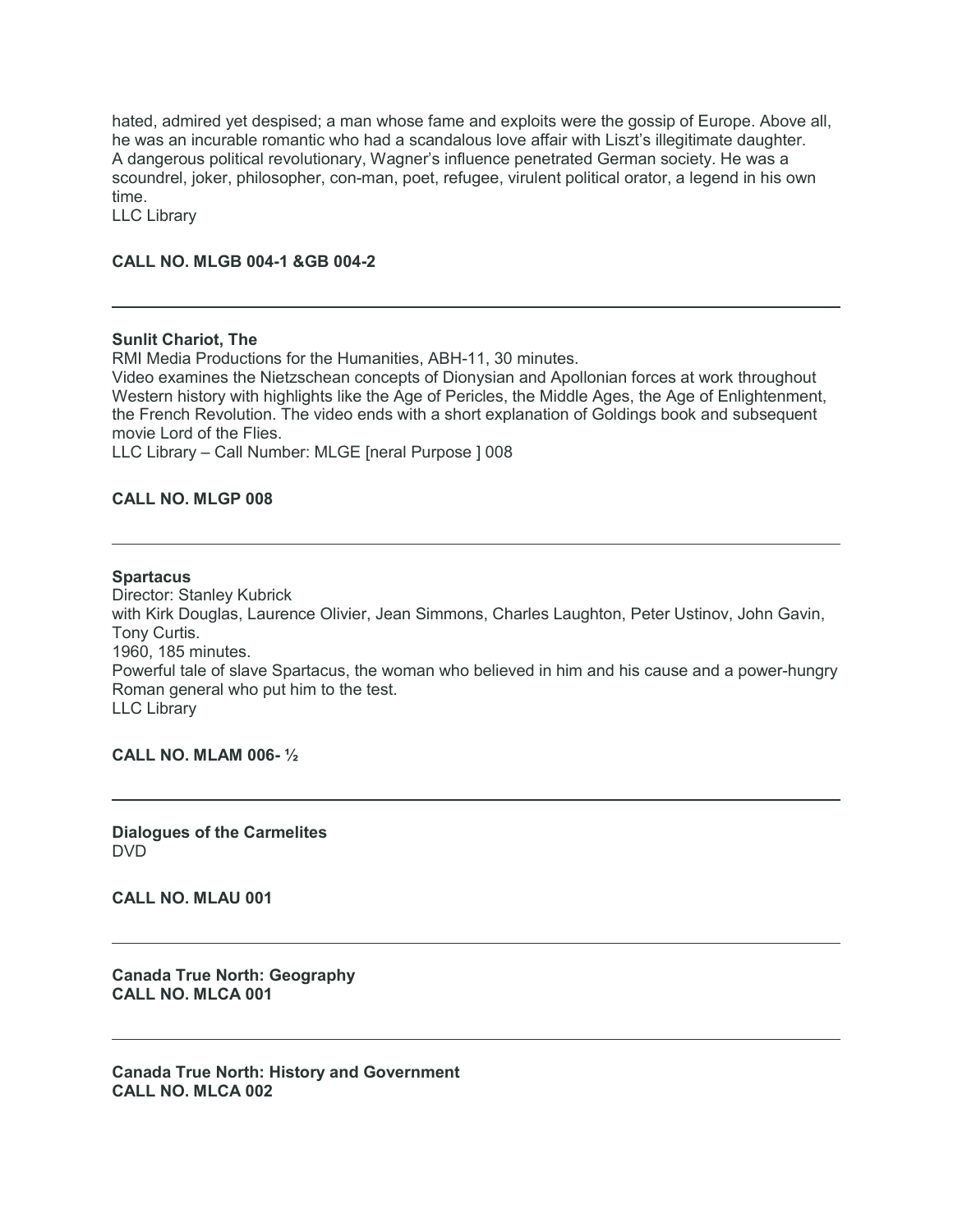hated, admired yet despised; a man whose fame and exploits were the gossip of Europe. Above all, he was an incurable romantic who had a scandalous love affair with Liszt's illegitimate daughter. A dangerous political revolutionary, Wagner's influence penetrated German society. He was a scoundrel, joker, philosopher, con-man, poet, refugee, virulent political orator, a legend in his own time.
LLC Library

**CALL NO. MLGB 004-1 &GB 004-2**

---

**Sunlit Chariot, The**
RMI Media Productions for the Humanities, ABH-11, 30 minutes.
Video examines the Nietzschean concepts of Dionysian and Apollonian forces at work throughout Western history with highlights like the Age of Pericles, the Middle Ages, the Age of Enlightenment, the French Revolution. The video ends with a short explanation of Goldings book and subsequent movie Lord of the Flies.
LLC Library – Call Number: MLGE [neral Purpose ] 008

**CALL NO. MLGP 008**

---

**Spartacus**
Director: Stanley Kubrick
with Kirk Douglas, Laurence Olivier, Jean Simmons, Charles Laughton, Peter Ustinov, John Gavin, Tony Curtis.
1960, 185 minutes.
Powerful tale of slave Spartacus, the woman who believed in him and his cause and a power-hungry Roman general who put him to the test.
LLC Library

**CALL NO. MLAM 006- ½**

---

**Dialogues of the Carmelites**
DVD

**CALL NO. MLAU 001**

---

**Canada True North: Geography**
**CALL NO. MLCA 001**

---

**Canada True North: History and Government**
**CALL NO. MLCA 002**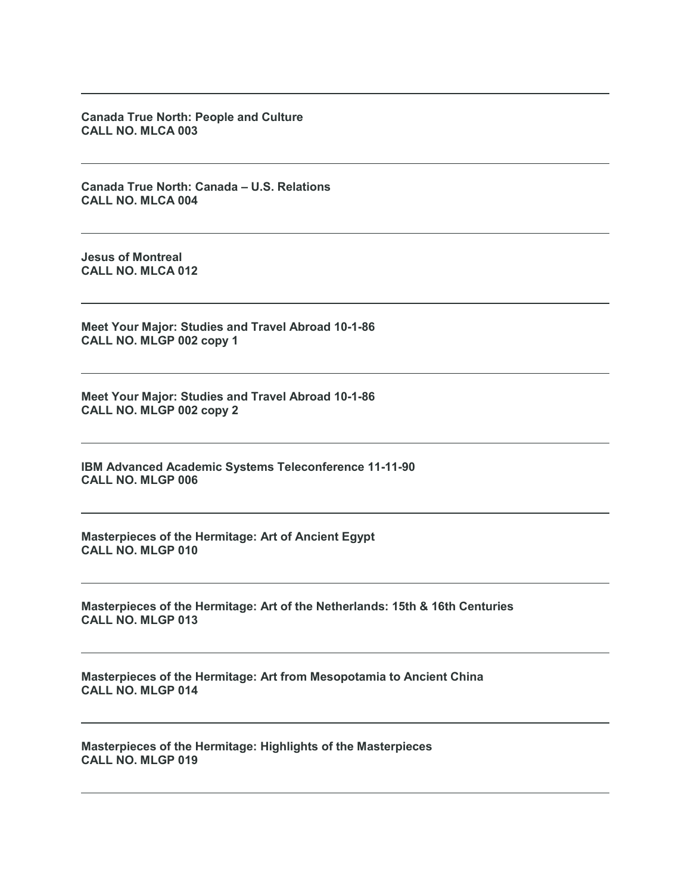---

**Canada True North: People and Culture**
**CALL NO. MLCA 003**

---

**Canada True North: Canada – U.S. Relations**
**CALL NO. MLCA 004**

---

**Jesus of Montreal**
**CALL NO. MLCA 012**

---

**Meet Your Major: Studies and Travel Abroad 10-1-86**
**CALL NO. MLGP 002 copy 1**

---

**Meet Your Major: Studies and Travel Abroad 10-1-86**
**CALL NO. MLGP 002 copy 2**

---

**IBM Advanced Academic Systems Teleconference 11-11-90**
**CALL NO. MLGP 006**

---

**Masterpieces of the Hermitage: Art of Ancient Egypt**
**CALL NO. MLGP 010**

---

**Masterpieces of the Hermitage: Art of the Netherlands: 15th & 16th Centuries**
**CALL NO. MLGP 013**

---

**Masterpieces of the Hermitage: Art from Mesopotamia to Ancient China**
**CALL NO. MLGP 014**

---

**Masterpieces of the Hermitage: Highlights of the Masterpieces**
**CALL NO. MLGP 019**

---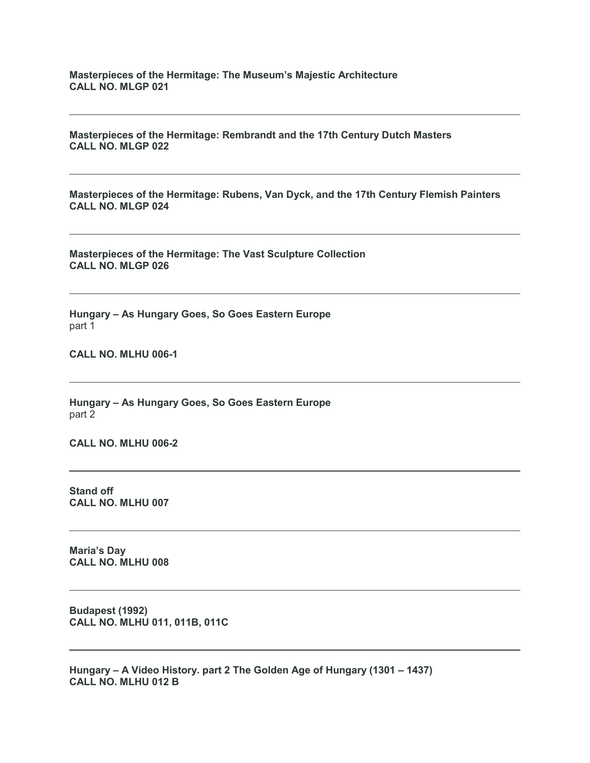**Masterpieces of the Hermitage: The Museum's Majestic Architecture**
**CALL NO. MLGP 021**

---

**Masterpieces of the Hermitage: Rembrandt and the 17th Century Dutch Masters**
**CALL NO. MLGP 022**

---

**Masterpieces of the Hermitage: Rubens, Van Dyck, and the 17th Century Flemish Painters**
**CALL NO. MLGP 024**

---

**Masterpieces of the Hermitage: The Vast Sculpture Collection**
**CALL NO. MLGP 026**

---

**Hungary – As Hungary Goes, So Goes Eastern Europe**
part 1

**CALL NO. MLHU 006-1**

---

**Hungary – As Hungary Goes, So Goes Eastern Europe**
part 2

**CALL NO. MLHU 006-2**

---

**Stand off**
**CALL NO. MLHU 007**

---

**Maria's Day**
**CALL NO. MLHU 008**

---

**Budapest (1992)**
**CALL NO. MLHU 011, 011B, 011C**

---

**Hungary – A Video History. part 2 The Golden Age of Hungary (1301 – 1437)**
**CALL NO. MLHU 012 B**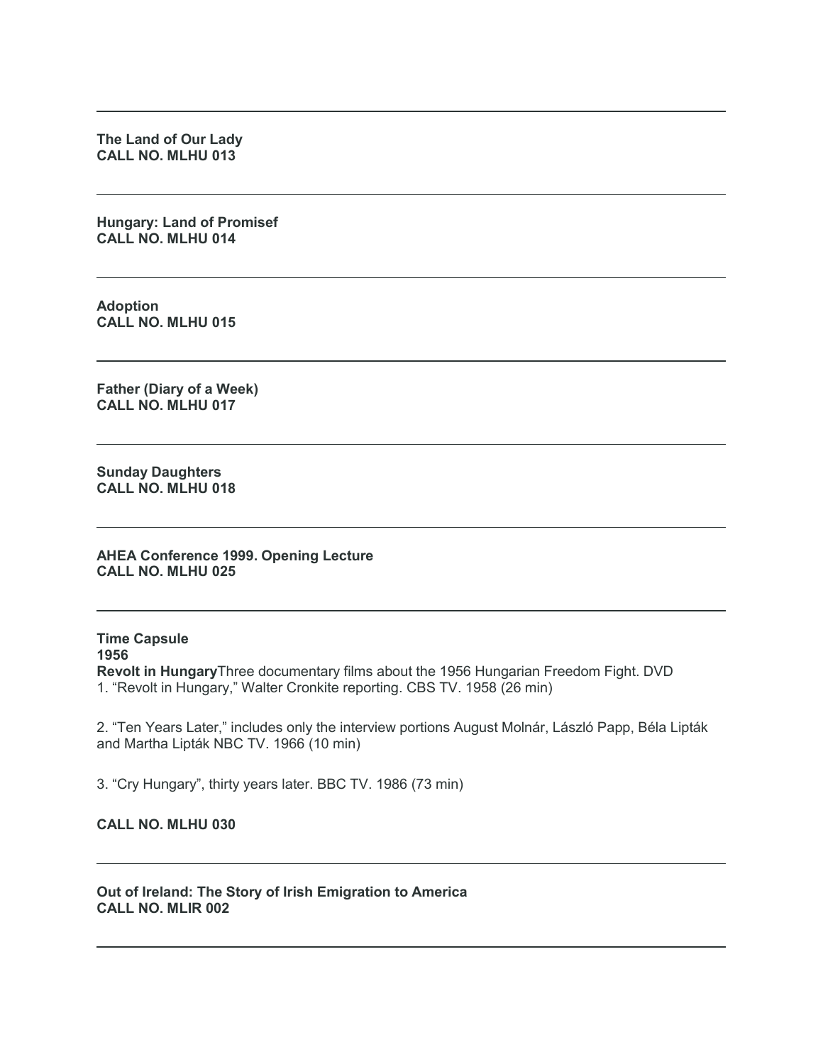---

**The Land of Our Lady**
**CALL NO. MLHU 013**

---

**Hungary: Land of Promisef**
**CALL NO. MLHU 014**

---

**Adoption**
**CALL NO. MLHU 015**

---

**Father (Diary of a Week)**
**CALL NO. MLHU 017**

---

**Sunday Daughters**
**CALL NO. MLHU 018**

---

**AHEA Conference 1999. Opening Lecture**
**CALL NO. MLHU 025**

---

**Time Capsule**
**1956**
**Revolt in Hungary**Three documentary films about the 1956 Hungarian Freedom Fight. DVD
1. "Revolt in Hungary," Walter Cronkite reporting. CBS TV. 1958 (26 min)

2. "Ten Years Later," includes only the interview portions August Molnár, László Papp, Béla Lipták and Martha Lipták NBC TV. 1966 (10 min)

3. "Cry Hungary", thirty years later. BBC TV. 1986 (73 min)

**CALL NO. MLHU 030**

---

**Out of Ireland: The Story of Irish Emigration to America**
**CALL NO. MLIR 002**

---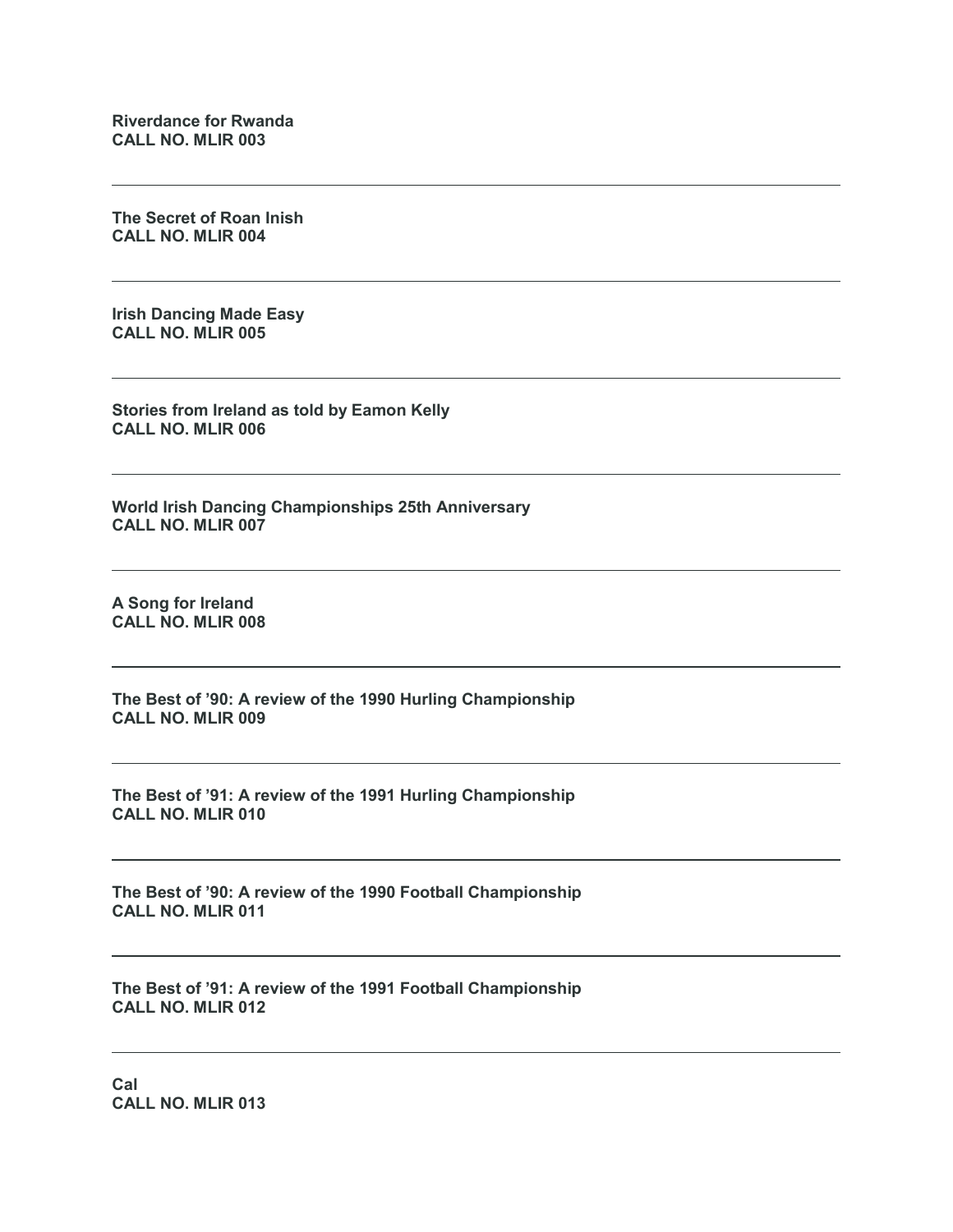**Riverdance for Rwanda**
**CALL NO. MLIR 003**

---

**The Secret of Roan Inish**
**CALL NO. MLIR 004**

---

**Irish Dancing Made Easy**
**CALL NO. MLIR 005**

---

**Stories from Ireland as told by Eamon Kelly**
**CALL NO. MLIR 006**

---

**World Irish Dancing Championships 25th Anniversary**
**CALL NO. MLIR 007**

---

**A Song for Ireland**
**CALL NO. MLIR 008**

---

**The Best of '90: A review of the 1990 Hurling Championship**
**CALL NO. MLIR 009**

---

**The Best of '91: A review of the 1991 Hurling Championship**
**CALL NO. MLIR 010**

---

**The Best of '90: A review of the 1990 Football Championship**
**CALL NO. MLIR 011**

---

**The Best of '91: A review of the 1991 Football Championship**
**CALL NO. MLIR 012**

---

**Cal**
**CALL NO. MLIR 013**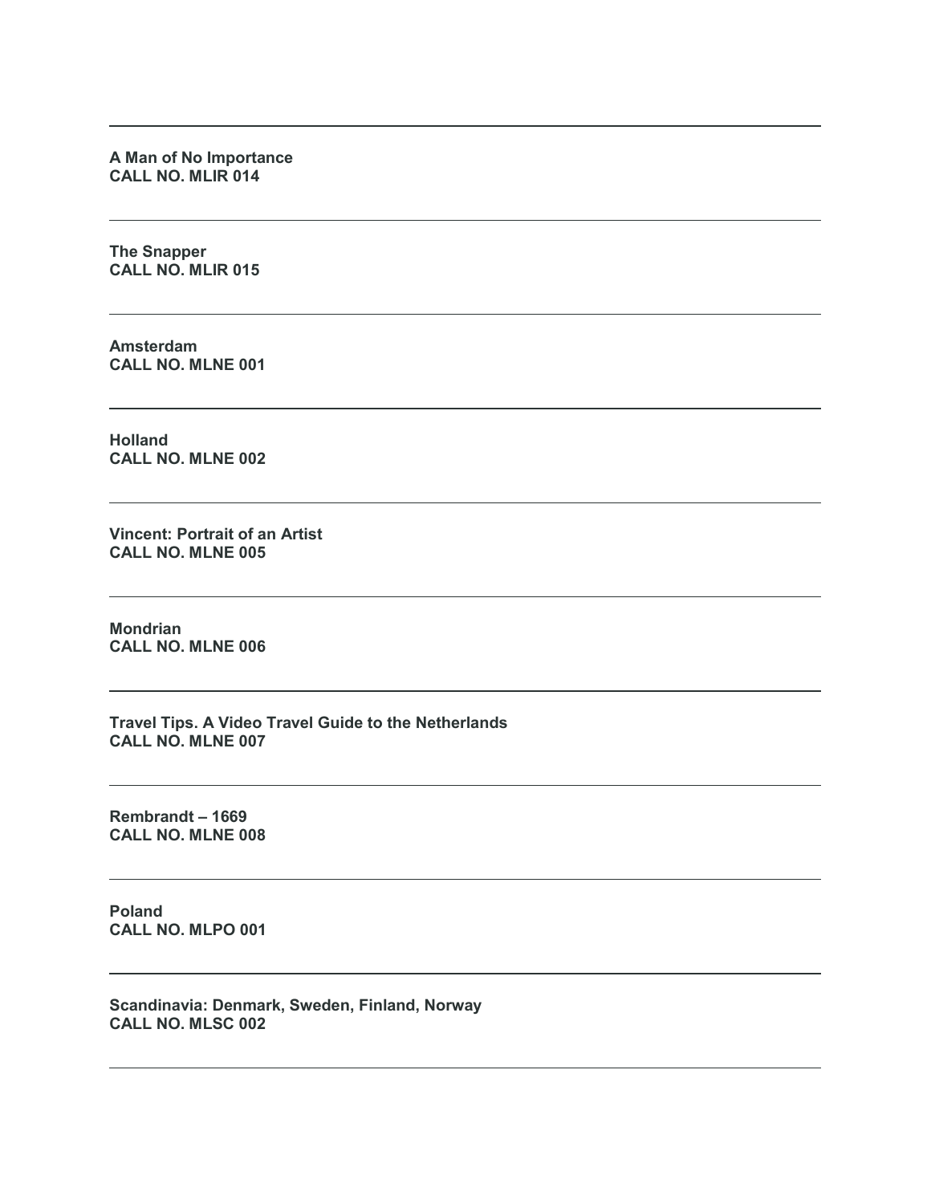---

**A Man of No Importance**
**CALL NO. MLIR 014**

---

**The Snapper**
**CALL NO. MLIR 015**

---

**Amsterdam**
**CALL NO. MLNE 001**

---

**Holland**
**CALL NO. MLNE 002**

---

**Vincent: Portrait of an Artist**
**CALL NO. MLNE 005**

---

**Mondrian**
**CALL NO. MLNE 006**

---

**Travel Tips. A Video Travel Guide to the Netherlands**
**CALL NO. MLNE 007**

---

**Rembrandt – 1669**
**CALL NO. MLNE 008**

---

**Poland**
**CALL NO. MLPO 001**

---

**Scandinavia: Denmark, Sweden, Finland, Norway**
**CALL NO. MLSC 002**

---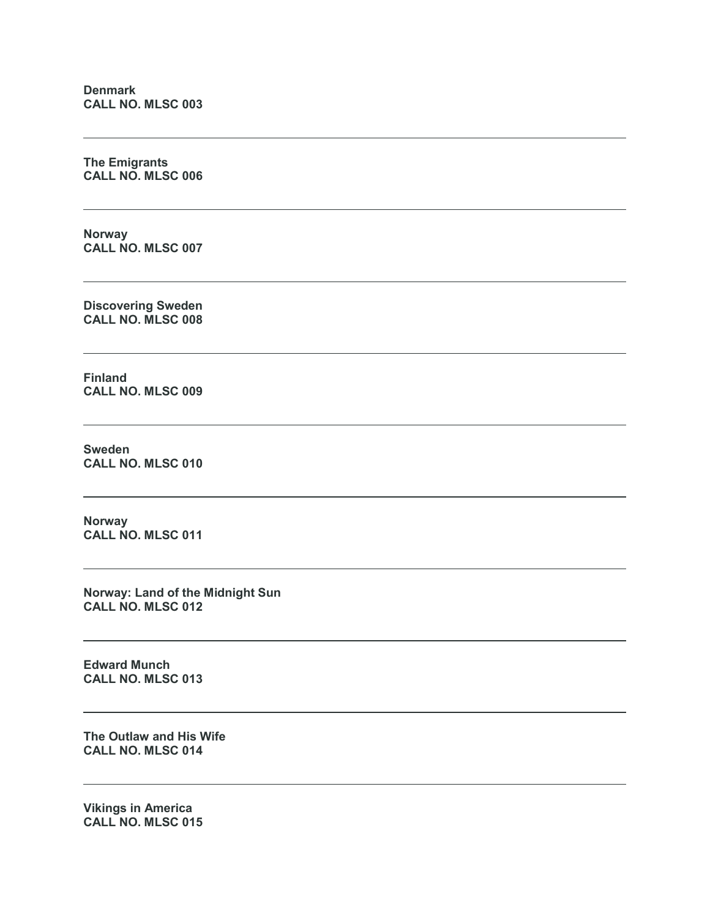**Denmark**
**CALL NO. MLSC 003**

---

**The Emigrants**
**CALL NO. MLSC 006**

---

**Norway**
**CALL NO. MLSC 007**

---

**Discovering Sweden**
**CALL NO. MLSC 008**

---

**Finland**
**CALL NO. MLSC 009**

---

**Sweden**
**CALL NO. MLSC 010**

---

**Norway**
**CALL NO. MLSC 011**

---

**Norway: Land of the Midnight Sun**
**CALL NO. MLSC 012**

---

**Edward Munch**
**CALL NO. MLSC 013**

---

**The Outlaw and His Wife**
**CALL NO. MLSC 014**

---

**Vikings in America**
**CALL NO. MLSC 015**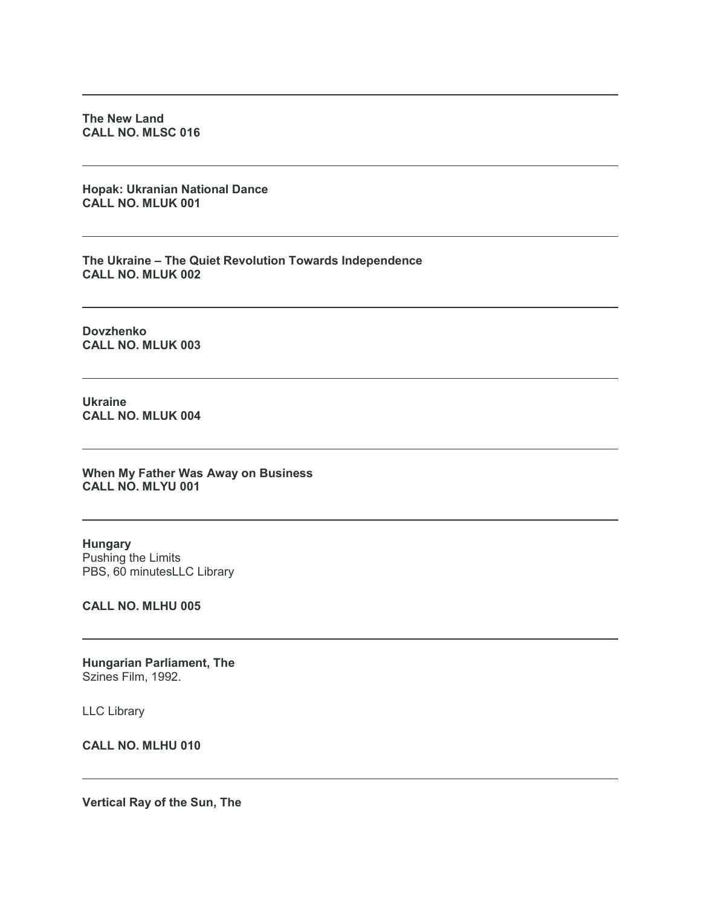---

**The New Land**
**CALL NO. MLSC 016**

---

**Hopak: Ukranian National Dance**
**CALL NO. MLUK 001**

---

**The Ukraine – The Quiet Revolution Towards Independence**
**CALL NO. MLUK 002**

---

**Dovzhenko**
**CALL NO. MLUK 003**

---

**Ukraine**
**CALL NO. MLUK 004**

---

**When My Father Was Away on Business**
**CALL NO. MLYU 001**

---

**Hungary**
Pushing the Limits
PBS, 60 minutesLLC Library

**CALL NO. MLHU 005**

---

**Hungarian Parliament, The**
Szines Film, 1992.

LLC Library

**CALL NO. MLHU 010**

---

**Vertical Ray of the Sun, The**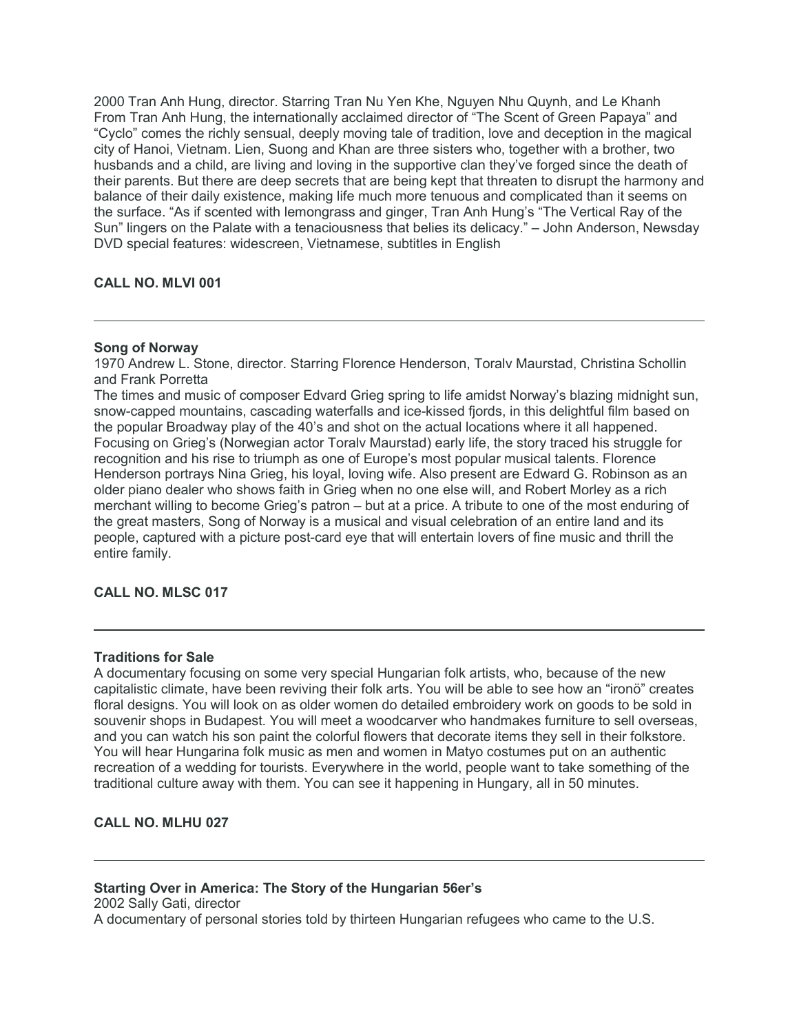2000 Tran Anh Hung, director. Starring Tran Nu Yen Khe, Nguyen Nhu Quynh, and Le Khanh
From Tran Anh Hung, the internationally acclaimed director of "The Scent of Green Papaya" and "Cyclo" comes the richly sensual, deeply moving tale of tradition, love and deception in the magical city of Hanoi, Vietnam. Lien, Suong and Khan are three sisters who, together with a brother, two husbands and a child, are living and loving in the supportive clan they've forged since the death of their parents. But there are deep secrets that are being kept that threaten to disrupt the harmony and balance of their daily existence, making life much more tenuous and complicated than it seems on the surface. "As if scented with lemongrass and ginger, Tran Anh Hung's "The Vertical Ray of the Sun" lingers on the Palate with a tenaciousness that belies its delicacy." – John Anderson, Newsday
DVD special features: widescreen, Vietnamese, subtitles in English

**CALL NO. MLVI 001**

---

**Song of Norway**
1970 Andrew L. Stone, director. Starring Florence Henderson, Toralv Maurstad, Christina Schollin and Frank Porretta
The times and music of composer Edvard Grieg spring to life amidst Norway's blazing midnight sun, snow-capped mountains, cascading waterfalls and ice-kissed fjords, in this delightful film based on the popular Broadway play of the 40's and shot on the actual locations where it all happened. Focusing on Grieg's (Norwegian actor Toralv Maurstad) early life, the story traced his struggle for recognition and his rise to triumph as one of Europe's most popular musical talents. Florence Henderson portrays Nina Grieg, his loyal, loving wife. Also present are Edward G. Robinson as an older piano dealer who shows faith in Grieg when no one else will, and Robert Morley as a rich merchant willing to become Grieg's patron – but at a price. A tribute to one of the most enduring of the great masters, Song of Norway is a musical and visual celebration of an entire land and its people, captured with a picture post-card eye that will entertain lovers of fine music and thrill the entire family.

**CALL NO. MLSC 017**

---

**Traditions for Sale**
A documentary focusing on some very special Hungarian folk artists, who, because of the new capitalistic climate, have been reviving their folk arts. You will be able to see how an "ironö" creates floral designs. You will look on as older women do detailed embroidery work on goods to be sold in souvenir shops in Budapest. You will meet a woodcarver who handmakes furniture to sell overseas, and you can watch his son paint the colorful flowers that decorate items they sell in their folkstore. You will hear Hungarina folk music as men and women in Matyo costumes put on an authentic recreation of a wedding for tourists. Everywhere in the world, people want to take something of the traditional culture away with them. You can see it happening in Hungary, all in 50 minutes.

**CALL NO. MLHU 027**

---

**Starting Over in America: The Story of the Hungarian 56er's**
2002 Sally Gati, director
A documentary of personal stories told by thirteen Hungarian refugees who came to the U.S.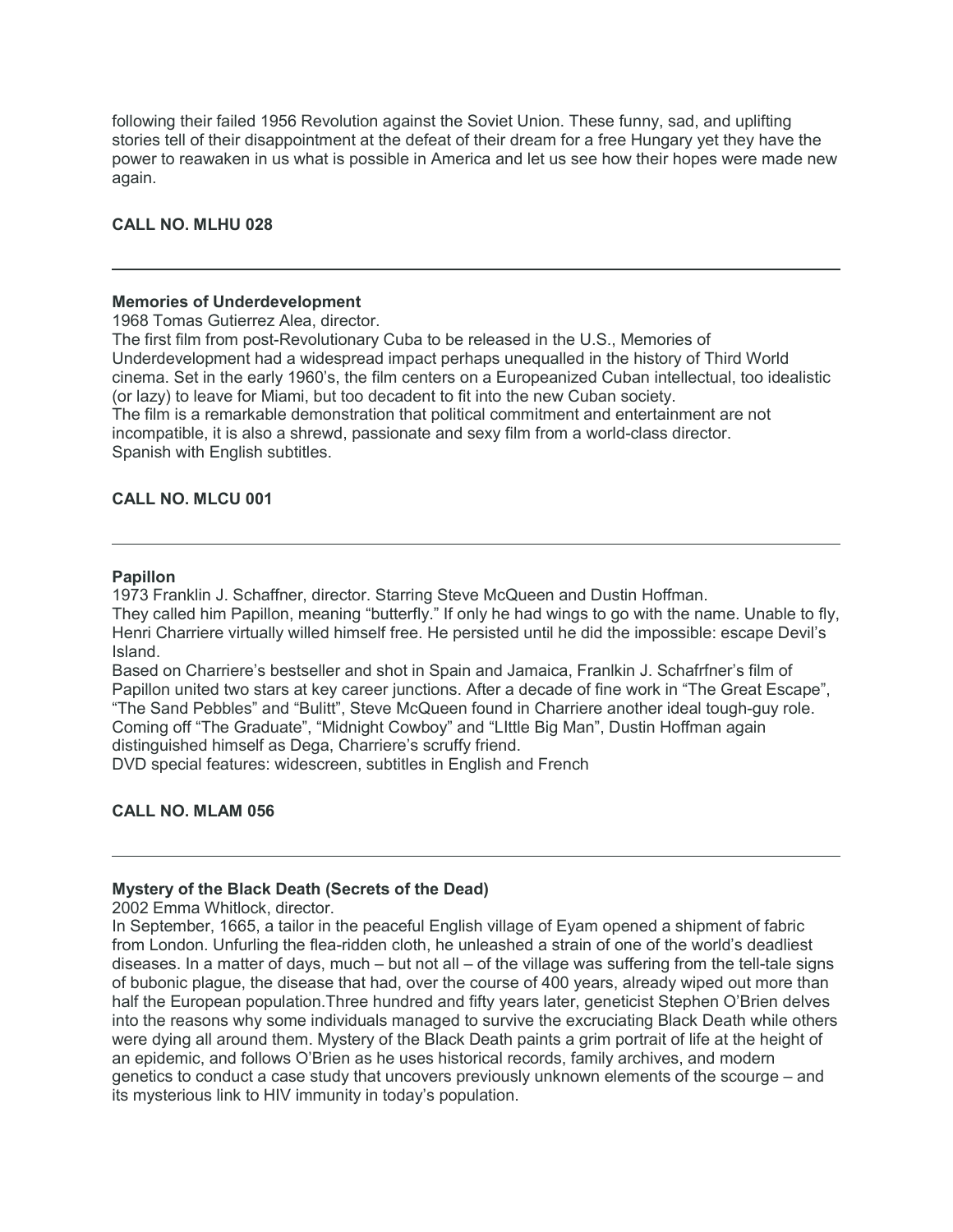following their failed 1956 Revolution against the Soviet Union. These funny, sad, and uplifting stories tell of their disappointment at the defeat of their dream for a free Hungary yet they have the power to reawaken in us what is possible in America and let us see how their hopes were made new again.

**CALL NO. MLHU 028**

---

**Memories of Underdevelopment**
1968 Tomas Gutierrez Alea, director.
The first film from post-Revolutionary Cuba to be released in the U.S., Memories of Underdevelopment had a widespread impact perhaps unequalled in the history of Third World cinema. Set in the early 1960's, the film centers on a Europeanized Cuban intellectual, too idealistic (or lazy) to leave for Miami, but too decadent to fit into the new Cuban society.
The film is a remarkable demonstration that political commitment and entertainment are not incompatible, it is also a shrewd, passionate and sexy film from a world-class director.
Spanish with English subtitles.

**CALL NO. MLCU 001**

---

**Papillon**
1973 Franklin J. Schaffner, director. Starring Steve McQueen and Dustin Hoffman.
They called him Papillon, meaning "butterfly." If only he had wings to go with the name. Unable to fly, Henri Charriere virtually willed himself free. He persisted until he did the impossible: escape Devil's Island.
Based on Charriere's bestseller and shot in Spain and Jamaica, Franlkin J. Schafrfner's film of Papillon united two stars at key career junctions. After a decade of fine work in "The Great Escape", "The Sand Pebbles" and "Bulitt", Steve McQueen found in Charriere another ideal tough-guy role. Coming off "The Graduate", "Midnight Cowboy" and "LIttle Big Man", Dustin Hoffman again distinguished himself as Dega, Charriere's scruffy friend.
DVD special features: widescreen, subtitles in English and French

**CALL NO. MLAM 056**

---

**Mystery of the Black Death (Secrets of the Dead)**
2002 Emma Whitlock, director.
In September, 1665, a tailor in the peaceful English village of Eyam opened a shipment of fabric from London. Unfurling the flea-ridden cloth, he unleashed a strain of one of the world's deadliest diseases. In a matter of days, much – but not all – of the village was suffering from the tell-tale signs of bubonic plague, the disease that had, over the course of 400 years, already wiped out more than half the European population.Three hundred and fifty years later, geneticist Stephen O'Brien delves into the reasons why some individuals managed to survive the excruciating Black Death while others were dying all around them. Mystery of the Black Death paints a grim portrait of life at the height of an epidemic, and follows O'Brien as he uses historical records, family archives, and modern genetics to conduct a case study that uncovers previously unknown elements of the scourge – and its mysterious link to HIV immunity in today's population.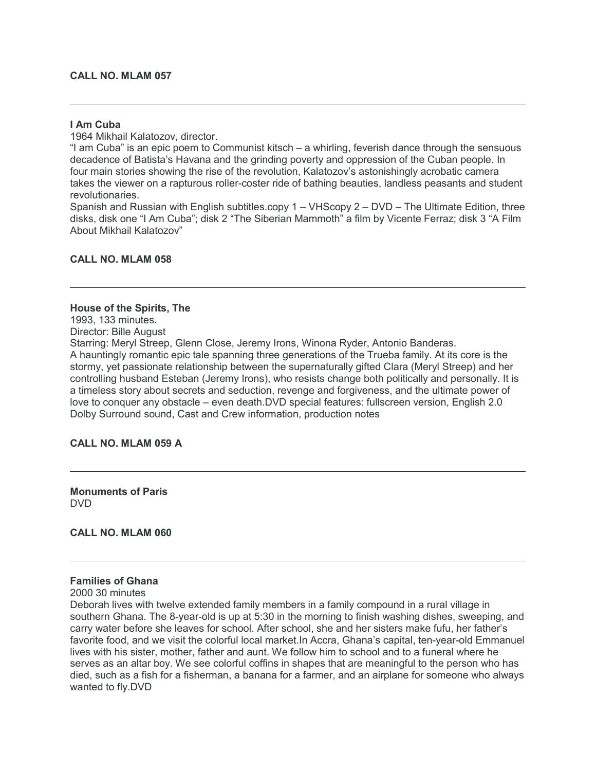**CALL NO. MLAM 057**

---

**I Am Cuba**

1964 Mikhail Kalatozov, director.

"I am Cuba" is an epic poem to Communist kitsch – a whirling, feverish dance through the sensuous decadence of Batista's Havana and the grinding poverty and oppression of the Cuban people. In four main stories showing the rise of the revolution, Kalatozov's astonishingly acrobatic camera takes the viewer on a rapturous roller-coster ride of bathing beauties, landless peasants and student revolutionaries.

Spanish and Russian with English subtitles.copy 1 – VHScopy 2 – DVD – The Ultimate Edition, three disks, disk one "I Am Cuba"; disk 2 "The Siberian Mammoth" a film by Vicente Ferraz; disk 3 "A Film About Mikhail Kalatozov"

**CALL NO. MLAM 058**

---

**House of the Spirits, The**

1993, 133 minutes.

Director: Bille August

Starring: Meryl Streep, Glenn Close, Jeremy Irons, Winona Ryder, Antonio Banderas.

A hauntingly romantic epic tale spanning three generations of the Trueba family. At its core is the stormy, yet passionate relationship between the supernaturally gifted Clara (Meryl Streep) and her controlling husband Esteban (Jeremy Irons), who resists change both politically and personally. It is a timeless story about secrets and seduction, revenge and forgiveness, and the ultimate power of love to conquer any obstacle – even death.DVD special features: fullscreen version, English 2.0 Dolby Surround sound, Cast and Crew information, production notes

**CALL NO. MLAM 059 A**

---

**Monuments of Paris**

DVD

**CALL NO. MLAM 060**

---

**Families of Ghana**

2000 30 minutes

Deborah lives with twelve extended family members in a family compound in a rural village in southern Ghana. The 8-year-old is up at 5:30 in the morning to finish washing dishes, sweeping, and carry water before she leaves for school. After school, she and her sisters make fufu, her father's favorite food, and we visit the colorful local market.In Accra, Ghana's capital, ten-year-old Emmanuel lives with his sister, mother, father and aunt. We follow him to school and to a funeral where he serves as an altar boy. We see colorful coffins in shapes that are meaningful to the person who has died, such as a fish for a fisherman, a banana for a farmer, and an airplane for someone who always wanted to fly.DVD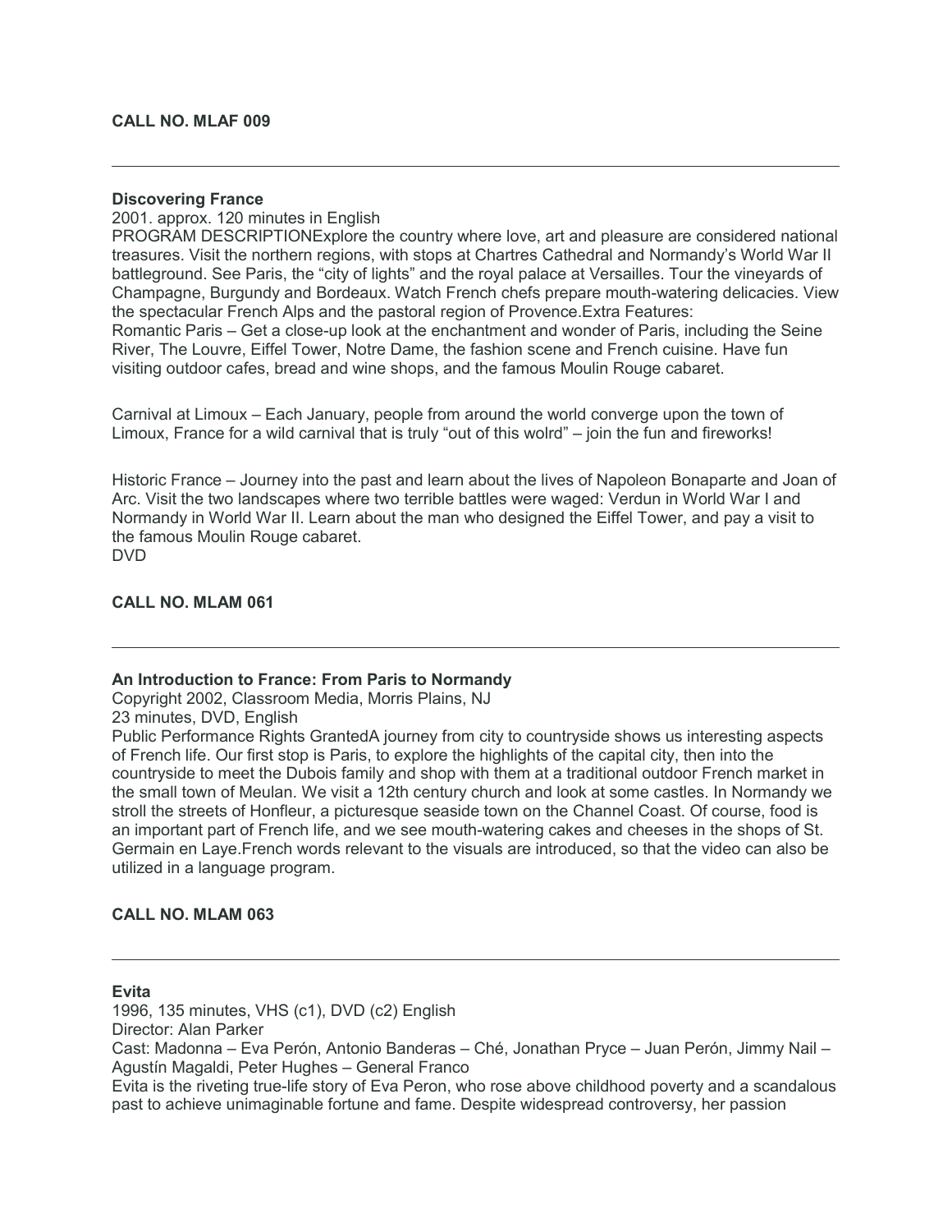**CALL NO. MLAF 009**

---

**Discovering France**

2001. approx. 120 minutes in English

PROGRAM DESCRIPTIONExplore the country where love, art and pleasure are considered national treasures. Visit the northern regions, with stops at Chartres Cathedral and Normandy's World War II battleground. See Paris, the "city of lights" and the royal palace at Versailles. Tour the vineyards of Champagne, Burgundy and Bordeaux. Watch French chefs prepare mouth-watering delicacies. View the spectacular French Alps and the pastoral region of Provence.Extra Features:

Romantic Paris – Get a close-up look at the enchantment and wonder of Paris, including the Seine River, The Louvre, Eiffel Tower, Notre Dame, the fashion scene and French cuisine. Have fun visiting outdoor cafes, bread and wine shops, and the famous Moulin Rouge cabaret.

Carnival at Limoux – Each January, people from around the world converge upon the town of Limoux, France for a wild carnival that is truly "out of this wolrd" – join the fun and fireworks!

Historic France – Journey into the past and learn about the lives of Napoleon Bonaparte and Joan of Arc. Visit the two landscapes where two terrible battles were waged: Verdun in World War I and Normandy in World War II. Learn about the man who designed the Eiffel Tower, and pay a visit to the famous Moulin Rouge cabaret.

DVD

**CALL NO. MLAM 061**

---

**An Introduction to France: From Paris to Normandy**

Copyright 2002, Classroom Media, Morris Plains, NJ

23 minutes, DVD, English

Public Performance Rights GrantedA journey from city to countryside shows us interesting aspects of French life. Our first stop is Paris, to explore the highlights of the capital city, then into the countryside to meet the Dubois family and shop with them at a traditional outdoor French market in the small town of Meulan. We visit a 12th century church and look at some castles. In Normandy we stroll the streets of Honfleur, a picturesque seaside town on the Channel Coast. Of course, food is an important part of French life, and we see mouth-watering cakes and cheeses in the shops of St. Germain en Laye.French words relevant to the visuals are introduced, so that the video can also be utilized in a language program.

**CALL NO. MLAM 063**

---

**Evita**

1996, 135 minutes, VHS (c1), DVD (c2) English

Director: Alan Parker

Cast: Madonna – Eva Perón, Antonio Banderas – Ché, Jonathan Pryce – Juan Perón, Jimmy Nail – Agustín Magaldi, Peter Hughes – General Franco

Evita is the riveting true-life story of Eva Peron, who rose above childhood poverty and a scandalous past to achieve unimaginable fortune and fame. Despite widespread controversy, her passion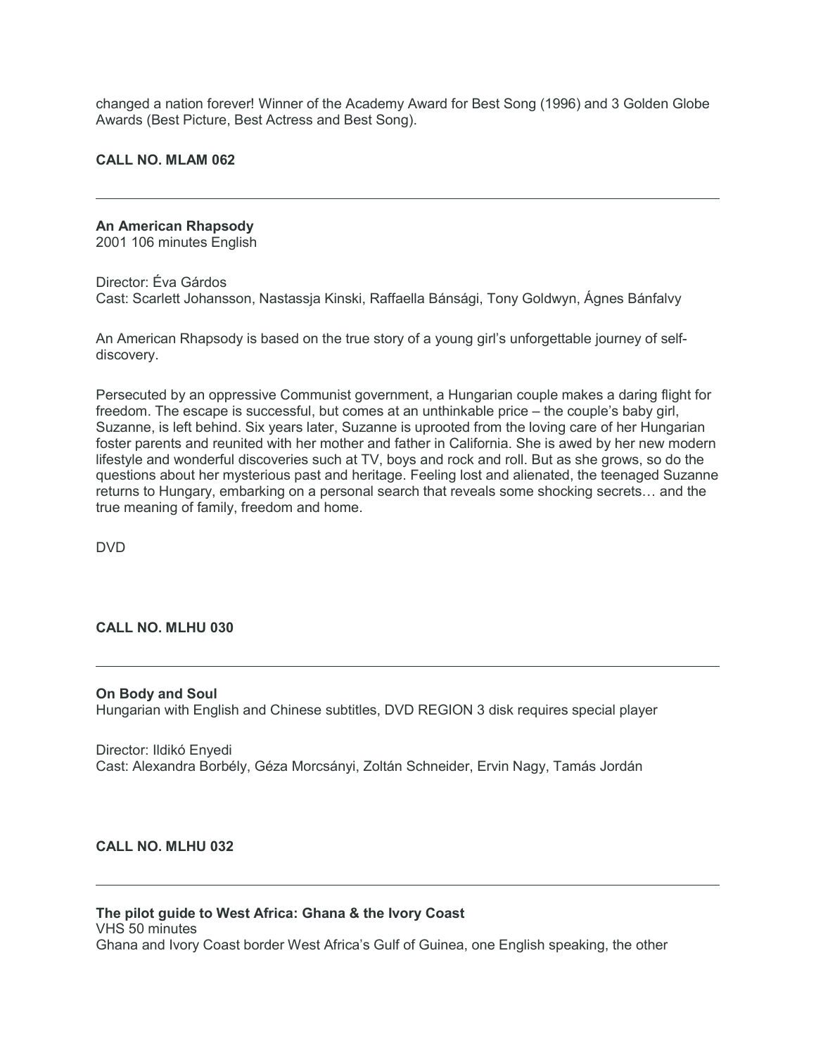changed a nation forever! Winner of the Academy Award for Best Song (1996) and 3 Golden Globe Awards (Best Picture, Best Actress and Best Song).

**CALL NO. MLAM 062**

---

**An American Rhapsody**
2001 106 minutes English

Director: Éva Gárdos
Cast: Scarlett Johansson, Nastassja Kinski, Raffaella Bánsági, Tony Goldwyn, Ágnes Bánfalvy

An American Rhapsody is based on the true story of a young girl's unforgettable journey of self-discovery.

Persecuted by an oppressive Communist government, a Hungarian couple makes a daring flight for freedom. The escape is successful, but comes at an unthinkable price – the couple's baby girl, Suzanne, is left behind. Six years later, Suzanne is uprooted from the loving care of her Hungarian foster parents and reunited with her mother and father in California. She is awed by her new modern lifestyle and wonderful discoveries such at TV, boys and rock and roll. But as she grows, so do the questions about her mysterious past and heritage. Feeling lost and alienated, the teenaged Suzanne returns to Hungary, embarking on a personal search that reveals some shocking secrets… and the true meaning of family, freedom and home.

DVD

**CALL NO. MLHU 030**

---

**On Body and Soul**
Hungarian with English and Chinese subtitles, DVD REGION 3 disk requires special player

Director: Ildikó Enyedi
Cast: Alexandra Borbély, Géza Morcsányi, Zoltán Schneider, Ervin Nagy, Tamás Jordán

**CALL NO. MLHU 032**

---

**The pilot guide to West Africa: Ghana & the Ivory Coast**
VHS 50 minutes
Ghana and Ivory Coast border West Africa's Gulf of Guinea, one English speaking, the other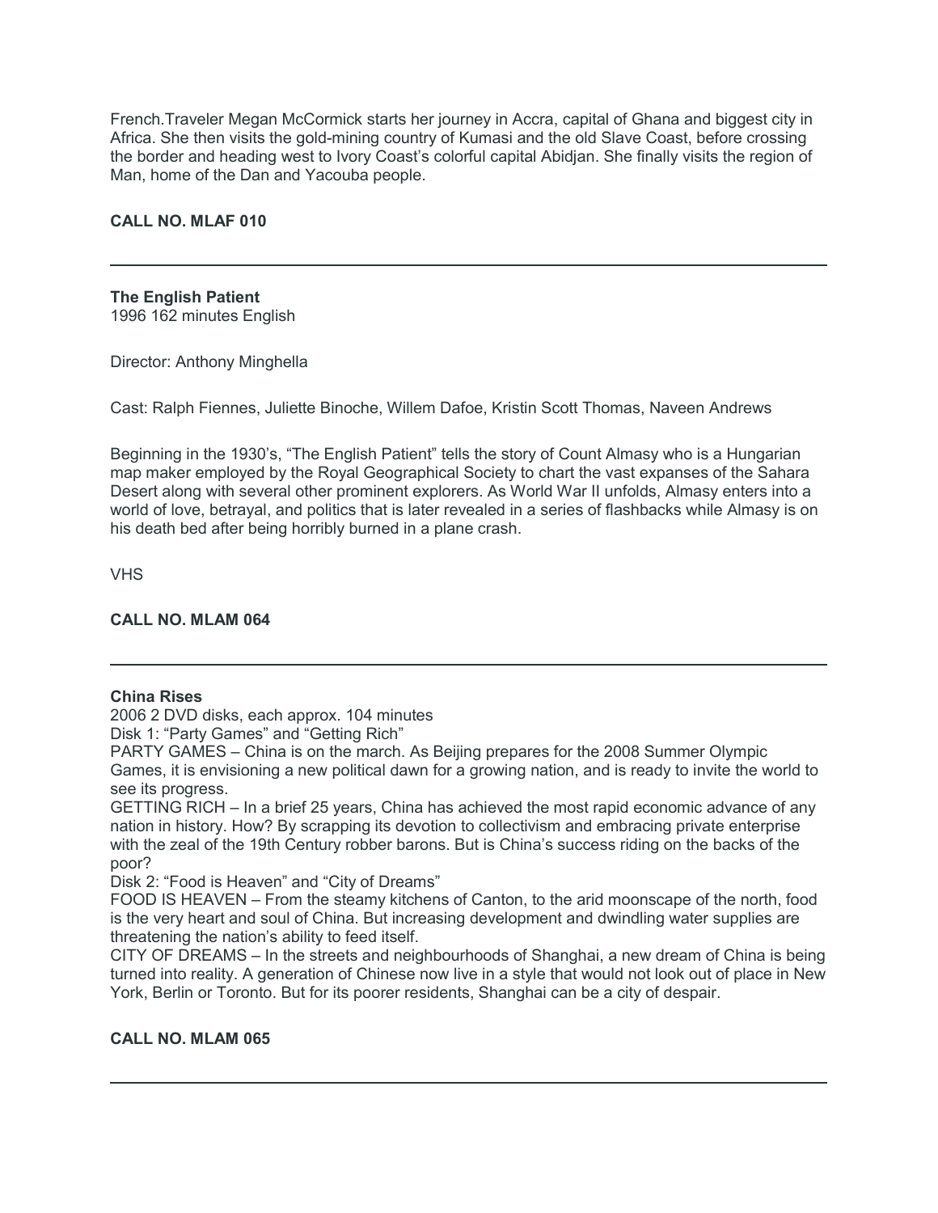French.Traveler Megan McCormick starts her journey in Accra, capital of Ghana and biggest city in Africa. She then visits the gold-mining country of Kumasi and the old Slave Coast, before crossing the border and heading west to Ivory Coast's colorful capital Abidjan. She finally visits the region of Man, home of the Dan and Yacouba people.

**CALL NO. MLAF 010**

---

**The English Patient**
1996 162 minutes English

Director: Anthony Minghella

Cast: Ralph Fiennes, Juliette Binoche, Willem Dafoe, Kristin Scott Thomas, Naveen Andrews

Beginning in the 1930's, "The English Patient" tells the story of Count Almasy who is a Hungarian map maker employed by the Royal Geographical Society to chart the vast expanses of the Sahara Desert along with several other prominent explorers. As World War II unfolds, Almasy enters into a world of love, betrayal, and politics that is later revealed in a series of flashbacks while Almasy is on his death bed after being horribly burned in a plane crash.

VHS

**CALL NO. MLAM 064**

---

**China Rises**
2006 2 DVD disks, each approx. 104 minutes
Disk 1: "Party Games" and "Getting Rich"
PARTY GAMES – China is on the march. As Beijing prepares for the 2008 Summer Olympic Games, it is envisioning a new political dawn for a growing nation, and is ready to invite the world to see its progress.
GETTING RICH – In a brief 25 years, China has achieved the most rapid economic advance of any nation in history. How? By scrapping its devotion to collectivism and embracing private enterprise with the zeal of the 19th Century robber barons. But is China's success riding on the backs of the poor?
Disk 2: "Food is Heaven" and "City of Dreams"
FOOD IS HEAVEN – From the steamy kitchens of Canton, to the arid moonscape of the north, food is the very heart and soul of China. But increasing development and dwindling water supplies are threatening the nation's ability to feed itself.
CITY OF DREAMS – In the streets and neighbourhoods of Shanghai, a new dream of China is being turned into reality. A generation of Chinese now live in a style that would not look out of place in New York, Berlin or Toronto. But for its poorer residents, Shanghai can be a city of despair.

**CALL NO. MLAM 065**

---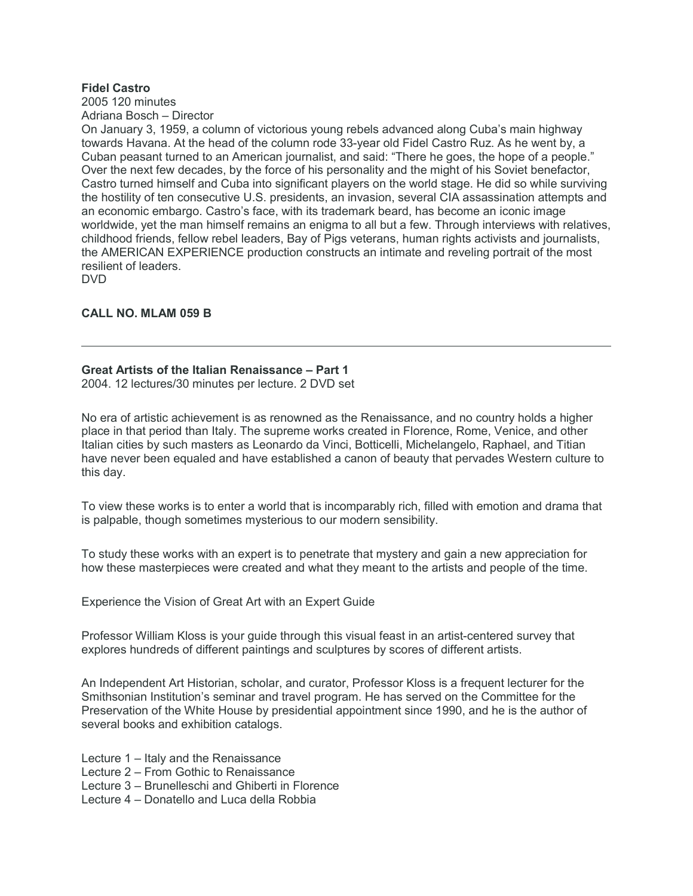**Fidel Castro**
2005 120 minutes
Adriana Bosch – Director
On January 3, 1959, a column of victorious young rebels advanced along Cuba's main highway towards Havana. At the head of the column rode 33-year old Fidel Castro Ruz. As he went by, a Cuban peasant turned to an American journalist, and said: "There he goes, the hope of a people." Over the next few decades, by the force of his personality and the might of his Soviet benefactor, Castro turned himself and Cuba into significant players on the world stage. He did so while surviving the hostility of ten consecutive U.S. presidents, an invasion, several CIA assassination attempts and an economic embargo. Castro's face, with its trademark beard, has become an iconic image worldwide, yet the man himself remains an enigma to all but a few. Through interviews with relatives, childhood friends, fellow rebel leaders, Bay of Pigs veterans, human rights activists and journalists, the AMERICAN EXPERIENCE production constructs an intimate and reveling portrait of the most resilient of leaders.
DVD

**CALL NO. MLAM 059 B**

---

**Great Artists of the Italian Renaissance – Part 1**
2004. 12 lectures/30 minutes per lecture. 2 DVD set

No era of artistic achievement is as renowned as the Renaissance, and no country holds a higher place in that period than Italy. The supreme works created in Florence, Rome, Venice, and other Italian cities by such masters as Leonardo da Vinci, Botticelli, Michelangelo, Raphael, and Titian have never been equaled and have established a canon of beauty that pervades Western culture to this day.

To view these works is to enter a world that is incomparably rich, filled with emotion and drama that is palpable, though sometimes mysterious to our modern sensibility.

To study these works with an expert is to penetrate that mystery and gain a new appreciation for how these masterpieces were created and what they meant to the artists and people of the time.

Experience the Vision of Great Art with an Expert Guide

Professor William Kloss is your guide through this visual feast in an artist-centered survey that explores hundreds of different paintings and sculptures by scores of different artists.

An Independent Art Historian, scholar, and curator, Professor Kloss is a frequent lecturer for the Smithsonian Institution's seminar and travel program. He has served on the Committee for the Preservation of the White House by presidential appointment since 1990, and he is the author of several books and exhibition catalogs.

Lecture 1 – Italy and the Renaissance
Lecture 2 – From Gothic to Renaissance
Lecture 3 – Brunelleschi and Ghiberti in Florence
Lecture 4 – Donatello and Luca della Robbia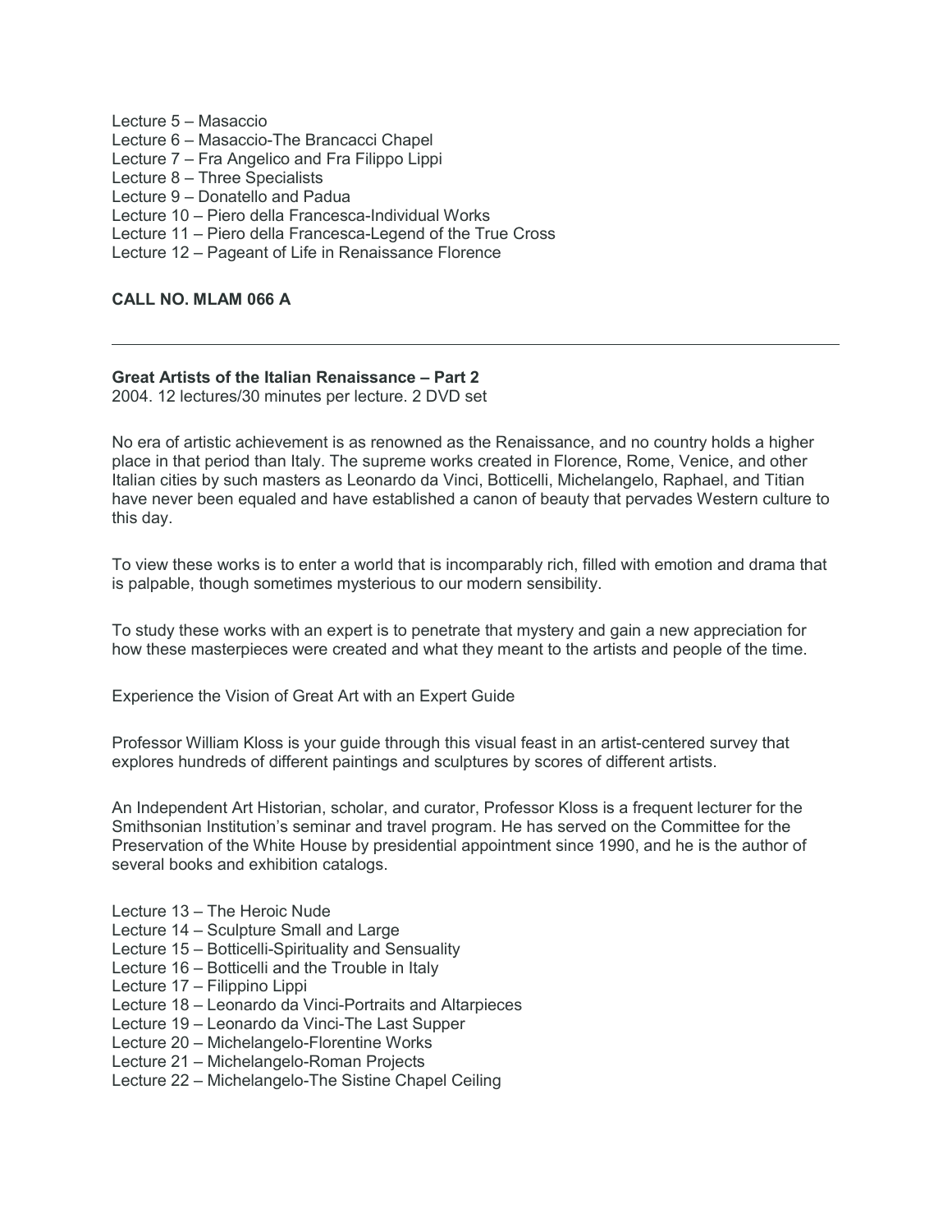Lecture 5 – Masaccio
Lecture 6 – Masaccio-The Brancacci Chapel
Lecture 7 – Fra Angelico and Fra Filippo Lippi
Lecture 8 – Three Specialists
Lecture 9 – Donatello and Padua
Lecture 10 – Piero della Francesca-Individual Works
Lecture 11 – Piero della Francesca-Legend of the True Cross
Lecture 12 – Pageant of Life in Renaissance Florence

**CALL NO. MLAM 066 A**

---

**Great Artists of the Italian Renaissance – Part 2**
2004. 12 lectures/30 minutes per lecture. 2 DVD set

No era of artistic achievement is as renowned as the Renaissance, and no country holds a higher place in that period than Italy. The supreme works created in Florence, Rome, Venice, and other Italian cities by such masters as Leonardo da Vinci, Botticelli, Michelangelo, Raphael, and Titian have never been equaled and have established a canon of beauty that pervades Western culture to this day.

To view these works is to enter a world that is incomparably rich, filled with emotion and drama that is palpable, though sometimes mysterious to our modern sensibility.

To study these works with an expert is to penetrate that mystery and gain a new appreciation for how these masterpieces were created and what they meant to the artists and people of the time.

Experience the Vision of Great Art with an Expert Guide

Professor William Kloss is your guide through this visual feast in an artist-centered survey that explores hundreds of different paintings and sculptures by scores of different artists.

An Independent Art Historian, scholar, and curator, Professor Kloss is a frequent lecturer for the Smithsonian Institution's seminar and travel program. He has served on the Committee for the Preservation of the White House by presidential appointment since 1990, and he is the author of several books and exhibition catalogs.

Lecture 13 – The Heroic Nude
Lecture 14 – Sculpture Small and Large
Lecture 15 – Botticelli-Spirituality and Sensuality
Lecture 16 – Botticelli and the Trouble in Italy
Lecture 17 – Filippino Lippi
Lecture 18 – Leonardo da Vinci-Portraits and Altarpieces
Lecture 19 – Leonardo da Vinci-The Last Supper
Lecture 20 – Michelangelo-Florentine Works
Lecture 21 – Michelangelo-Roman Projects
Lecture 22 – Michelangelo-The Sistine Chapel Ceiling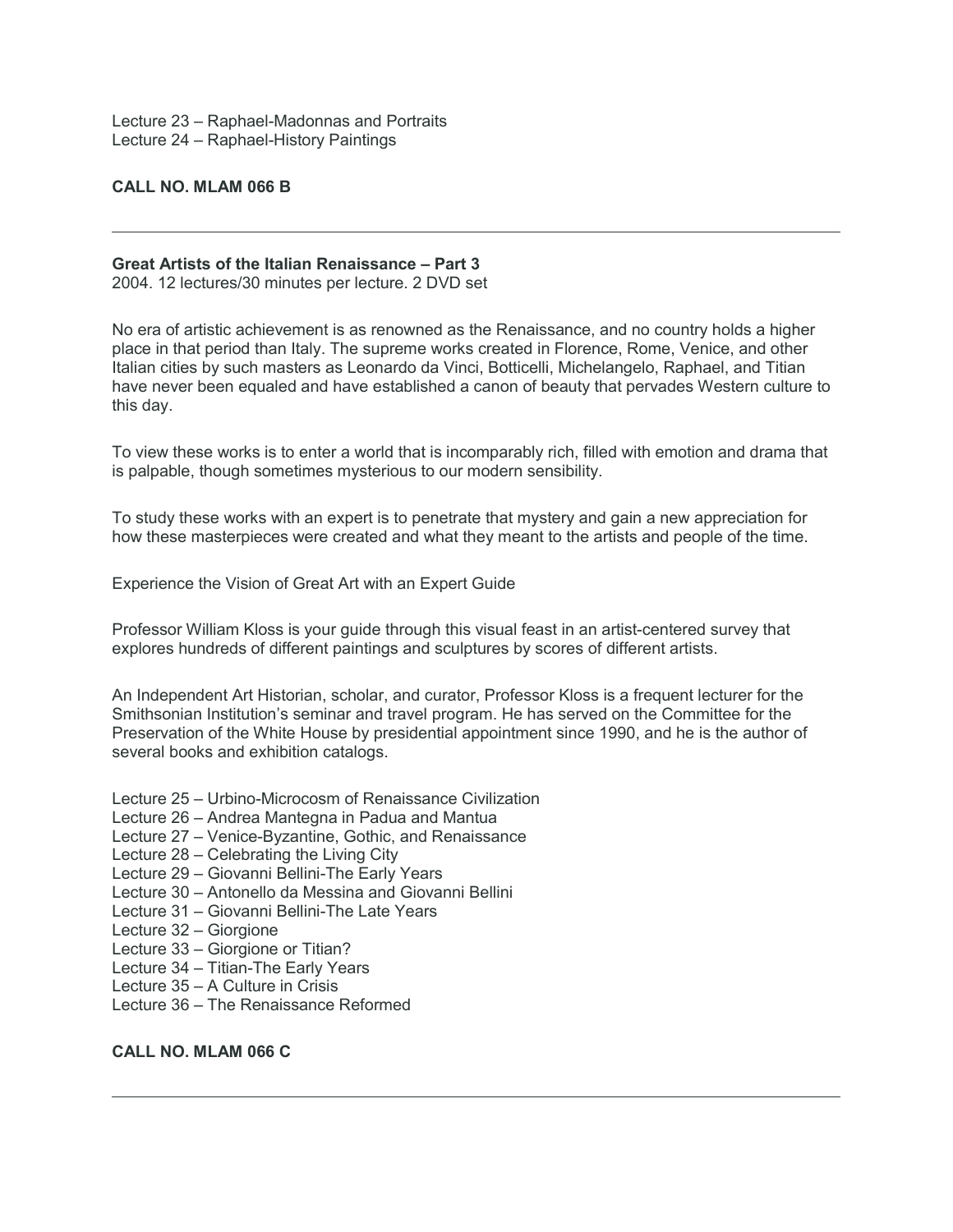Lecture 23 – Raphael-Madonnas and Portraits
Lecture 24 – Raphael-History Paintings

**CALL NO. MLAM 066 B**

---

**Great Artists of the Italian Renaissance – Part 3**
2004. 12 lectures/30 minutes per lecture. 2 DVD set

No era of artistic achievement is as renowned as the Renaissance, and no country holds a higher place in that period than Italy. The supreme works created in Florence, Rome, Venice, and other Italian cities by such masters as Leonardo da Vinci, Botticelli, Michelangelo, Raphael, and Titian have never been equaled and have established a canon of beauty that pervades Western culture to this day.

To view these works is to enter a world that is incomparably rich, filled with emotion and drama that is palpable, though sometimes mysterious to our modern sensibility.

To study these works with an expert is to penetrate that mystery and gain a new appreciation for how these masterpieces were created and what they meant to the artists and people of the time.

Experience the Vision of Great Art with an Expert Guide

Professor William Kloss is your guide through this visual feast in an artist-centered survey that explores hundreds of different paintings and sculptures by scores of different artists.

An Independent Art Historian, scholar, and curator, Professor Kloss is a frequent lecturer for the Smithsonian Institution's seminar and travel program. He has served on the Committee for the Preservation of the White House by presidential appointment since 1990, and he is the author of several books and exhibition catalogs.

Lecture 25 – Urbino-Microcosm of Renaissance Civilization
Lecture 26 – Andrea Mantegna in Padua and Mantua
Lecture 27 – Venice-Byzantine, Gothic, and Renaissance
Lecture 28 – Celebrating the Living City
Lecture 29 – Giovanni Bellini-The Early Years
Lecture 30 – Antonello da Messina and Giovanni Bellini
Lecture 31 – Giovanni Bellini-The Late Years
Lecture 32 – Giorgione
Lecture 33 – Giorgione or Titian?
Lecture 34 – Titian-The Early Years
Lecture 35 – A Culture in Crisis
Lecture 36 – The Renaissance Reformed

**CALL NO. MLAM 066 C**

---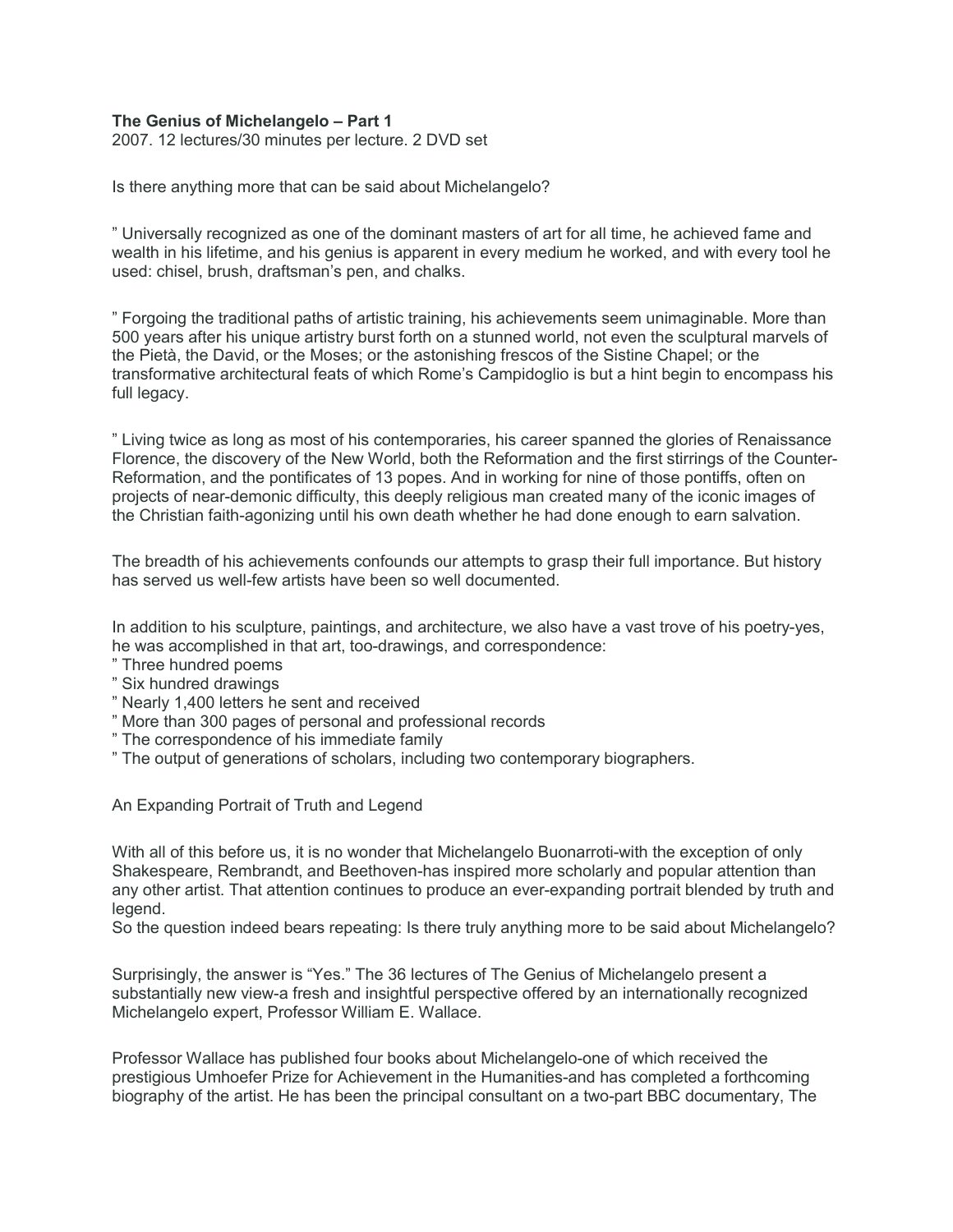**The Genius of Michelangelo – Part 1**

2007. 12 lectures/30 minutes per lecture. 2 DVD set

Is there anything more that can be said about Michelangelo?

" Universally recognized as one of the dominant masters of art for all time, he achieved fame and wealth in his lifetime, and his genius is apparent in every medium he worked, and with every tool he used: chisel, brush, draftsman's pen, and chalks.

" Forgoing the traditional paths of artistic training, his achievements seem unimaginable. More than 500 years after his unique artistry burst forth on a stunned world, not even the sculptural marvels of the Pietà, the David, or the Moses; or the astonishing frescos of the Sistine Chapel; or the transformative architectural feats of which Rome's Campidoglio is but a hint begin to encompass his full legacy.

" Living twice as long as most of his contemporaries, his career spanned the glories of Renaissance Florence, the discovery of the New World, both the Reformation and the first stirrings of the Counter-Reformation, and the pontificates of 13 popes. And in working for nine of those pontiffs, often on projects of near-demonic difficulty, this deeply religious man created many of the iconic images of the Christian faith-agonizing until his own death whether he had done enough to earn salvation.

The breadth of his achievements confounds our attempts to grasp their full importance. But history has served us well-few artists have been so well documented.

In addition to his sculpture, paintings, and architecture, we also have a vast trove of his poetry-yes, he was accomplished in that art, too-drawings, and correspondence:

" Three hundred poems
" Six hundred drawings
" Nearly 1,400 letters he sent and received
" More than 300 pages of personal and professional records
" The correspondence of his immediate family
" The output of generations of scholars, including two contemporary biographers.

An Expanding Portrait of Truth and Legend

With all of this before us, it is no wonder that Michelangelo Buonarroti-with the exception of only Shakespeare, Rembrandt, and Beethoven-has inspired more scholarly and popular attention than any other artist. That attention continues to produce an ever-expanding portrait blended by truth and legend.
So the question indeed bears repeating: Is there truly anything more to be said about Michelangelo?

Surprisingly, the answer is "Yes." The 36 lectures of The Genius of Michelangelo present a substantially new view-a fresh and insightful perspective offered by an internationally recognized Michelangelo expert, Professor William E. Wallace.

Professor Wallace has published four books about Michelangelo-one of which received the prestigious Umhoefer Prize for Achievement in the Humanities-and has completed a forthcoming biography of the artist. He has been the principal consultant on a two-part BBC documentary, The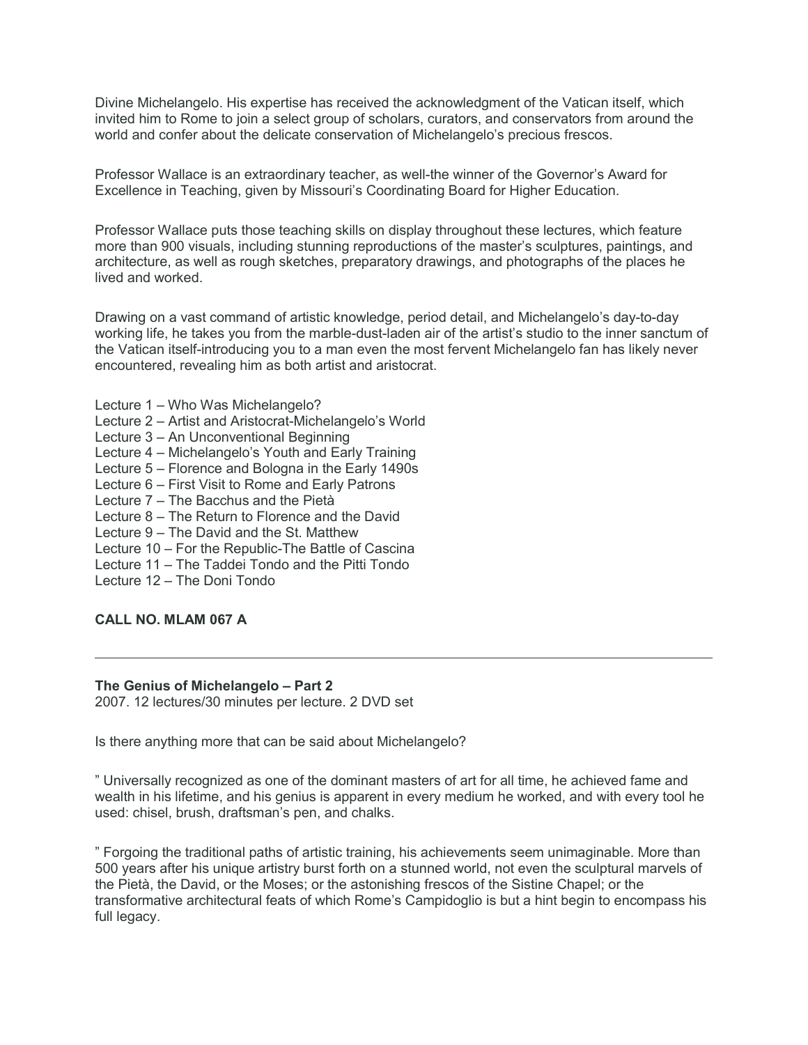Divine Michelangelo. His expertise has received the acknowledgment of the Vatican itself, which invited him to Rome to join a select group of scholars, curators, and conservators from around the world and confer about the delicate conservation of Michelangelo's precious frescos.

Professor Wallace is an extraordinary teacher, as well-the winner of the Governor's Award for Excellence in Teaching, given by Missouri's Coordinating Board for Higher Education.

Professor Wallace puts those teaching skills on display throughout these lectures, which feature more than 900 visuals, including stunning reproductions of the master's sculptures, paintings, and architecture, as well as rough sketches, preparatory drawings, and photographs of the places he lived and worked.

Drawing on a vast command of artistic knowledge, period detail, and Michelangelo's day-to-day working life, he takes you from the marble-dust-laden air of the artist's studio to the inner sanctum of the Vatican itself-introducing you to a man even the most fervent Michelangelo fan has likely never encountered, revealing him as both artist and aristocrat.

Lecture 1 – Who Was Michelangelo?
Lecture 2 – Artist and Aristocrat-Michelangelo's World
Lecture 3 – An Unconventional Beginning
Lecture 4 – Michelangelo's Youth and Early Training
Lecture 5 – Florence and Bologna in the Early 1490s
Lecture 6 – First Visit to Rome and Early Patrons
Lecture 7 – The Bacchus and the Pietà
Lecture 8 – The Return to Florence and the David
Lecture 9 – The David and the St. Matthew
Lecture 10 – For the Republic-The Battle of Cascina
Lecture 11 – The Taddei Tondo and the Pitti Tondo
Lecture 12 – The Doni Tondo

**CALL NO. MLAM 067 A**

---

**The Genius of Michelangelo – Part 2**
2007. 12 lectures/30 minutes per lecture. 2 DVD set

Is there anything more that can be said about Michelangelo?

" Universally recognized as one of the dominant masters of art for all time, he achieved fame and wealth in his lifetime, and his genius is apparent in every medium he worked, and with every tool he used: chisel, brush, draftsman's pen, and chalks.

" Forgoing the traditional paths of artistic training, his achievements seem unimaginable. More than 500 years after his unique artistry burst forth on a stunned world, not even the sculptural marvels of the Pietà, the David, or the Moses; or the astonishing frescos of the Sistine Chapel; or the transformative architectural feats of which Rome's Campidoglio is but a hint begin to encompass his full legacy.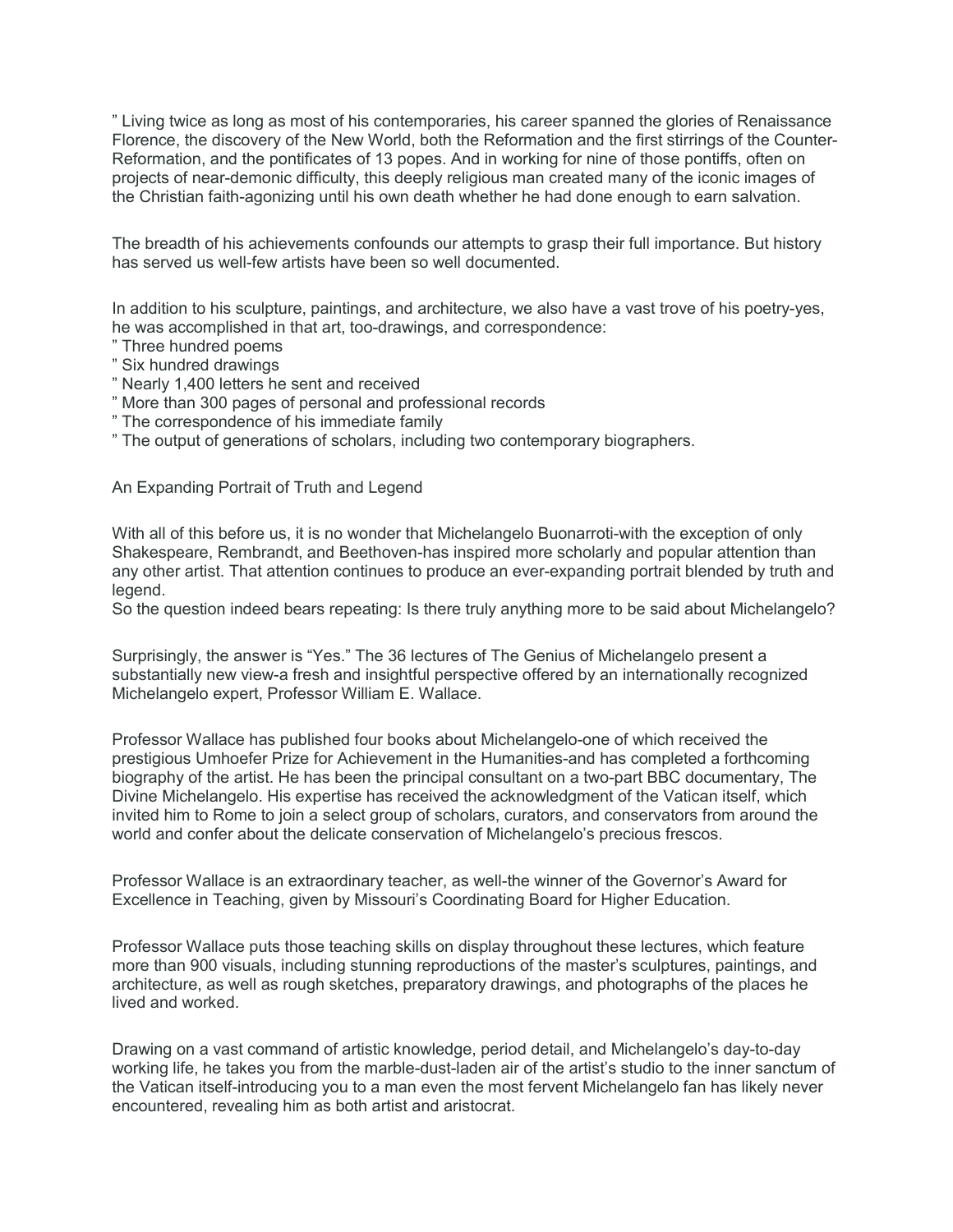" Living twice as long as most of his contemporaries, his career spanned the glories of Renaissance Florence, the discovery of the New World, both the Reformation and the first stirrings of the Counter-Reformation, and the pontificates of 13 popes. And in working for nine of those pontiffs, often on projects of near-demonic difficulty, this deeply religious man created many of the iconic images of the Christian faith-agonizing until his own death whether he had done enough to earn salvation.

The breadth of his achievements confounds our attempts to grasp their full importance. But history has served us well-few artists have been so well documented.

In addition to his sculpture, paintings, and architecture, we also have a vast trove of his poetry-yes, he was accomplished in that art, too-drawings, and correspondence:

" Three hundred poems
" Six hundred drawings
" Nearly 1,400 letters he sent and received
" More than 300 pages of personal and professional records
" The correspondence of his immediate family
" The output of generations of scholars, including two contemporary biographers.

An Expanding Portrait of Truth and Legend

With all of this before us, it is no wonder that Michelangelo Buonarroti-with the exception of only Shakespeare, Rembrandt, and Beethoven-has inspired more scholarly and popular attention than any other artist. That attention continues to produce an ever-expanding portrait blended by truth and legend.
So the question indeed bears repeating: Is there truly anything more to be said about Michelangelo?

Surprisingly, the answer is "Yes." The 36 lectures of The Genius of Michelangelo present a substantially new view-a fresh and insightful perspective offered by an internationally recognized Michelangelo expert, Professor William E. Wallace.

Professor Wallace has published four books about Michelangelo-one of which received the prestigious Umhoefer Prize for Achievement in the Humanities-and has completed a forthcoming biography of the artist. He has been the principal consultant on a two-part BBC documentary, The Divine Michelangelo. His expertise has received the acknowledgment of the Vatican itself, which invited him to Rome to join a select group of scholars, curators, and conservators from around the world and confer about the delicate conservation of Michelangelo's precious frescos.

Professor Wallace is an extraordinary teacher, as well-the winner of the Governor's Award for Excellence in Teaching, given by Missouri's Coordinating Board for Higher Education.

Professor Wallace puts those teaching skills on display throughout these lectures, which feature more than 900 visuals, including stunning reproductions of the master's sculptures, paintings, and architecture, as well as rough sketches, preparatory drawings, and photographs of the places he lived and worked.

Drawing on a vast command of artistic knowledge, period detail, and Michelangelo's day-to-day working life, he takes you from the marble-dust-laden air of the artist's studio to the inner sanctum of the Vatican itself-introducing you to a man even the most fervent Michelangelo fan has likely never encountered, revealing him as both artist and aristocrat.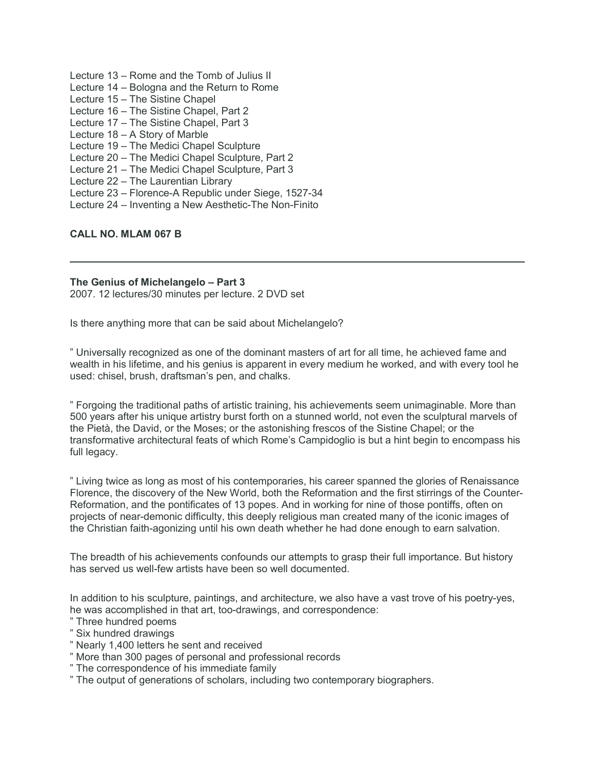Lecture 13 – Rome and the Tomb of Julius II
Lecture 14 – Bologna and the Return to Rome
Lecture 15 – The Sistine Chapel
Lecture 16 – The Sistine Chapel, Part 2
Lecture 17 – The Sistine Chapel, Part 3
Lecture 18 – A Story of Marble
Lecture 19 – The Medici Chapel Sculpture
Lecture 20 – The Medici Chapel Sculpture, Part 2
Lecture 21 – The Medici Chapel Sculpture, Part 3
Lecture 22 – The Laurentian Library
Lecture 23 – Florence-A Republic under Siege, 1527-34
Lecture 24 – Inventing a New Aesthetic-The Non-Finito

**CALL NO. MLAM 067 B**

---

**The Genius of Michelangelo – Part 3**
2007. 12 lectures/30 minutes per lecture. 2 DVD set

Is there anything more that can be said about Michelangelo?

" Universally recognized as one of the dominant masters of art for all time, he achieved fame and wealth in his lifetime, and his genius is apparent in every medium he worked, and with every tool he used: chisel, brush, draftsman's pen, and chalks.

" Forgoing the traditional paths of artistic training, his achievements seem unimaginable. More than 500 years after his unique artistry burst forth on a stunned world, not even the sculptural marvels of the Pietà, the David, or the Moses; or the astonishing frescos of the Sistine Chapel; or the transformative architectural feats of which Rome's Campidoglio is but a hint begin to encompass his full legacy.

" Living twice as long as most of his contemporaries, his career spanned the glories of Renaissance Florence, the discovery of the New World, both the Reformation and the first stirrings of the Counter-Reformation, and the pontificates of 13 popes. And in working for nine of those pontiffs, often on projects of near-demonic difficulty, this deeply religious man created many of the iconic images of the Christian faith-agonizing until his own death whether he had done enough to earn salvation.

The breadth of his achievements confounds our attempts to grasp their full importance. But history has served us well-few artists have been so well documented.

In addition to his sculpture, paintings, and architecture, we also have a vast trove of his poetry-yes, he was accomplished in that art, too-drawings, and correspondence:

" Three hundred poems
" Six hundred drawings
" Nearly 1,400 letters he sent and received
" More than 300 pages of personal and professional records
" The correspondence of his immediate family
" The output of generations of scholars, including two contemporary biographers.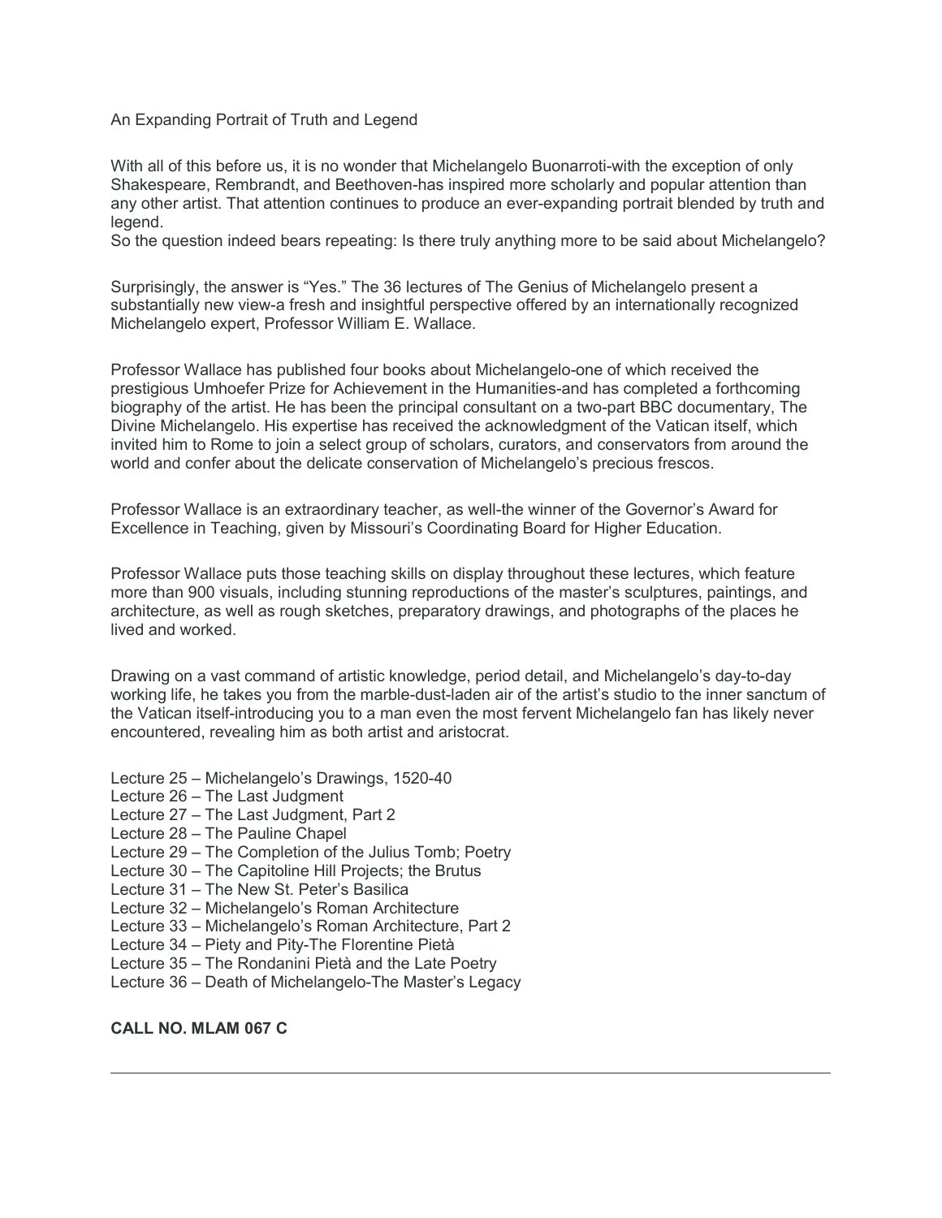An Expanding Portrait of Truth and Legend

With all of this before us, it is no wonder that Michelangelo Buonarroti-with the exception of only Shakespeare, Rembrandt, and Beethoven-has inspired more scholarly and popular attention than any other artist. That attention continues to produce an ever-expanding portrait blended by truth and legend.
So the question indeed bears repeating: Is there truly anything more to be said about Michelangelo?

Surprisingly, the answer is "Yes." The 36 lectures of The Genius of Michelangelo present a substantially new view-a fresh and insightful perspective offered by an internationally recognized Michelangelo expert, Professor William E. Wallace.

Professor Wallace has published four books about Michelangelo-one of which received the prestigious Umhoefer Prize for Achievement in the Humanities-and has completed a forthcoming biography of the artist. He has been the principal consultant on a two-part BBC documentary, The Divine Michelangelo. His expertise has received the acknowledgment of the Vatican itself, which invited him to Rome to join a select group of scholars, curators, and conservators from around the world and confer about the delicate conservation of Michelangelo's precious frescos.

Professor Wallace is an extraordinary teacher, as well-the winner of the Governor's Award for Excellence in Teaching, given by Missouri's Coordinating Board for Higher Education.

Professor Wallace puts those teaching skills on display throughout these lectures, which feature more than 900 visuals, including stunning reproductions of the master's sculptures, paintings, and architecture, as well as rough sketches, preparatory drawings, and photographs of the places he lived and worked.

Drawing on a vast command of artistic knowledge, period detail, and Michelangelo's day-to-day working life, he takes you from the marble-dust-laden air of the artist's studio to the inner sanctum of the Vatican itself-introducing you to a man even the most fervent Michelangelo fan has likely never encountered, revealing him as both artist and aristocrat.

Lecture 25 – Michelangelo's Drawings, 1520-40
Lecture 26 – The Last Judgment
Lecture 27 – The Last Judgment, Part 2
Lecture 28 – The Pauline Chapel
Lecture 29 – The Completion of the Julius Tomb; Poetry
Lecture 30 – The Capitoline Hill Projects; the Brutus
Lecture 31 – The New St. Peter's Basilica
Lecture 32 – Michelangelo's Roman Architecture
Lecture 33 – Michelangelo's Roman Architecture, Part 2
Lecture 34 – Piety and Pity-The Florentine Pietà
Lecture 35 – The Rondanini Pietà and the Late Poetry
Lecture 36 – Death of Michelangelo-The Master's Legacy

**CALL NO. MLAM 067 C**

---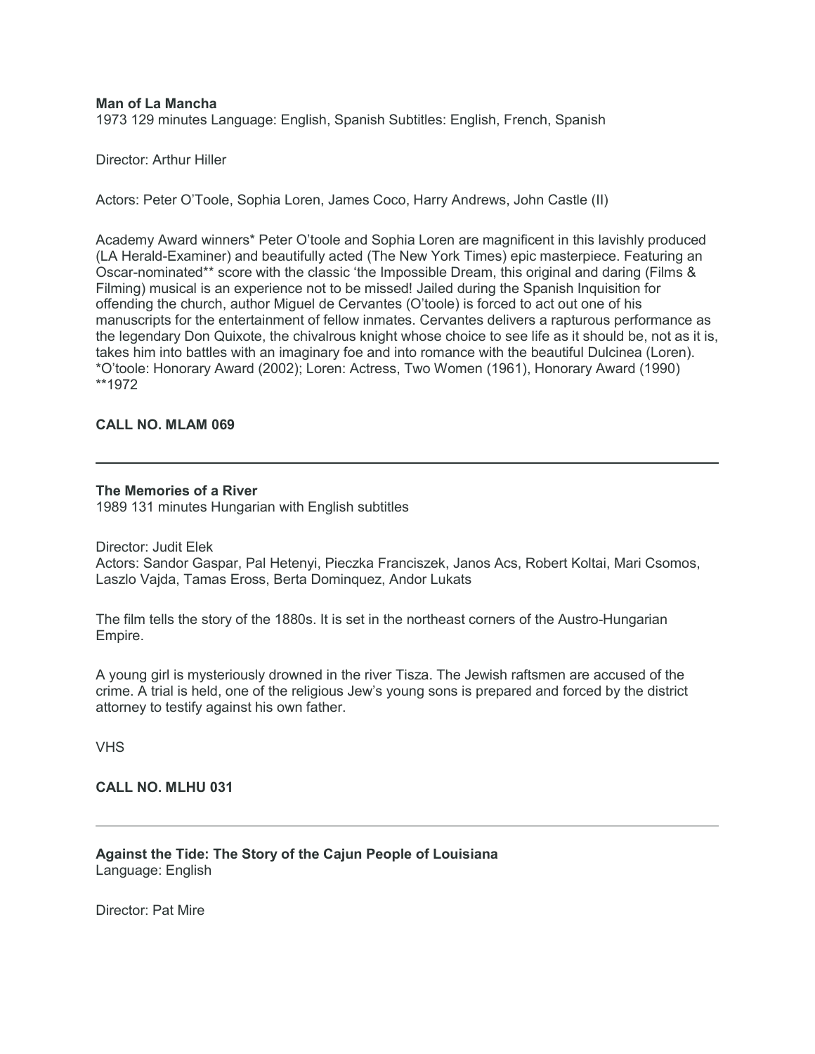**Man of La Mancha**
1973 129 minutes Language: English, Spanish Subtitles: English, French, Spanish

Director: Arthur Hiller

Actors: Peter O'Toole, Sophia Loren, James Coco, Harry Andrews, John Castle (II)

Academy Award winners* Peter O'toole and Sophia Loren are magnificent in this lavishly produced (LA Herald-Examiner) and beautifully acted (The New York Times) epic masterpiece. Featuring an Oscar-nominated** score with the classic 'the Impossible Dream, this original and daring (Films & Filming) musical is an experience not to be missed! Jailed during the Spanish Inquisition for offending the church, author Miguel de Cervantes (O'toole) is forced to act out one of his manuscripts for the entertainment of fellow inmates. Cervantes delivers a rapturous performance as the legendary Don Quixote, the chivalrous knight whose choice to see life as it should be, not as it is, takes him into battles with an imaginary foe and into romance with the beautiful Dulcinea (Loren).
*O'toole: Honorary Award (2002); Loren: Actress, Two Women (1961), Honorary Award (1990)
**1972

**CALL NO. MLAM 069**

---

**The Memories of a River**
1989 131 minutes Hungarian with English subtitles

Director: Judit Elek
Actors: Sandor Gaspar, Pal Hetenyi, Pieczka Franciszek, Janos Acs, Robert Koltai, Mari Csomos, Laszlo Vajda, Tamas Eross, Berta Dominquez, Andor Lukats

The film tells the story of the 1880s. It is set in the northeast corners of the Austro-Hungarian Empire.

A young girl is mysteriously drowned in the river Tisza. The Jewish raftsmen are accused of the crime. A trial is held, one of the religious Jew's young sons is prepared and forced by the district attorney to testify against his own father.

VHS

**CALL NO. MLHU 031**

---

**Against the Tide: The Story of the Cajun People of Louisiana**
Language: English

Director: Pat Mire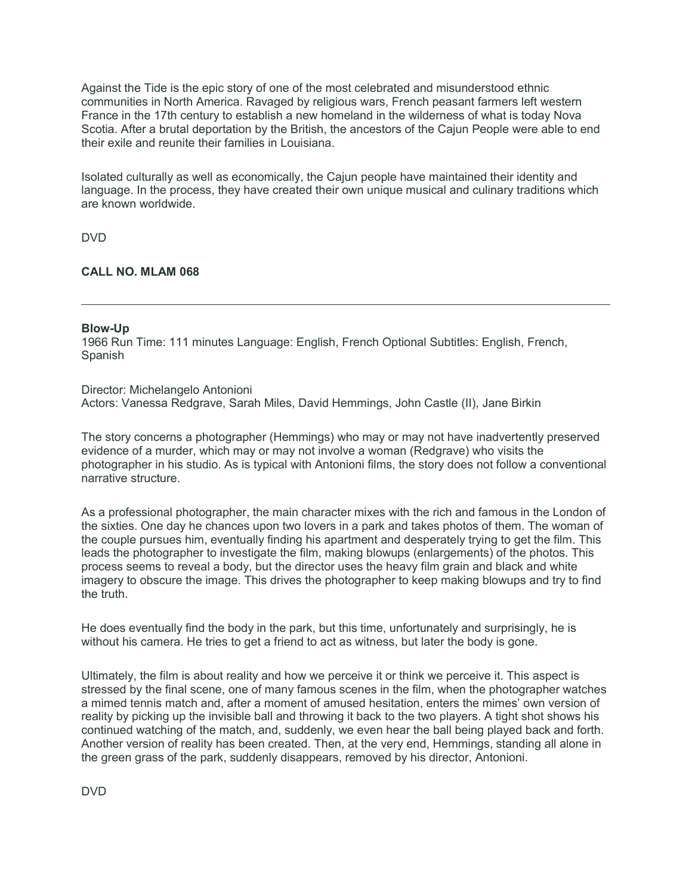Against the Tide is the epic story of one of the most celebrated and misunderstood ethnic communities in North America. Ravaged by religious wars, French peasant farmers left western France in the 17th century to establish a new homeland in the wilderness of what is today Nova Scotia. After a brutal deportation by the British, the ancestors of the Cajun People were able to end their exile and reunite their families in Louisiana.

Isolated culturally as well as economically, the Cajun people have maintained their identity and language. In the process, they have created their own unique musical and culinary traditions which are known worldwide.

DVD

**CALL NO. MLAM 068**

---

**Blow-Up**
1966 Run Time: 111 minutes Language: English, French Optional Subtitles: English, French, Spanish

Director: Michelangelo Antonioni
Actors: Vanessa Redgrave, Sarah Miles, David Hemmings, John Castle (II), Jane Birkin

The story concerns a photographer (Hemmings) who may or may not have inadvertently preserved evidence of a murder, which may or may not involve a woman (Redgrave) who visits the photographer in his studio. As is typical with Antonioni films, the story does not follow a conventional narrative structure.

As a professional photographer, the main character mixes with the rich and famous in the London of the sixties. One day he chances upon two lovers in a park and takes photos of them. The woman of the couple pursues him, eventually finding his apartment and desperately trying to get the film. This leads the photographer to investigate the film, making blowups (enlargements) of the photos. This process seems to reveal a body, but the director uses the heavy film grain and black and white imagery to obscure the image. This drives the photographer to keep making blowups and try to find the truth.

He does eventually find the body in the park, but this time, unfortunately and surprisingly, he is without his camera. He tries to get a friend to act as witness, but later the body is gone.

Ultimately, the film is about reality and how we perceive it or think we perceive it. This aspect is stressed by the final scene, one of many famous scenes in the film, when the photographer watches a mimed tennis match and, after a moment of amused hesitation, enters the mimes' own version of reality by picking up the invisible ball and throwing it back to the two players. A tight shot shows his continued watching of the match, and, suddenly, we even hear the ball being played back and forth. Another version of reality has been created. Then, at the very end, Hemmings, standing all alone in the green grass of the park, suddenly disappears, removed by his director, Antonioni.

DVD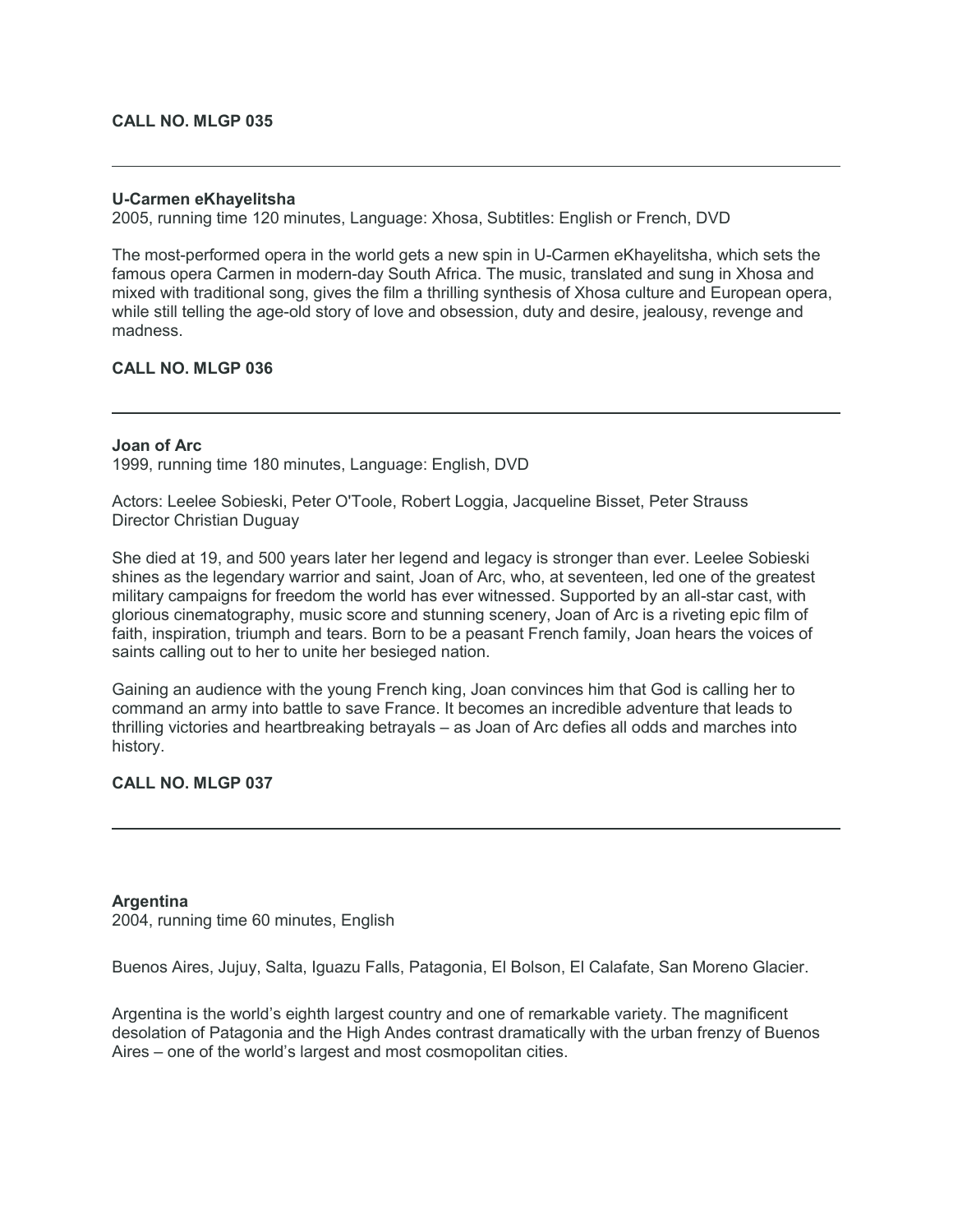**CALL NO. MLGP 035**

---

**U-Carmen eKhayelitsha**
2005, running time 120 minutes, Language: Xhosa, Subtitles: English or French, DVD

The most-performed opera in the world gets a new spin in U-Carmen eKhayelitsha, which sets the famous opera Carmen in modern-day South Africa. The music, translated and sung in Xhosa and mixed with traditional song, gives the film a thrilling synthesis of Xhosa culture and European opera, while still telling the age-old story of love and obsession, duty and desire, jealousy, revenge and madness.

**CALL NO. MLGP 036**

---

**Joan of Arc**
1999, running time 180 minutes, Language: English, DVD

Actors: Leelee Sobieski, Peter O'Toole, Robert Loggia, Jacqueline Bisset, Peter Strauss
Director Christian Duguay

She died at 19, and 500 years later her legend and legacy is stronger than ever. Leelee Sobieski shines as the legendary warrior and saint, Joan of Arc, who, at seventeen, led one of the greatest military campaigns for freedom the world has ever witnessed. Supported by an all-star cast, with glorious cinematography, music score and stunning scenery, Joan of Arc is a riveting epic film of faith, inspiration, triumph and tears. Born to be a peasant French family, Joan hears the voices of saints calling out to her to unite her besieged nation.

Gaining an audience with the young French king, Joan convinces him that God is calling her to command an army into battle to save France. It becomes an incredible adventure that leads to thrilling victories and heartbreaking betrayals – as Joan of Arc defies all odds and marches into history.

**CALL NO. MLGP 037**

---

**Argentina**
2004, running time 60 minutes, English

Buenos Aires, Jujuy, Salta, Iguazu Falls, Patagonia, El Bolson, El Calafate, San Moreno Glacier.

Argentina is the world's eighth largest country and one of remarkable variety. The magnificent desolation of Patagonia and the High Andes contrast dramatically with the urban frenzy of Buenos Aires – one of the world's largest and most cosmopolitan cities.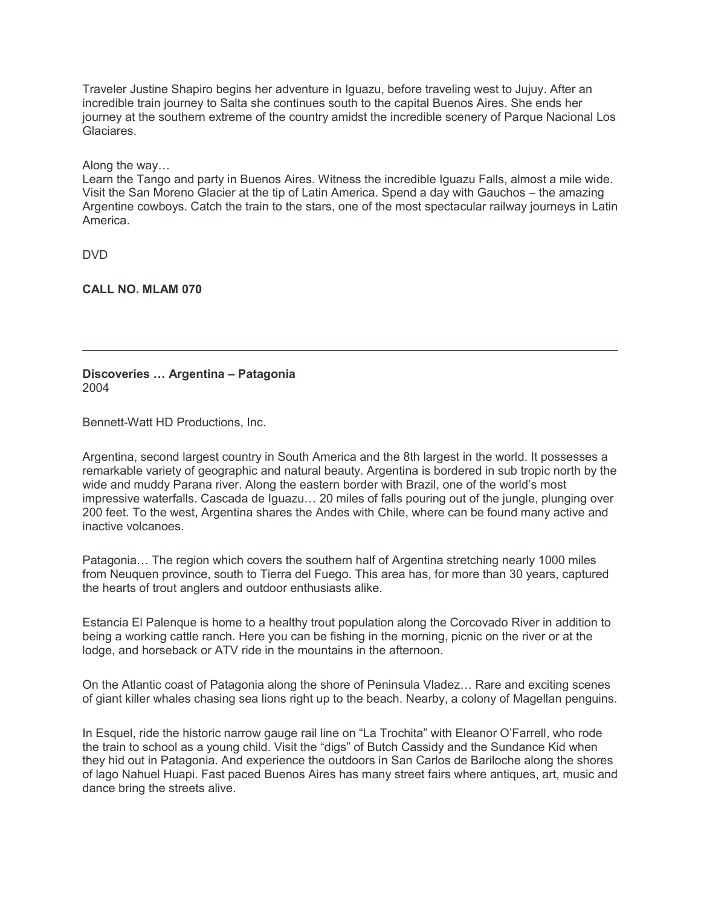Traveler Justine Shapiro begins her adventure in Iguazu, before traveling west to Jujuy. After an incredible train journey to Salta she continues south to the capital Buenos Aires. She ends her journey at the southern extreme of the country amidst the incredible scenery of Parque Nacional Los Glaciares.

Along the way…
Learn the Tango and party in Buenos Aires. Witness the incredible Iguazu Falls, almost a mile wide. Visit the San Moreno Glacier at the tip of Latin America. Spend a day with Gauchos – the amazing Argentine cowboys. Catch the train to the stars, one of the most spectacular railway journeys in Latin America.

DVD

**CALL NO. MLAM 070**

---

**Discoveries … Argentina – Patagonia**
2004

Bennett-Watt HD Productions, Inc.

Argentina, second largest country in South America and the 8th largest in the world. It possesses a remarkable variety of geographic and natural beauty. Argentina is bordered in sub tropic north by the wide and muddy Parana river. Along the eastern border with Brazil, one of the world's most impressive waterfalls. Cascada de Iguazu… 20 miles of falls pouring out of the jungle, plunging over 200 feet. To the west, Argentina shares the Andes with Chile, where can be found many active and inactive volcanoes.

Patagonia… The region which covers the southern half of Argentina stretching nearly 1000 miles from Neuquen province, south to Tierra del Fuego. This area has, for more than 30 years, captured the hearts of trout anglers and outdoor enthusiasts alike.

Estancia El Palenque is home to a healthy trout population along the Corcovado River in addition to being a working cattle ranch. Here you can be fishing in the morning, picnic on the river or at the lodge, and horseback or ATV ride in the mountains in the afternoon.

On the Atlantic coast of Patagonia along the shore of Peninsula Vladez… Rare and exciting scenes of giant killer whales chasing sea lions right up to the beach. Nearby, a colony of Magellan penguins.

In Esquel, ride the historic narrow gauge rail line on "La Trochita" with Eleanor O'Farrell, who rode the train to school as a young child. Visit the "digs" of Butch Cassidy and the Sundance Kid when they hid out in Patagonia. And experience the outdoors in San Carlos de Bariloche along the shores of lago Nahuel Huapi. Fast paced Buenos Aires has many street fairs where antiques, art, music and dance bring the streets alive.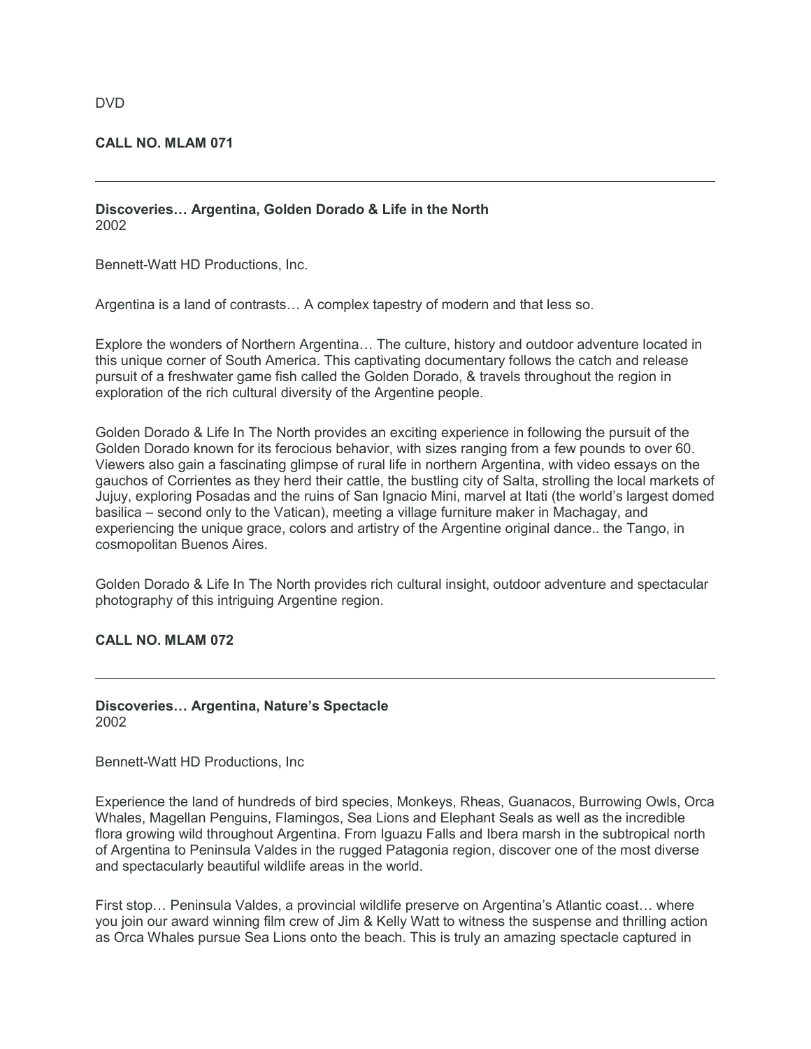DVD

**CALL NO. MLAM 071**

---

**Discoveries… Argentina, Golden Dorado & Life in the North**
2002

Bennett-Watt HD Productions, Inc.

Argentina is a land of contrasts… A complex tapestry of modern and that less so.

Explore the wonders of Northern Argentina… The culture, history and outdoor adventure located in this unique corner of South America. This captivating documentary follows the catch and release pursuit of a freshwater game fish called the Golden Dorado, & travels throughout the region in exploration of the rich cultural diversity of the Argentine people.

Golden Dorado & Life In The North provides an exciting experience in following the pursuit of the Golden Dorado known for its ferocious behavior, with sizes ranging from a few pounds to over 60. Viewers also gain a fascinating glimpse of rural life in northern Argentina, with video essays on the gauchos of Corrientes as they herd their cattle, the bustling city of Salta, strolling the local markets of Jujuy, exploring Posadas and the ruins of San Ignacio Mini, marvel at Itati (the world's largest domed basilica – second only to the Vatican), meeting a village furniture maker in Machagay, and experiencing the unique grace, colors and artistry of the Argentine original dance.. the Tango, in cosmopolitan Buenos Aires.

Golden Dorado & Life In The North provides rich cultural insight, outdoor adventure and spectacular photography of this intriguing Argentine region.

**CALL NO. MLAM 072**

---

**Discoveries… Argentina, Nature's Spectacle**
2002

Bennett-Watt HD Productions, Inc

Experience the land of hundreds of bird species, Monkeys, Rheas, Guanacos, Burrowing Owls, Orca Whales, Magellan Penguins, Flamingos, Sea Lions and Elephant Seals as well as the incredible flora growing wild throughout Argentina. From Iguazu Falls and Ibera marsh in the subtropical north of Argentina to Peninsula Valdes in the rugged Patagonia region, discover one of the most diverse and spectacularly beautiful wildlife areas in the world.

First stop… Peninsula Valdes, a provincial wildlife preserve on Argentina's Atlantic coast… where you join our award winning film crew of Jim & Kelly Watt to witness the suspense and thrilling action as Orca Whales pursue Sea Lions onto the beach. This is truly an amazing spectacle captured in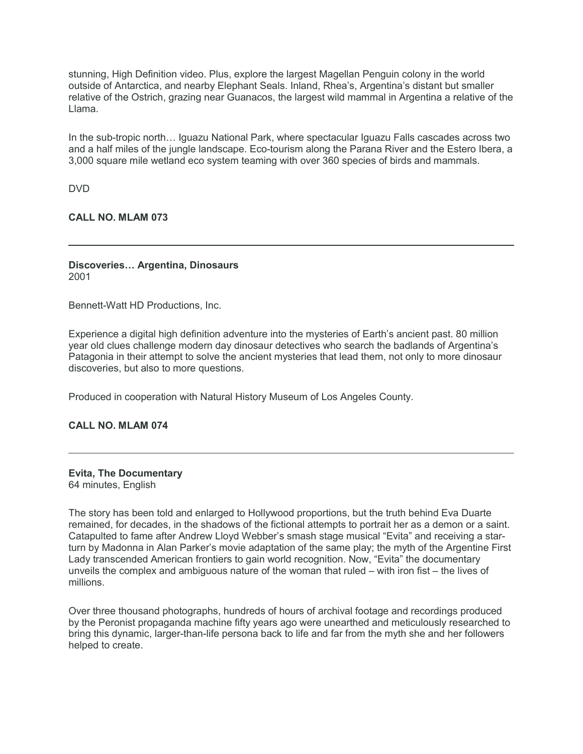stunning, High Definition video. Plus, explore the largest Magellan Penguin colony in the world outside of Antarctica, and nearby Elephant Seals. Inland, Rhea's, Argentina's distant but smaller relative of the Ostrich, grazing near Guanacos, the largest wild mammal in Argentina a relative of the Llama.

In the sub-tropic north… Iguazu National Park, where spectacular Iguazu Falls cascades across two and a half miles of the jungle landscape. Eco-tourism along the Parana River and the Estero Ibera, a 3,000 square mile wetland eco system teaming with over 360 species of birds and mammals.

DVD

**CALL NO. MLAM 073**

---

**Discoveries… Argentina, Dinosaurs**
2001

Bennett-Watt HD Productions, Inc.

Experience a digital high definition adventure into the mysteries of Earth's ancient past. 80 million year old clues challenge modern day dinosaur detectives who search the badlands of Argentina's Patagonia in their attempt to solve the ancient mysteries that lead them, not only to more dinosaur discoveries, but also to more questions.

Produced in cooperation with Natural History Museum of Los Angeles County.

**CALL NO. MLAM 074**

---

**Evita, The Documentary**
64 minutes, English

The story has been told and enlarged to Hollywood proportions, but the truth behind Eva Duarte remained, for decades, in the shadows of the fictional attempts to portrait her as a demon or a saint. Catapulted to fame after Andrew Lloyd Webber's smash stage musical "Evita" and receiving a star-turn by Madonna in Alan Parker's movie adaptation of the same play; the myth of the Argentine First Lady transcended American frontiers to gain world recognition. Now, "Evita" the documentary unveils the complex and ambiguous nature of the woman that ruled – with iron fist – the lives of millions.

Over three thousand photographs, hundreds of hours of archival footage and recordings produced by the Peronist propaganda machine fifty years ago were unearthed and meticulously researched to bring this dynamic, larger-than-life persona back to life and far from the myth she and her followers helped to create.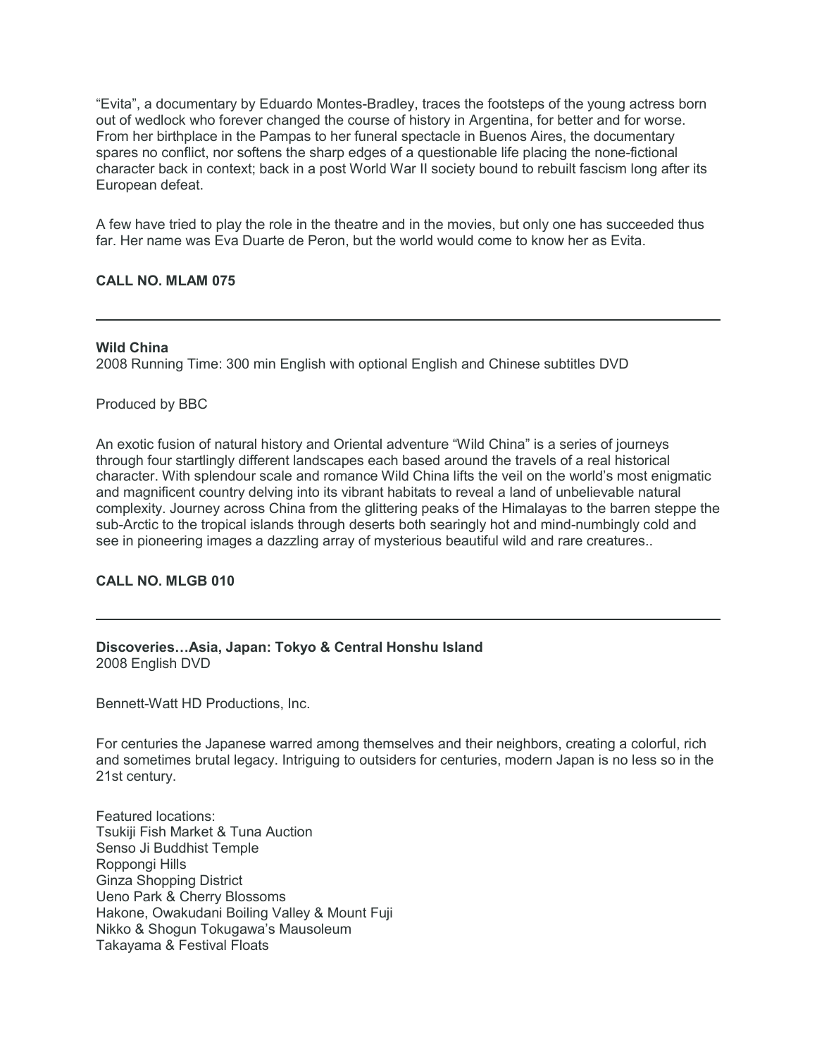“Evita”, a documentary by Eduardo Montes-Bradley, traces the footsteps of the young actress born out of wedlock who forever changed the course of history in Argentina, for better and for worse. From her birthplace in the Pampas to her funeral spectacle in Buenos Aires, the documentary spares no conflict, nor softens the sharp edges of a questionable life placing the none-fictional character back in context; back in a post World War II society bound to rebuilt fascism long after its European defeat.

A few have tried to play the role in the theatre and in the movies, but only one has succeeded thus far. Her name was Eva Duarte de Peron, but the world would come to know her as Evita.

**CALL NO. MLAM 075**

---

**Wild China**
2008 Running Time: 300 min English with optional English and Chinese subtitles DVD

Produced by BBC

An exotic fusion of natural history and Oriental adventure “Wild China” is a series of journeys through four startlingly different landscapes each based around the travels of a real historical character. With splendour scale and romance Wild China lifts the veil on the world’s most enigmatic and magnificent country delving into its vibrant habitats to reveal a land of unbelievable natural complexity. Journey across China from the glittering peaks of the Himalayas to the barren steppe the sub-Arctic to the tropical islands through deserts both searingly hot and mind-numbingly cold and see in pioneering images a dazzling array of mysterious beautiful wild and rare creatures..

**CALL NO. MLGB 010**

---

**Discoveries…Asia, Japan: Tokyo & Central Honshu Island**
2008 English DVD

Bennett-Watt HD Productions, Inc.

For centuries the Japanese warred among themselves and their neighbors, creating a colorful, rich and sometimes brutal legacy. Intriguing to outsiders for centuries, modern Japan is no less so in the 21st century.

Featured locations:
Tsukiji Fish Market & Tuna Auction
Senso Ji Buddhist Temple
Roppongi Hills
Ginza Shopping District
Ueno Park & Cherry Blossoms
Hakone, Owakudani Boiling Valley & Mount Fuji
Nikko & Shogun Tokugawa’s Mausoleum
Takayama & Festival Floats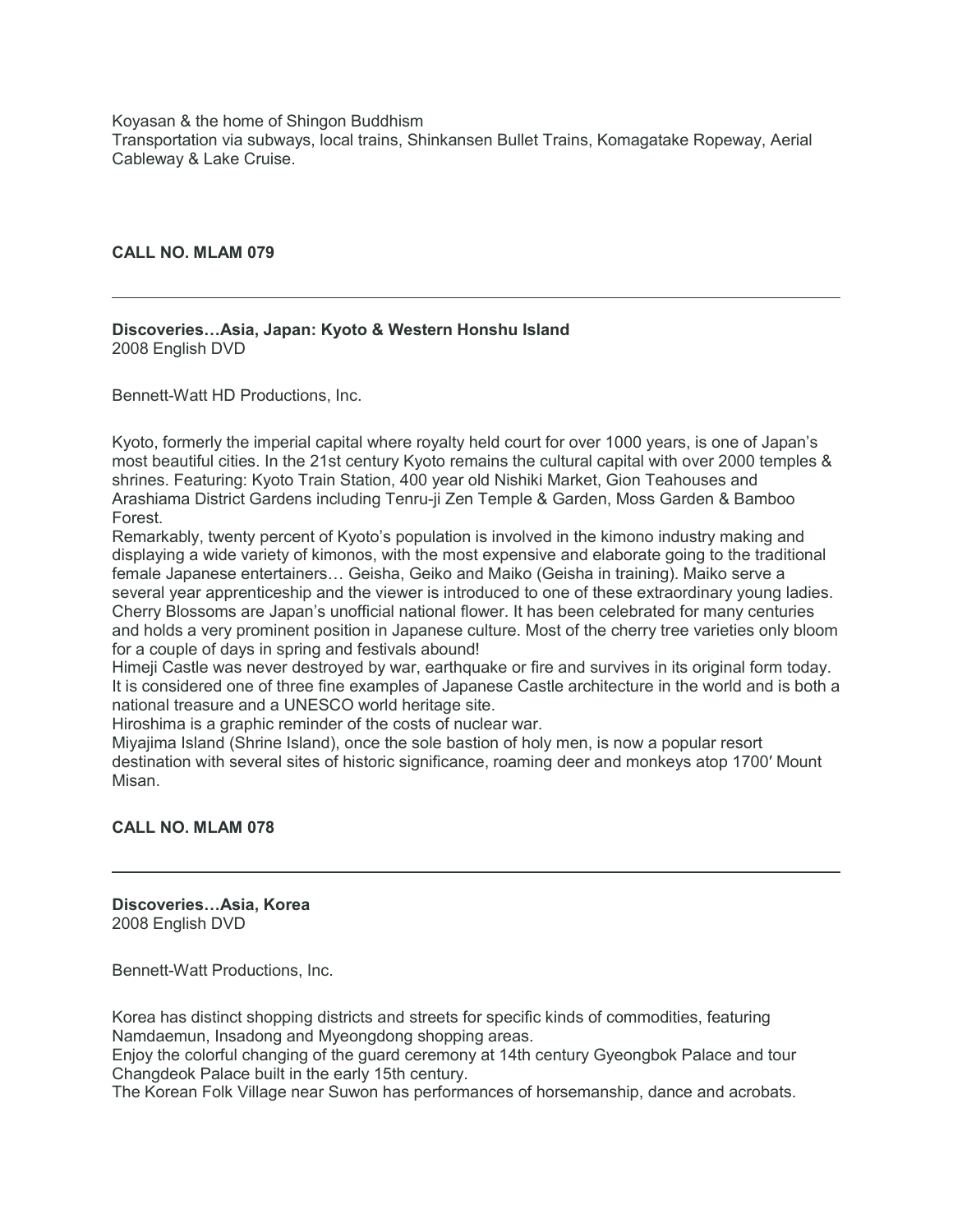Koyasan & the home of Shingon Buddhism
Transportation via subways, local trains, Shinkansen Bullet Trains, Komagatake Ropeway, Aerial Cableway & Lake Cruise.

**CALL NO. MLAM 079**

---

**Discoveries…Asia, Japan: Kyoto & Western Honshu Island**
2008 English DVD

Bennett-Watt HD Productions, Inc.

Kyoto, formerly the imperial capital where royalty held court for over 1000 years, is one of Japan's most beautiful cities. In the 21st century Kyoto remains the cultural capital with over 2000 temples & shrines. Featuring: Kyoto Train Station, 400 year old Nishiki Market, Gion Teahouses and Arashiama District Gardens including Tenru-ji Zen Temple & Garden, Moss Garden & Bamboo Forest.
Remarkably, twenty percent of Kyoto's population is involved in the kimono industry making and displaying a wide variety of kimonos, with the most expensive and elaborate going to the traditional female Japanese entertainers… Geisha, Geiko and Maiko (Geisha in training). Maiko serve a several year apprenticeship and the viewer is introduced to one of these extraordinary young ladies.
Cherry Blossoms are Japan's unofficial national flower. It has been celebrated for many centuries and holds a very prominent position in Japanese culture. Most of the cherry tree varieties only bloom for a couple of days in spring and festivals abound!
Himeji Castle was never destroyed by war, earthquake or fire and survives in its original form today. It is considered one of three fine examples of Japanese Castle architecture in the world and is both a national treasure and a UNESCO world heritage site.
Hiroshima is a graphic reminder of the costs of nuclear war.
Miyajima Island (Shrine Island), once the sole bastion of holy men, is now a popular resort destination with several sites of historic significance, roaming deer and monkeys atop 1700′ Mount Misan.

**CALL NO. MLAM 078**

---

**Discoveries…Asia, Korea**
2008 English DVD

Bennett-Watt Productions, Inc.

Korea has distinct shopping districts and streets for specific kinds of commodities, featuring Namdaemun, Insadong and Myeongdong shopping areas.
Enjoy the colorful changing of the guard ceremony at 14th century Gyeongbok Palace and tour Changdeok Palace built in the early 15th century.
The Korean Folk Village near Suwon has performances of horsemanship, dance and acrobats.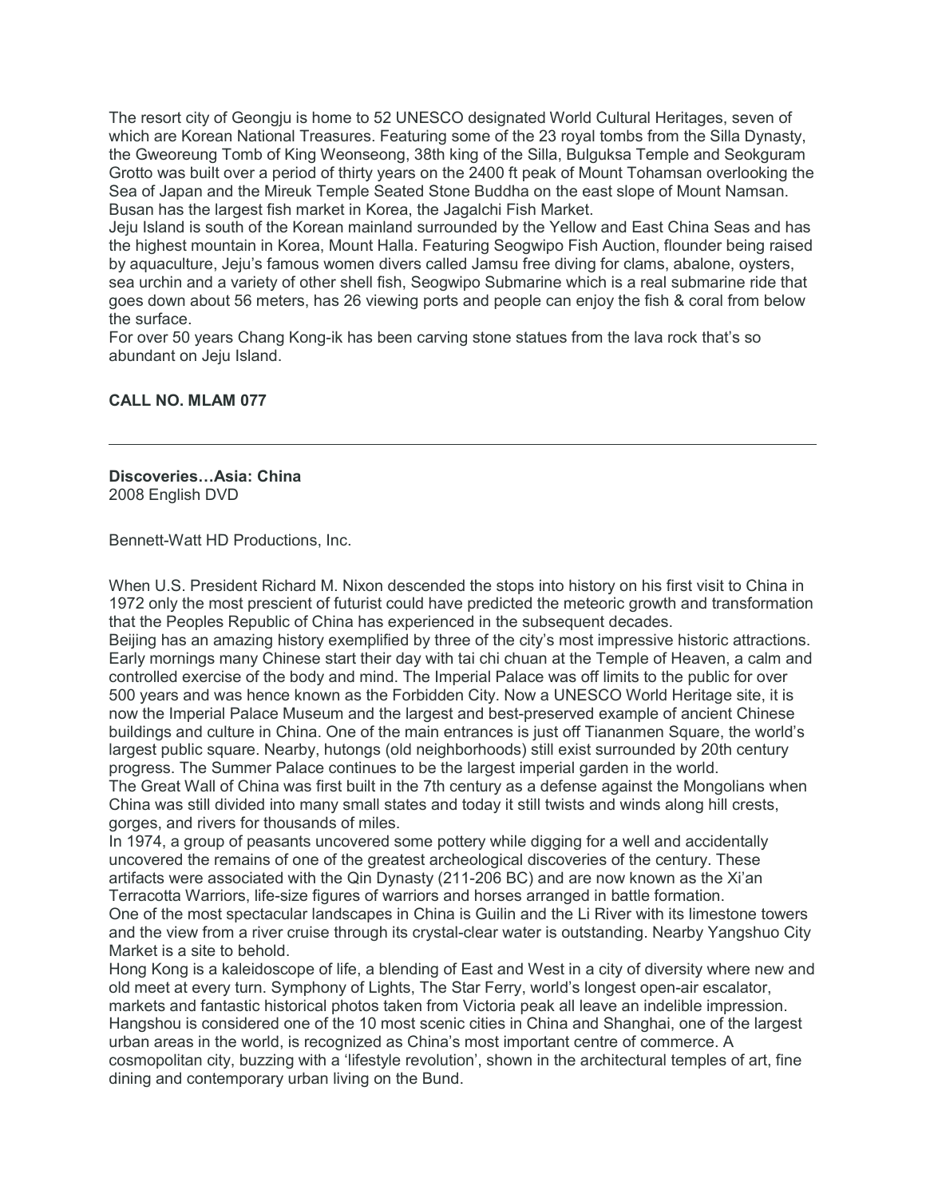The resort city of Geongju is home to 52 UNESCO designated World Cultural Heritages, seven of which are Korean National Treasures. Featuring some of the 23 royal tombs from the Silla Dynasty, the Gweoreung Tomb of King Weonseong, 38th king of the Silla, Bulguksa Temple and Seokguram Grotto was built over a period of thirty years on the 2400 ft peak of Mount Tohamsan overlooking the Sea of Japan and the Mireuk Temple Seated Stone Buddha on the east slope of Mount Namsan. Busan has the largest fish market in Korea, the Jagalchi Fish Market.
Jeju Island is south of the Korean mainland surrounded by the Yellow and East China Seas and has the highest mountain in Korea, Mount Halla. Featuring Seogwipo Fish Auction, flounder being raised by aquaculture, Jeju's famous women divers called Jamsu free diving for clams, abalone, oysters, sea urchin and a variety of other shell fish, Seogwipo Submarine which is a real submarine ride that goes down about 56 meters, has 26 viewing ports and people can enjoy the fish & coral from below the surface.
For over 50 years Chang Kong-ik has been carving stone statues from the lava rock that's so abundant on Jeju Island.

**CALL NO. MLAM 077**

---

**Discoveries…Asia: China**
2008 English DVD

Bennett-Watt HD Productions, Inc.

When U.S. President Richard M. Nixon descended the stops into history on his first visit to China in 1972 only the most prescient of futurist could have predicted the meteoric growth and transformation that the Peoples Republic of China has experienced in the subsequent decades.
Beijing has an amazing history exemplified by three of the city's most impressive historic attractions. Early mornings many Chinese start their day with tai chi chuan at the Temple of Heaven, a calm and controlled exercise of the body and mind. The Imperial Palace was off limits to the public for over 500 years and was hence known as the Forbidden City. Now a UNESCO World Heritage site, it is now the Imperial Palace Museum and the largest and best-preserved example of ancient Chinese buildings and culture in China. One of the main entrances is just off Tiananmen Square, the world's largest public square. Nearby, hutongs (old neighborhoods) still exist surrounded by 20th century progress. The Summer Palace continues to be the largest imperial garden in the world.
The Great Wall of China was first built in the 7th century as a defense against the Mongolians when China was still divided into many small states and today it still twists and winds along hill crests, gorges, and rivers for thousands of miles.
In 1974, a group of peasants uncovered some pottery while digging for a well and accidentally uncovered the remains of one of the greatest archeological discoveries of the century. These artifacts were associated with the Qin Dynasty (211-206 BC) and are now known as the Xi'an Terracotta Warriors, life-size figures of warriors and horses arranged in battle formation.
One of the most spectacular landscapes in China is Guilin and the Li River with its limestone towers and the view from a river cruise through its crystal-clear water is outstanding. Nearby Yangshuo City Market is a site to behold.
Hong Kong is a kaleidoscope of life, a blending of East and West in a city of diversity where new and old meet at every turn. Symphony of Lights, The Star Ferry, world's longest open-air escalator, markets and fantastic historical photos taken from Victoria peak all leave an indelible impression.
Hangshou is considered one of the 10 most scenic cities in China and Shanghai, one of the largest urban areas in the world, is recognized as China's most important centre of commerce. A cosmopolitan city, buzzing with a 'lifestyle revolution', shown in the architectural temples of art, fine dining and contemporary urban living on the Bund.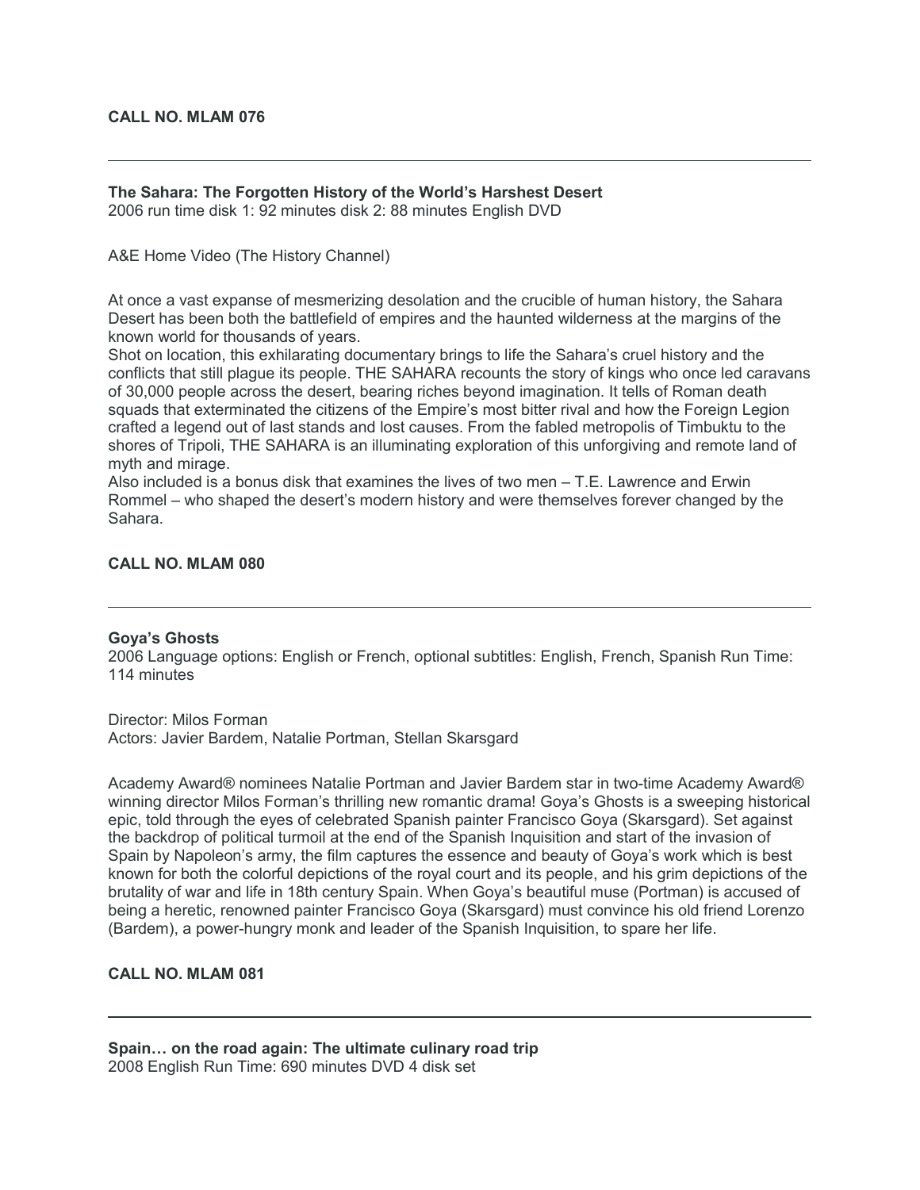**CALL NO. MLAM 076**

---

**The Sahara: The Forgotten History of the World's Harshest Desert**
2006 run time disk 1: 92 minutes disk 2: 88 minutes English DVD

A&E Home Video (The History Channel)

At once a vast expanse of mesmerizing desolation and the crucible of human history, the Sahara Desert has been both the battlefield of empires and the haunted wilderness at the margins of the known world for thousands of years.
Shot on location, this exhilarating documentary brings to life the Sahara's cruel history and the conflicts that still plague its people. THE SAHARA recounts the story of kings who once led caravans of 30,000 people across the desert, bearing riches beyond imagination. It tells of Roman death squads that exterminated the citizens of the Empire's most bitter rival and how the Foreign Legion crafted a legend out of last stands and lost causes. From the fabled metropolis of Timbuktu to the shores of Tripoli, THE SAHARA is an illuminating exploration of this unforgiving and remote land of myth and mirage.
Also included is a bonus disk that examines the lives of two men – T.E. Lawrence and Erwin Rommel – who shaped the desert's modern history and were themselves forever changed by the Sahara.

**CALL NO. MLAM 080**

---

**Goya's Ghosts**
2006 Language options: English or French, optional subtitles: English, French, Spanish Run Time: 114 minutes

Director: Milos Forman
Actors: Javier Bardem, Natalie Portman, Stellan Skarsgard

Academy Award® nominees Natalie Portman and Javier Bardem star in two-time Academy Award® winning director Milos Forman's thrilling new romantic drama! Goya's Ghosts is a sweeping historical epic, told through the eyes of celebrated Spanish painter Francisco Goya (Skarsgard). Set against the backdrop of political turmoil at the end of the Spanish Inquisition and start of the invasion of Spain by Napoleon's army, the film captures the essence and beauty of Goya's work which is best known for both the colorful depictions of the royal court and its people, and his grim depictions of the brutality of war and life in 18th century Spain. When Goya's beautiful muse (Portman) is accused of being a heretic, renowned painter Francisco Goya (Skarsgard) must convince his old friend Lorenzo (Bardem), a power-hungry monk and leader of the Spanish Inquisition, to spare her life.

**CALL NO. MLAM 081**

---

**Spain… on the road again: The ultimate culinary road trip**
2008 English Run Time: 690 minutes DVD 4 disk set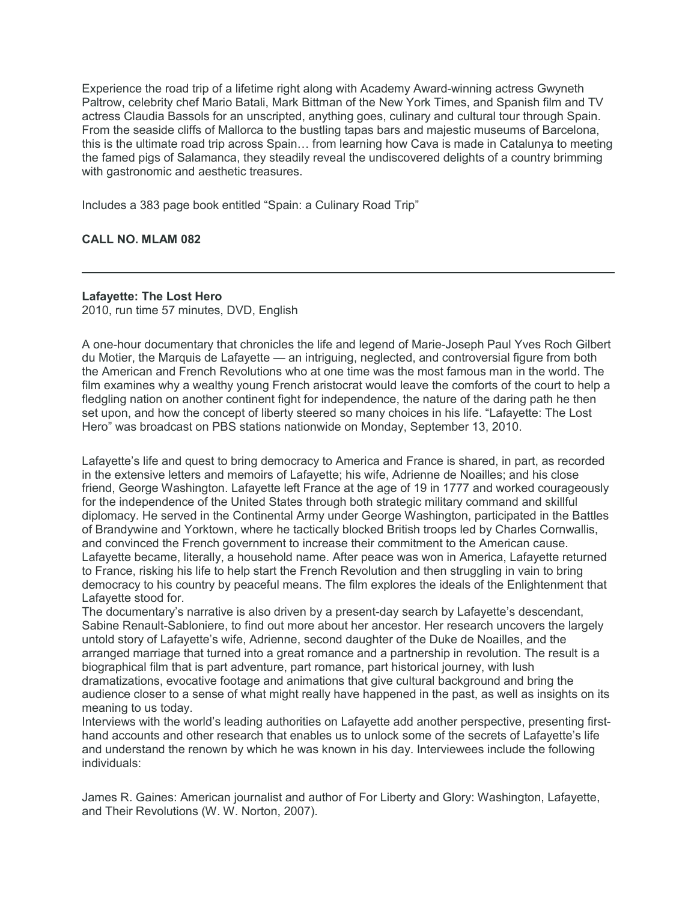Experience the road trip of a lifetime right along with Academy Award-winning actress Gwyneth Paltrow, celebrity chef Mario Batali, Mark Bittman of the New York Times, and Spanish film and TV actress Claudia Bassols for an unscripted, anything goes, culinary and cultural tour through Spain. From the seaside cliffs of Mallorca to the bustling tapas bars and majestic museums of Barcelona, this is the ultimate road trip across Spain… from learning how Cava is made in Catalunya to meeting the famed pigs of Salamanca, they steadily reveal the undiscovered delights of a country brimming with gastronomic and aesthetic treasures.

Includes a 383 page book entitled "Spain: a Culinary Road Trip"

**CALL NO. MLAM 082**

---

**Lafayette: The Lost Hero**
2010, run time 57 minutes, DVD, English

A one-hour documentary that chronicles the life and legend of Marie-Joseph Paul Yves Roch Gilbert du Motier, the Marquis de Lafayette — an intriguing, neglected, and controversial figure from both the American and French Revolutions who at one time was the most famous man in the world. The film examines why a wealthy young French aristocrat would leave the comforts of the court to help a fledgling nation on another continent fight for independence, the nature of the daring path he then set upon, and how the concept of liberty steered so many choices in his life. "Lafayette: The Lost Hero" was broadcast on PBS stations nationwide on Monday, September 13, 2010.

Lafayette's life and quest to bring democracy to America and France is shared, in part, as recorded in the extensive letters and memoirs of Lafayette; his wife, Adrienne de Noailles; and his close friend, George Washington. Lafayette left France at the age of 19 in 1777 and worked courageously for the independence of the United States through both strategic military command and skillful diplomacy. He served in the Continental Army under George Washington, participated in the Battles of Brandywine and Yorktown, where he tactically blocked British troops led by Charles Cornwallis, and convinced the French government to increase their commitment to the American cause. Lafayette became, literally, a household name. After peace was won in America, Lafayette returned to France, risking his life to help start the French Revolution and then struggling in vain to bring democracy to his country by peaceful means. The film explores the ideals of the Enlightenment that Lafayette stood for.
The documentary's narrative is also driven by a present-day search by Lafayette's descendant, Sabine Renault-Sabloniere, to find out more about her ancestor. Her research uncovers the largely untold story of Lafayette's wife, Adrienne, second daughter of the Duke de Noailles, and the arranged marriage that turned into a great romance and a partnership in revolution. The result is a biographical film that is part adventure, part romance, part historical journey, with lush dramatizations, evocative footage and animations that give cultural background and bring the audience closer to a sense of what might really have happened in the past, as well as insights on its meaning to us today.
Interviews with the world's leading authorities on Lafayette add another perspective, presenting first-hand accounts and other research that enables us to unlock some of the secrets of Lafayette's life and understand the renown by which he was known in his day. Interviewees include the following individuals:

James R. Gaines: American journalist and author of For Liberty and Glory: Washington, Lafayette, and Their Revolutions (W. W. Norton, 2007).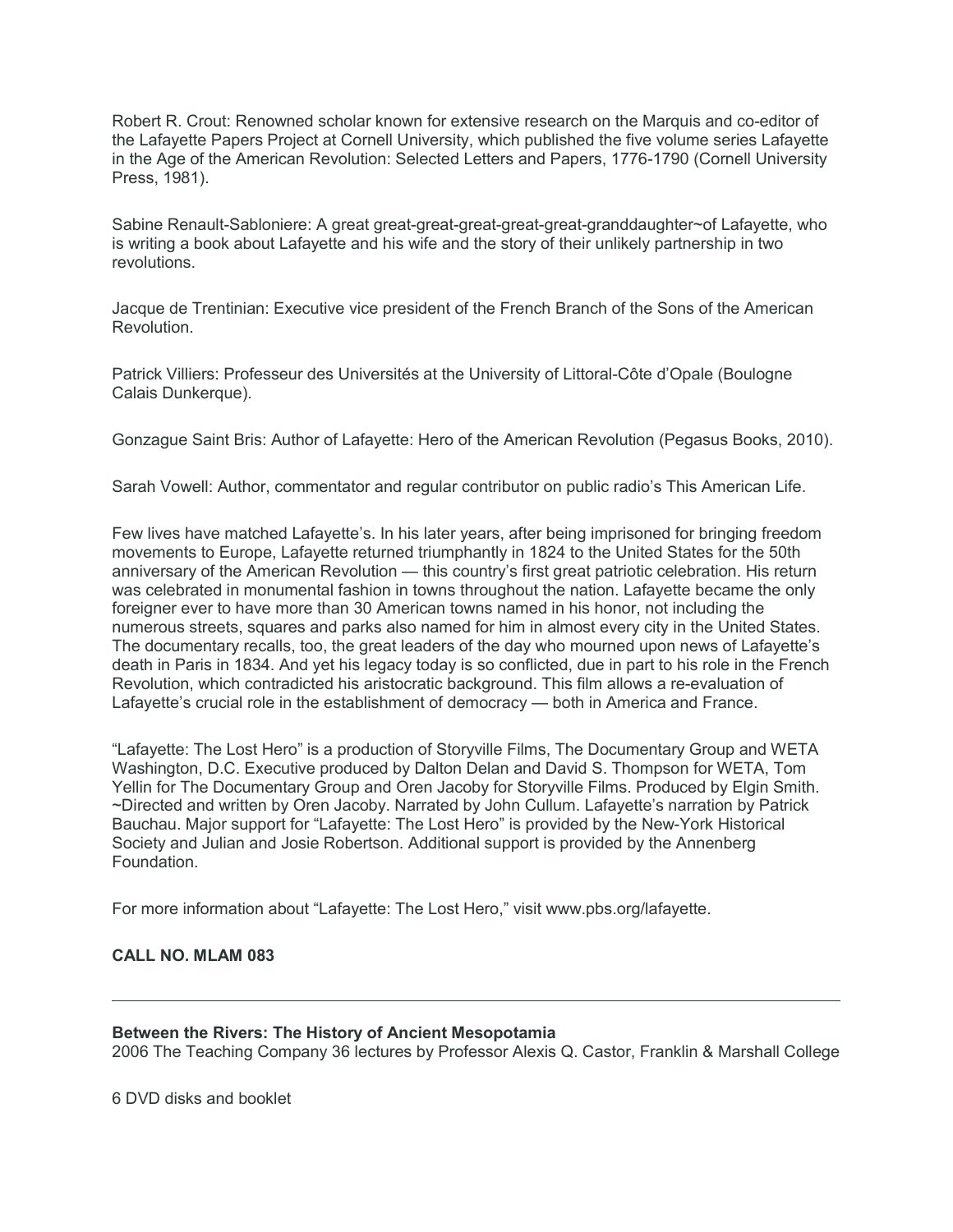Robert R. Crout: Renowned scholar known for extensive research on the Marquis and co-editor of the Lafayette Papers Project at Cornell University, which published the five volume series Lafayette in the Age of the American Revolution: Selected Letters and Papers, 1776-1790 (Cornell University Press, 1981).

Sabine Renault-Sabloniere: A great great-great-great-great-great-granddaughter~of Lafayette, who is writing a book about Lafayette and his wife and the story of their unlikely partnership in two revolutions.

Jacque de Trentinian: Executive vice president of the French Branch of the Sons of the American Revolution.

Patrick Villiers: Professeur des Universités at the University of Littoral-Côte d'Opale (Boulogne Calais Dunkerque).

Gonzague Saint Bris: Author of Lafayette: Hero of the American Revolution (Pegasus Books, 2010).

Sarah Vowell: Author, commentator and regular contributor on public radio's This American Life.

Few lives have matched Lafayette's. In his later years, after being imprisoned for bringing freedom movements to Europe, Lafayette returned triumphantly in 1824 to the United States for the 50th anniversary of the American Revolution — this country's first great patriotic celebration. His return was celebrated in monumental fashion in towns throughout the nation. Lafayette became the only foreigner ever to have more than 30 American towns named in his honor, not including the numerous streets, squares and parks also named for him in almost every city in the United States. The documentary recalls, too, the great leaders of the day who mourned upon news of Lafayette's death in Paris in 1834. And yet his legacy today is so conflicted, due in part to his role in the French Revolution, which contradicted his aristocratic background. This film allows a re-evaluation of Lafayette's crucial role in the establishment of democracy — both in America and France.

"Lafayette: The Lost Hero" is a production of Storyville Films, The Documentary Group and WETA Washington, D.C. Executive produced by Dalton Delan and David S. Thompson for WETA, Tom Yellin for The Documentary Group and Oren Jacoby for Storyville Films. Produced by Elgin Smith. ~Directed and written by Oren Jacoby. Narrated by John Cullum. Lafayette's narration by Patrick Bauchau. Major support for "Lafayette: The Lost Hero" is provided by the New-York Historical Society and Julian and Josie Robertson. Additional support is provided by the Annenberg Foundation.

For more information about "Lafayette: The Lost Hero," visit www.pbs.org/lafayette.

**CALL NO. MLAM 083**

---

**Between the Rivers: The History of Ancient Mesopotamia**
2006 The Teaching Company 36 lectures by Professor Alexis Q. Castor, Franklin & Marshall College

6 DVD disks and booklet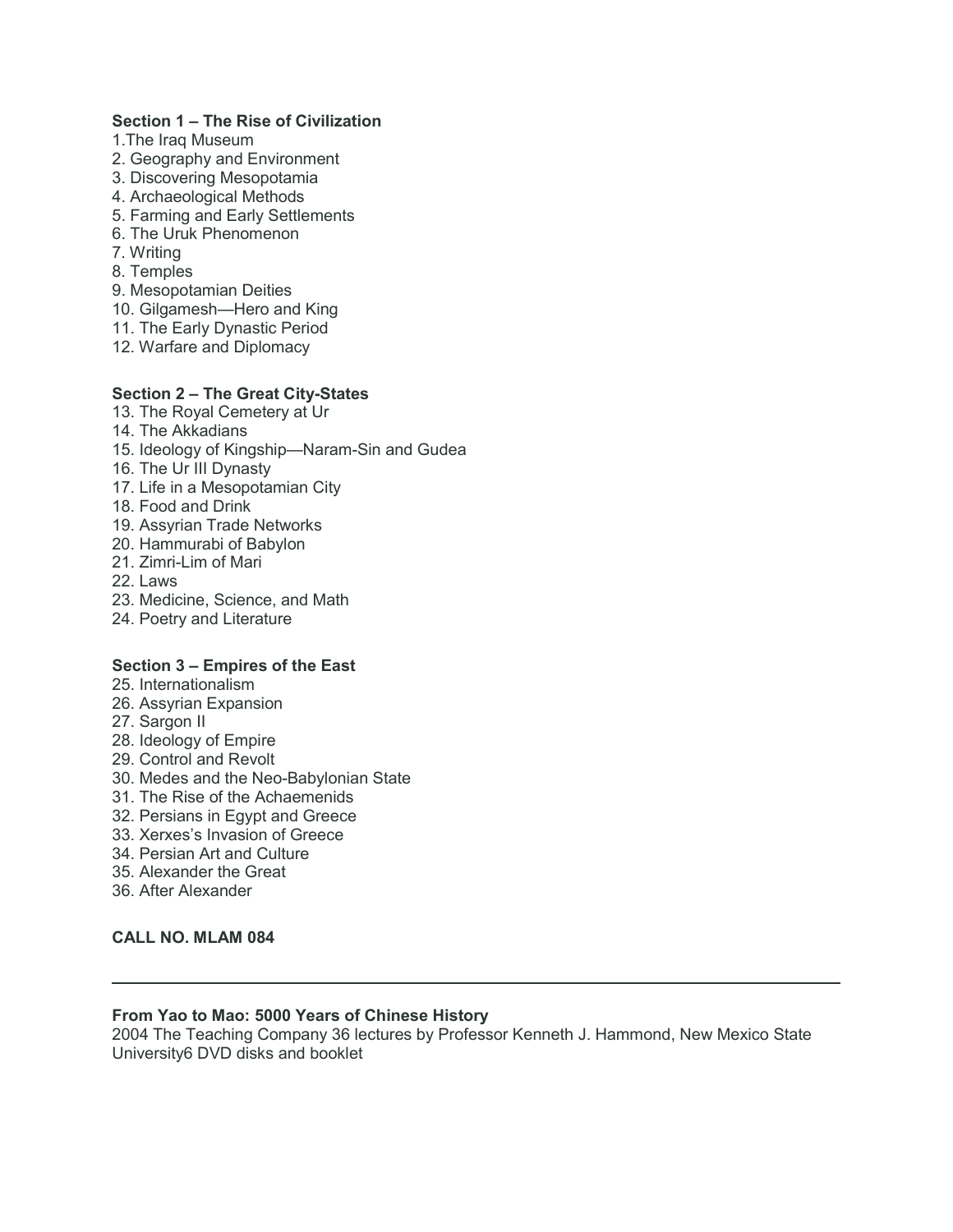**Section 1 – The Rise of Civilization**

1.The Iraq Museum
2. Geography and Environment
3. Discovering Mesopotamia
4. Archaeological Methods
5. Farming and Early Settlements
6. The Uruk Phenomenon
7. Writing
8. Temples
9. Mesopotamian Deities
10. Gilgamesh—Hero and King
11. The Early Dynastic Period
12. Warfare and Diplomacy

**Section 2 – The Great City-States**

13. The Royal Cemetery at Ur
14. The Akkadians
15. Ideology of Kingship—Naram-Sin and Gudea
16. The Ur III Dynasty
17. Life in a Mesopotamian City
18. Food and Drink
19. Assyrian Trade Networks
20. Hammurabi of Babylon
21. Zimri-Lim of Mari
22. Laws
23. Medicine, Science, and Math
24. Poetry and Literature

**Section 3 – Empires of the East**

25. Internationalism
26. Assyrian Expansion
27. Sargon II
28. Ideology of Empire
29. Control and Revolt
30. Medes and the Neo-Babylonian State
31. The Rise of the Achaemenids
32. Persians in Egypt and Greece
33. Xerxes's Invasion of Greece
34. Persian Art and Culture
35. Alexander the Great
36. After Alexander

**CALL NO. MLAM 084**

---

**From Yao to Mao: 5000 Years of Chinese History**
2004 The Teaching Company 36 lectures by Professor Kenneth J. Hammond, New Mexico State University6 DVD disks and booklet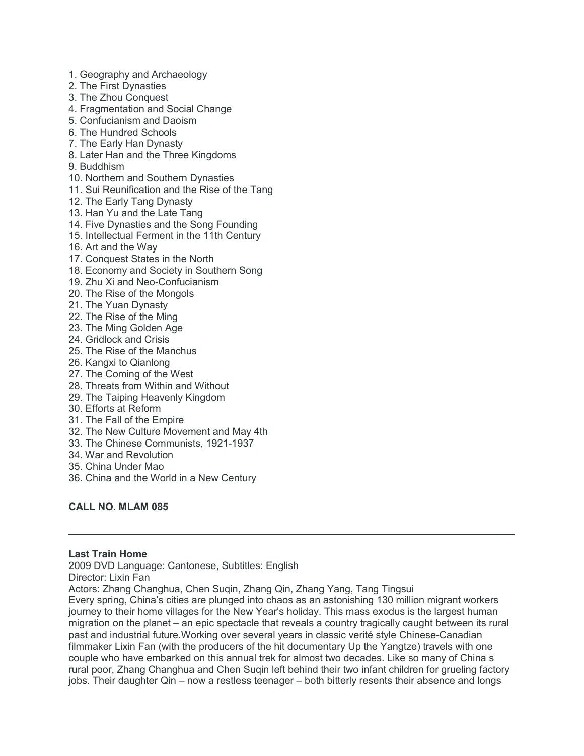1. Geography and Archaeology
2. The First Dynasties
3. The Zhou Conquest
4. Fragmentation and Social Change
5. Confucianism and Daoism
6. The Hundred Schools
7. The Early Han Dynasty
8. Later Han and the Three Kingdoms
9. Buddhism
10. Northern and Southern Dynasties
11. Sui Reunification and the Rise of the Tang
12. The Early Tang Dynasty
13. Han Yu and the Late Tang
14. Five Dynasties and the Song Founding
15. Intellectual Ferment in the 11th Century
16. Art and the Way
17. Conquest States in the North
18. Economy and Society in Southern Song
19. Zhu Xi and Neo-Confucianism
20. The Rise of the Mongols
21. The Yuan Dynasty
22. The Rise of the Ming
23. The Ming Golden Age
24. Gridlock and Crisis
25. The Rise of the Manchus
26. Kangxi to Qianlong
27. The Coming of the West
28. Threats from Within and Without
29. The Taiping Heavenly Kingdom
30. Efforts at Reform
31. The Fall of the Empire
32. The New Culture Movement and May 4th
33. The Chinese Communists, 1921-1937
34. War and Revolution
35. China Under Mao
36. China and the World in a New Century

**CALL NO. MLAM 085**

---

**Last Train Home**
2009 DVD Language: Cantonese, Subtitles: English
Director: Lixin Fan
Actors: Zhang Changhua, Chen Suqin, Zhang Qin, Zhang Yang, Tang Tingsui
Every spring, China's cities are plunged into chaos as an astonishing 130 million migrant workers journey to their home villages for the New Year's holiday. This mass exodus is the largest human migration on the planet – an epic spectacle that reveals a country tragically caught between its rural past and industrial future.Working over several years in classic verité style Chinese-Canadian filmmaker Lixin Fan (with the producers of the hit documentary Up the Yangtze) travels with one couple who have embarked on this annual trek for almost two decades. Like so many of China s rural poor, Zhang Changhua and Chen Suqin left behind their two infant children for grueling factory jobs. Their daughter Qin – now a restless teenager – both bitterly resents their absence and longs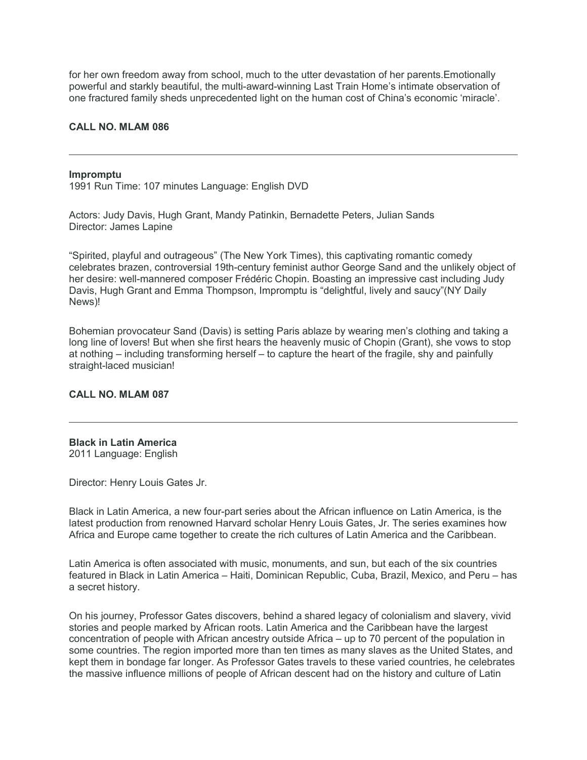for her own freedom away from school, much to the utter devastation of her parents.Emotionally powerful and starkly beautiful, the multi-award-winning Last Train Home's intimate observation of one fractured family sheds unprecedented light on the human cost of China's economic 'miracle'.

**CALL NO. MLAM 086**

---

**Impromptu**
1991 Run Time: 107 minutes Language: English DVD

Actors: Judy Davis, Hugh Grant, Mandy Patinkin, Bernadette Peters, Julian Sands
Director: James Lapine

"Spirited, playful and outrageous" (The New York Times), this captivating romantic comedy celebrates brazen, controversial 19th-century feminist author George Sand and the unlikely object of her desire: well-mannered composer Frédéric Chopin. Boasting an impressive cast including Judy Davis, Hugh Grant and Emma Thompson, Impromptu is "delightful, lively and saucy"(NY Daily News)!

Bohemian provocateur Sand (Davis) is setting Paris ablaze by wearing men's clothing and taking a long line of lovers! But when she first hears the heavenly music of Chopin (Grant), she vows to stop at nothing – including transforming herself – to capture the heart of the fragile, shy and painfully straight-laced musician!

**CALL NO. MLAM 087**

---

**Black in Latin America**
2011 Language: English

Director: Henry Louis Gates Jr.

Black in Latin America, a new four-part series about the African influence on Latin America, is the latest production from renowned Harvard scholar Henry Louis Gates, Jr. The series examines how Africa and Europe came together to create the rich cultures of Latin America and the Caribbean.

Latin America is often associated with music, monuments, and sun, but each of the six countries featured in Black in Latin America – Haiti, Dominican Republic, Cuba, Brazil, Mexico, and Peru – has a secret history.

On his journey, Professor Gates discovers, behind a shared legacy of colonialism and slavery, vivid stories and people marked by African roots. Latin America and the Caribbean have the largest concentration of people with African ancestry outside Africa – up to 70 percent of the population in some countries. The region imported more than ten times as many slaves as the United States, and kept them in bondage far longer. As Professor Gates travels to these varied countries, he celebrates the massive influence millions of people of African descent had on the history and culture of Latin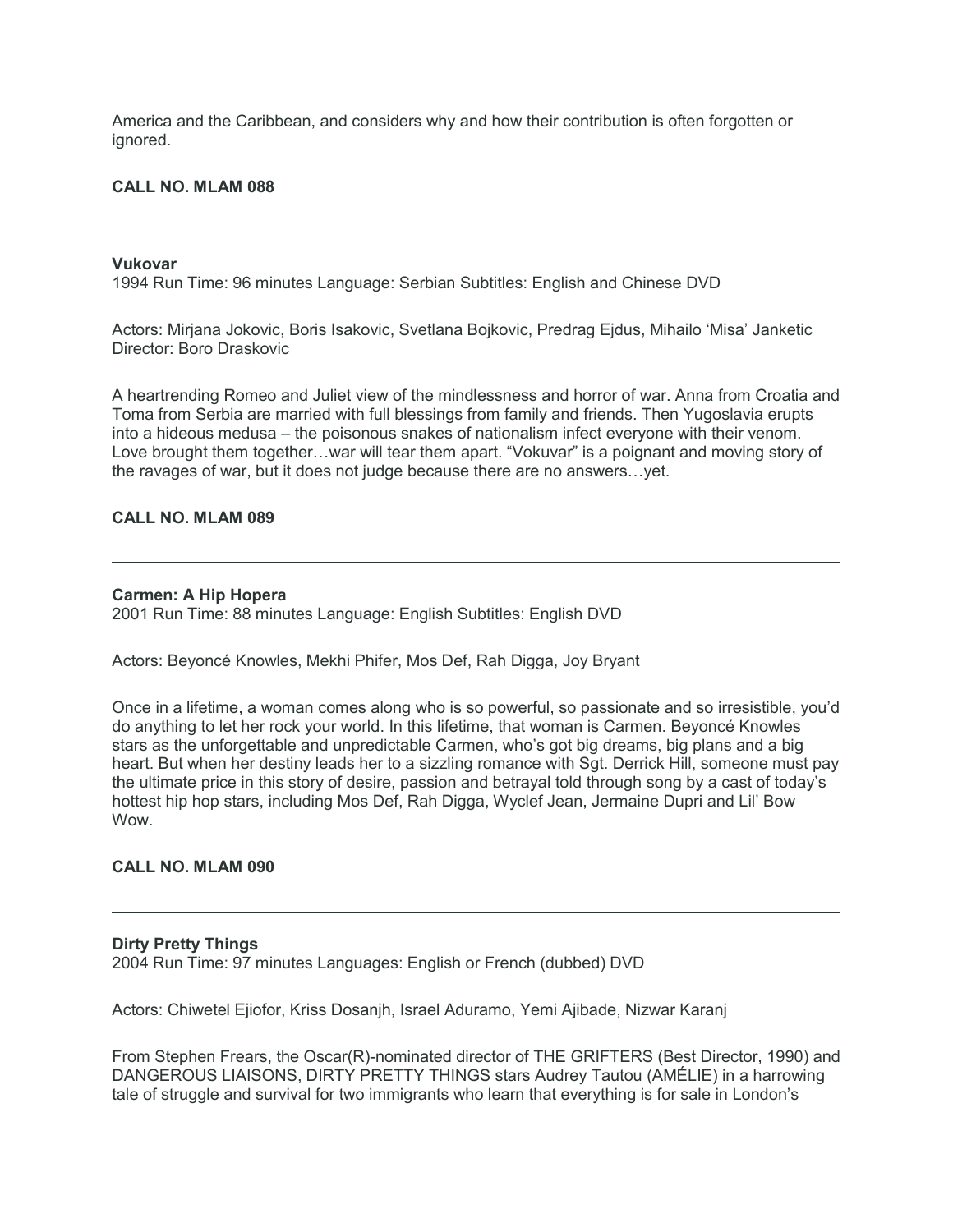America and the Caribbean, and considers why and how their contribution is often forgotten or ignored.

**CALL NO. MLAM 088**

---

**Vukovar**
1994 Run Time: 96 minutes Language: Serbian Subtitles: English and Chinese DVD

Actors: Mirjana Jokovic, Boris Isakovic, Svetlana Bojkovic, Predrag Ejdus, Mihailo 'Misa' Janketic
Director: Boro Draskovic

A heartrending Romeo and Juliet view of the mindlessness and horror of war. Anna from Croatia and Toma from Serbia are married with full blessings from family and friends. Then Yugoslavia erupts into a hideous medusa – the poisonous snakes of nationalism infect everyone with their venom. Love brought them together…war will tear them apart. "Vokuvar" is a poignant and moving story of the ravages of war, but it does not judge because there are no answers…yet.

**CALL NO. MLAM 089**

---

**Carmen: A Hip Hopera**
2001 Run Time: 88 minutes Language: English Subtitles: English DVD

Actors: Beyoncé Knowles, Mekhi Phifer, Mos Def, Rah Digga, Joy Bryant

Once in a lifetime, a woman comes along who is so powerful, so passionate and so irresistible, you'd do anything to let her rock your world. In this lifetime, that woman is Carmen. Beyoncé Knowles stars as the unforgettable and unpredictable Carmen, who's got big dreams, big plans and a big heart. But when her destiny leads her to a sizzling romance with Sgt. Derrick Hill, someone must pay the ultimate price in this story of desire, passion and betrayal told through song by a cast of today's hottest hip hop stars, including Mos Def, Rah Digga, Wyclef Jean, Jermaine Dupri and Lil' Bow Wow.

**CALL NO. MLAM 090**

---

**Dirty Pretty Things**
2004 Run Time: 97 minutes Languages: English or French (dubbed) DVD

Actors: Chiwetel Ejiofor, Kriss Dosanjh, Israel Aduramo, Yemi Ajibade, Nizwar Karanj

From Stephen Frears, the Oscar(R)-nominated director of THE GRIFTERS (Best Director, 1990) and DANGEROUS LIAISONS, DIRTY PRETTY THINGS stars Audrey Tautou (AMÉLIE) in a harrowing tale of struggle and survival for two immigrants who learn that everything is for sale in London's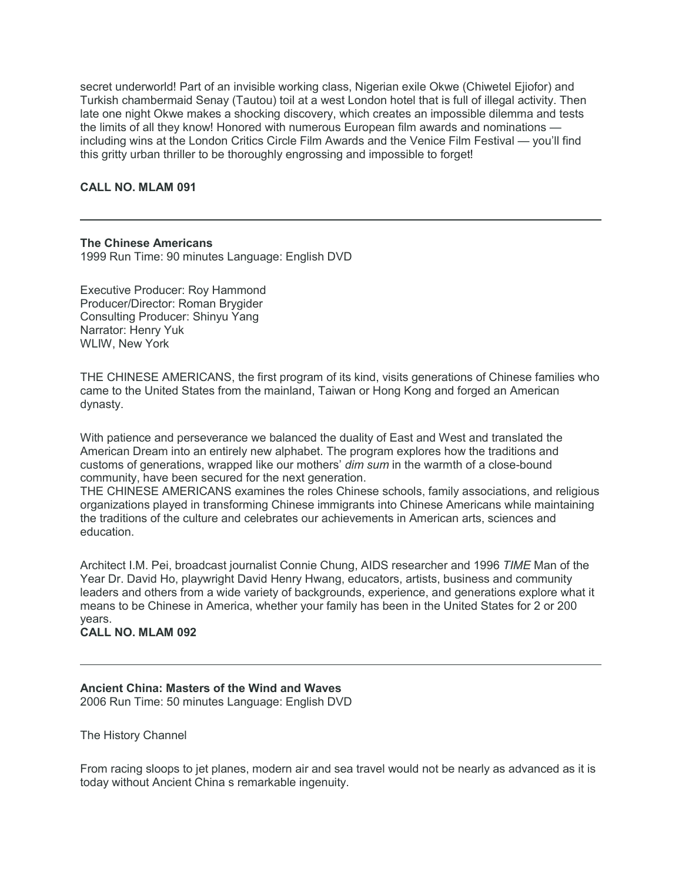secret underworld! Part of an invisible working class, Nigerian exile Okwe (Chiwetel Ejiofor) and Turkish chambermaid Senay (Tautou) toil at a west London hotel that is full of illegal activity. Then late one night Okwe makes a shocking discovery, which creates an impossible dilemma and tests the limits of all they know! Honored with numerous European film awards and nominations — including wins at the London Critics Circle Film Awards and the Venice Film Festival — you'll find this gritty urban thriller to be thoroughly engrossing and impossible to forget!

**CALL NO. MLAM 091**

---

**The Chinese Americans**
1999 Run Time: 90 minutes Language: English DVD

Executive Producer: Roy Hammond
Producer/Director: Roman Brygider
Consulting Producer: Shinyu Yang
Narrator: Henry Yuk
WLIW, New York

THE CHINESE AMERICANS, the first program of its kind, visits generations of Chinese families who came to the United States from the mainland, Taiwan or Hong Kong and forged an American dynasty.

With patience and perseverance we balanced the duality of East and West and translated the American Dream into an entirely new alphabet. The program explores how the traditions and customs of generations, wrapped like our mothers' *dim sum* in the warmth of a close-bound community, have been secured for the next generation.
THE CHINESE AMERICANS examines the roles Chinese schools, family associations, and religious organizations played in transforming Chinese immigrants into Chinese Americans while maintaining the traditions of the culture and celebrates our achievements in American arts, sciences and education.

Architect I.M. Pei, broadcast journalist Connie Chung, AIDS researcher and 1996 *TIME* Man of the Year Dr. David Ho, playwright David Henry Hwang, educators, artists, business and community leaders and others from a wide variety of backgrounds, experience, and generations explore what it means to be Chinese in America, whether your family has been in the United States for 2 or 200 years.
**CALL NO. MLAM 092**

---

**Ancient China: Masters of the Wind and Waves**
2006 Run Time: 50 minutes Language: English DVD

The History Channel

From racing sloops to jet planes, modern air and sea travel would not be nearly as advanced as it is today without Ancient China s remarkable ingenuity.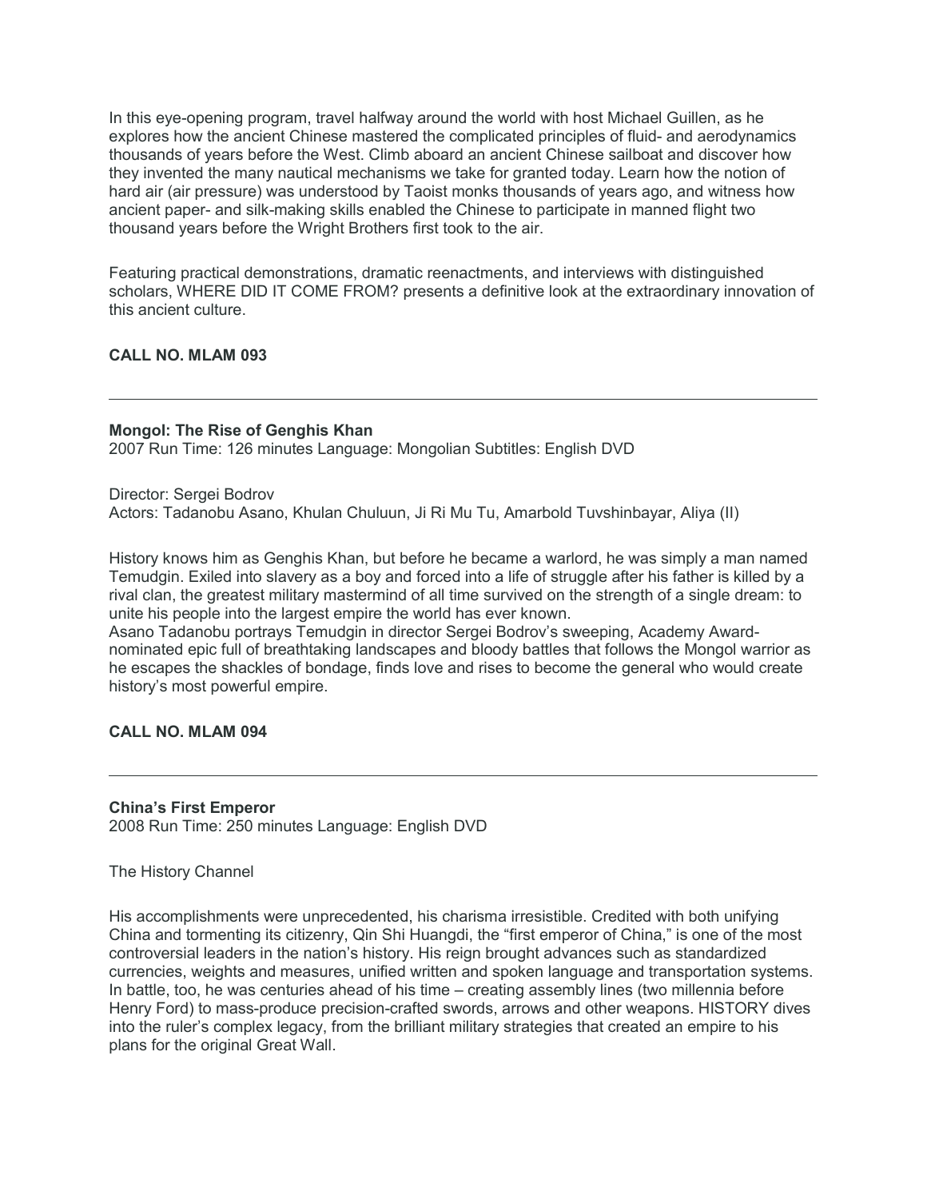In this eye-opening program, travel halfway around the world with host Michael Guillen, as he explores how the ancient Chinese mastered the complicated principles of fluid- and aerodynamics thousands of years before the West. Climb aboard an ancient Chinese sailboat and discover how they invented the many nautical mechanisms we take for granted today. Learn how the notion of hard air (air pressure) was understood by Taoist monks thousands of years ago, and witness how ancient paper- and silk-making skills enabled the Chinese to participate in manned flight two thousand years before the Wright Brothers first took to the air.

Featuring practical demonstrations, dramatic reenactments, and interviews with distinguished scholars, WHERE DID IT COME FROM? presents a definitive look at the extraordinary innovation of this ancient culture.

**CALL NO. MLAM 093**

---

**Mongol: The Rise of Genghis Khan**
2007 Run Time: 126 minutes Language: Mongolian Subtitles: English DVD

Director: Sergei Bodrov
Actors: Tadanobu Asano, Khulan Chuluun, Ji Ri Mu Tu, Amarbold Tuvshinbayar, Aliya (II)

History knows him as Genghis Khan, but before he became a warlord, he was simply a man named Temudgin. Exiled into slavery as a boy and forced into a life of struggle after his father is killed by a rival clan, the greatest military mastermind of all time survived on the strength of a single dream: to unite his people into the largest empire the world has ever known.
Asano Tadanobu portrays Temudgin in director Sergei Bodrov's sweeping, Academy Award-nominated epic full of breathtaking landscapes and bloody battles that follows the Mongol warrior as he escapes the shackles of bondage, finds love and rises to become the general who would create history's most powerful empire.

**CALL NO. MLAM 094**

---

**China's First Emperor**
2008 Run Time: 250 minutes Language: English DVD

The History Channel

His accomplishments were unprecedented, his charisma irresistible. Credited with both unifying China and tormenting its citizenry, Qin Shi Huangdi, the "first emperor of China," is one of the most controversial leaders in the nation's history. His reign brought advances such as standardized currencies, weights and measures, unified written and spoken language and transportation systems. In battle, too, he was centuries ahead of his time – creating assembly lines (two millennia before Henry Ford) to mass-produce precision-crafted swords, arrows and other weapons. HISTORY dives into the ruler's complex legacy, from the brilliant military strategies that created an empire to his plans for the original Great Wall.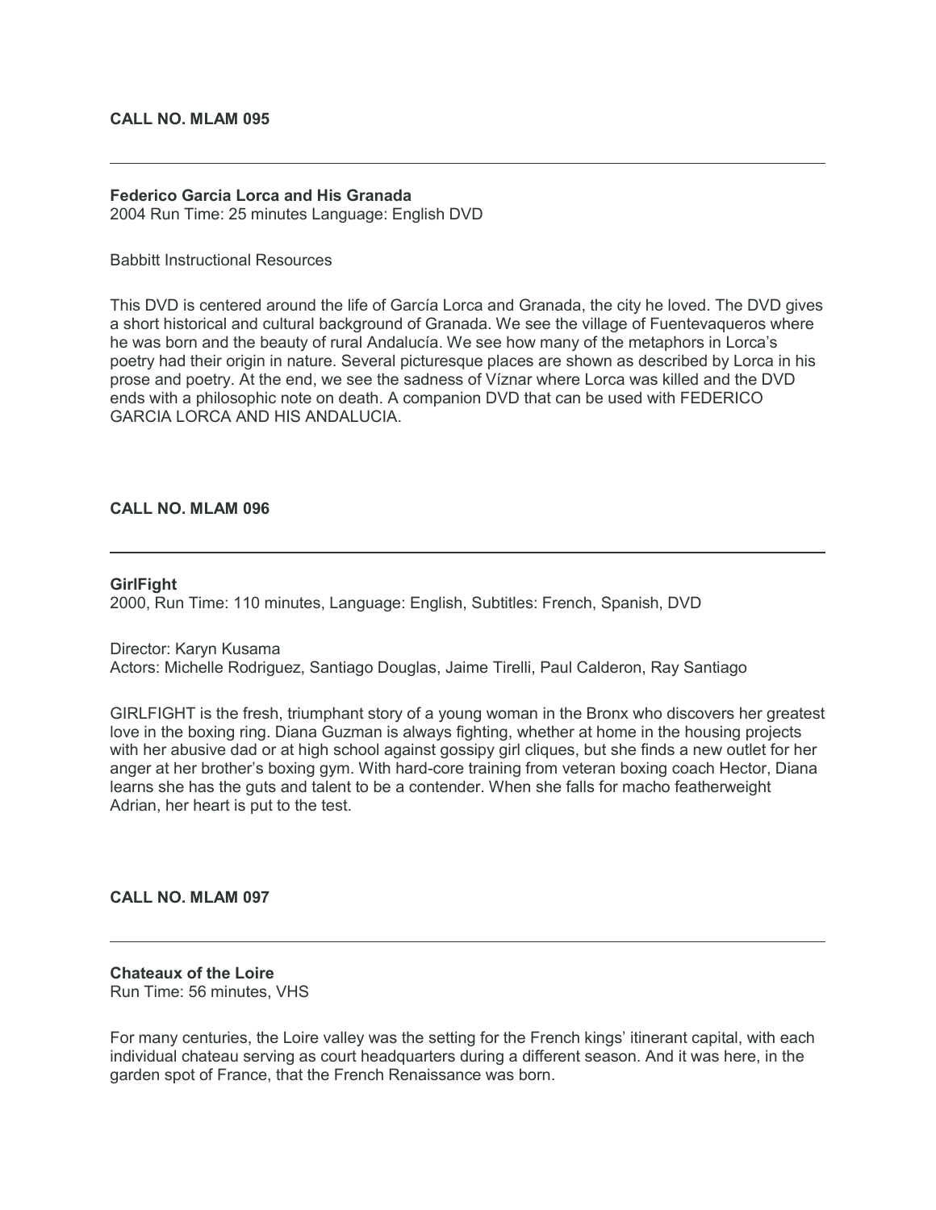**CALL NO. MLAM 095**

---

**Federico Garcia Lorca and His Granada**
2004 Run Time: 25 minutes Language: English DVD

Babbitt Instructional Resources

This DVD is centered around the life of García Lorca and Granada, the city he loved. The DVD gives a short historical and cultural background of Granada. We see the village of Fuentevaqueros where he was born and the beauty of rural Andalucía. We see how many of the metaphors in Lorca's poetry had their origin in nature. Several picturesque places are shown as described by Lorca in his prose and poetry. At the end, we see the sadness of Víznar where Lorca was killed and the DVD ends with a philosophic note on death. A companion DVD that can be used with FEDERICO GARCIA LORCA AND HIS ANDALUCIA.

**CALL NO. MLAM 096**

---

**GirlFight**
2000, Run Time: 110 minutes, Language: English, Subtitles: French, Spanish, DVD

Director: Karyn Kusama
Actors: Michelle Rodriguez, Santiago Douglas, Jaime Tirelli, Paul Calderon, Ray Santiago

GIRLFIGHT is the fresh, triumphant story of a young woman in the Bronx who discovers her greatest love in the boxing ring. Diana Guzman is always fighting, whether at home in the housing projects with her abusive dad or at high school against gossipy girl cliques, but she finds a new outlet for her anger at her brother's boxing gym. With hard-core training from veteran boxing coach Hector, Diana learns she has the guts and talent to be a contender. When she falls for macho featherweight Adrian, her heart is put to the test.

**CALL NO. MLAM 097**

---

**Chateaux of the Loire**
Run Time: 56 minutes, VHS

For many centuries, the Loire valley was the setting for the French kings' itinerant capital, with each individual chateau serving as court headquarters during a different season. And it was here, in the garden spot of France, that the French Renaissance was born.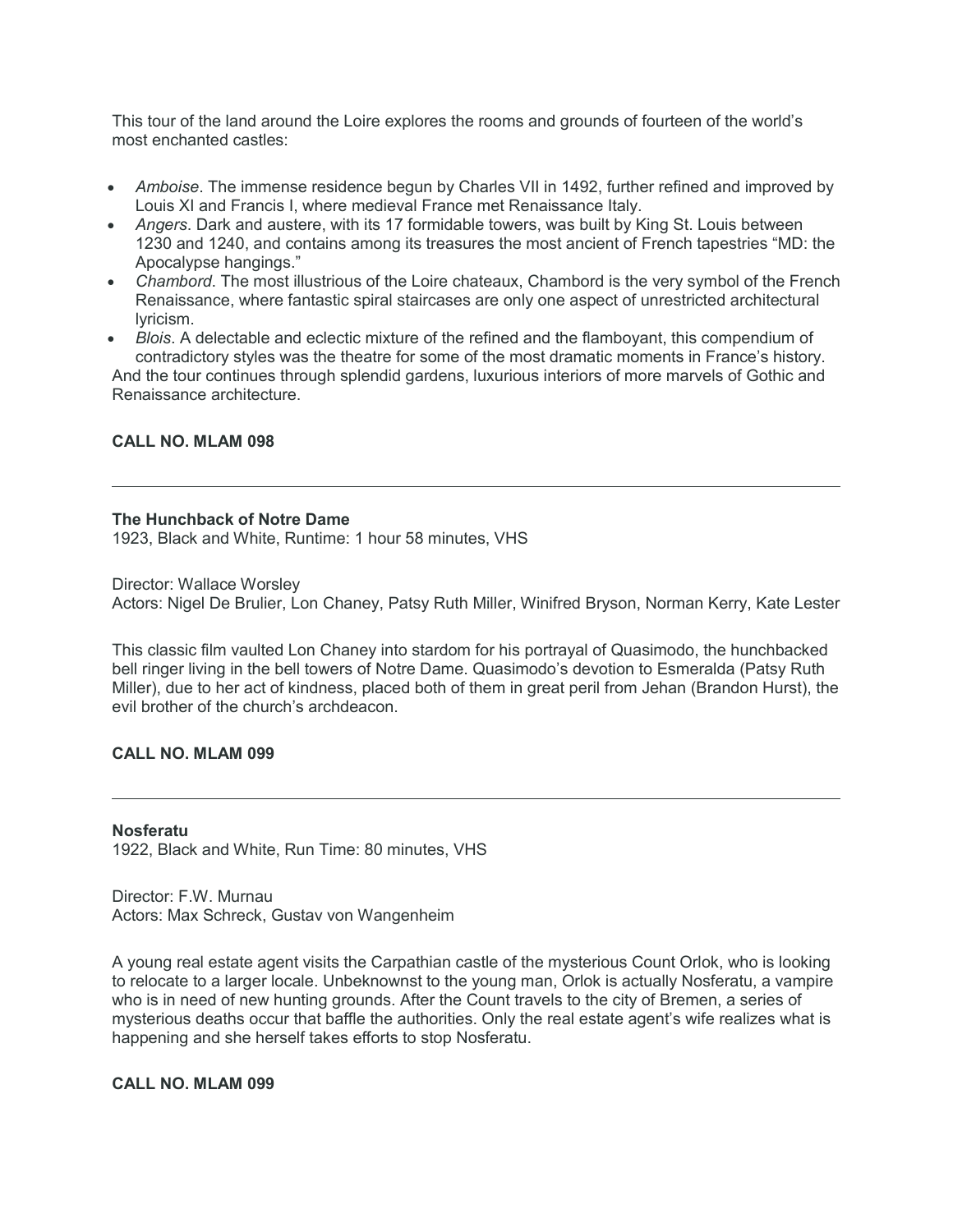This tour of the land around the Loire explores the rooms and grounds of fourteen of the world's most enchanted castles:

- *Amboise*. The immense residence begun by Charles VII in 1492, further refined and improved by Louis XI and Francis I, where medieval France met Renaissance Italy.
- *Angers*. Dark and austere, with its 17 formidable towers, was built by King St. Louis between 1230 and 1240, and contains among its treasures the most ancient of French tapestries "MD: the Apocalypse hangings."
- *Chambord*. The most illustrious of the Loire chateaux, Chambord is the very symbol of the French Renaissance, where fantastic spiral staircases are only one aspect of unrestricted architectural lyricism.
- *Blois*. A delectable and eclectic mixture of the refined and the flamboyant, this compendium of contradictory styles was the theatre for some of the most dramatic moments in France's history.

And the tour continues through splendid gardens, luxurious interiors of more marvels of Gothic and Renaissance architecture.

**CALL NO. MLAM 098**

---

**The Hunchback of Notre Dame**
1923, Black and White, Runtime: 1 hour 58 minutes, VHS

Director: Wallace Worsley
Actors: Nigel De Brulier, Lon Chaney, Patsy Ruth Miller, Winifred Bryson, Norman Kerry, Kate Lester

This classic film vaulted Lon Chaney into stardom for his portrayal of Quasimodo, the hunchbacked bell ringer living in the bell towers of Notre Dame. Quasimodo's devotion to Esmeralda (Patsy Ruth Miller), due to her act of kindness, placed both of them in great peril from Jehan (Brandon Hurst), the evil brother of the church's archdeacon.

**CALL NO. MLAM 099**

---

**Nosferatu**
1922, Black and White, Run Time: 80 minutes, VHS

Director: F.W. Murnau
Actors: Max Schreck, Gustav von Wangenheim

A young real estate agent visits the Carpathian castle of the mysterious Count Orlok, who is looking to relocate to a larger locale. Unbeknownst to the young man, Orlok is actually Nosferatu, a vampire who is in need of new hunting grounds. After the Count travels to the city of Bremen, a series of mysterious deaths occur that baffle the authorities. Only the real estate agent's wife realizes what is happening and she herself takes efforts to stop Nosferatu.

**CALL NO. MLAM 099**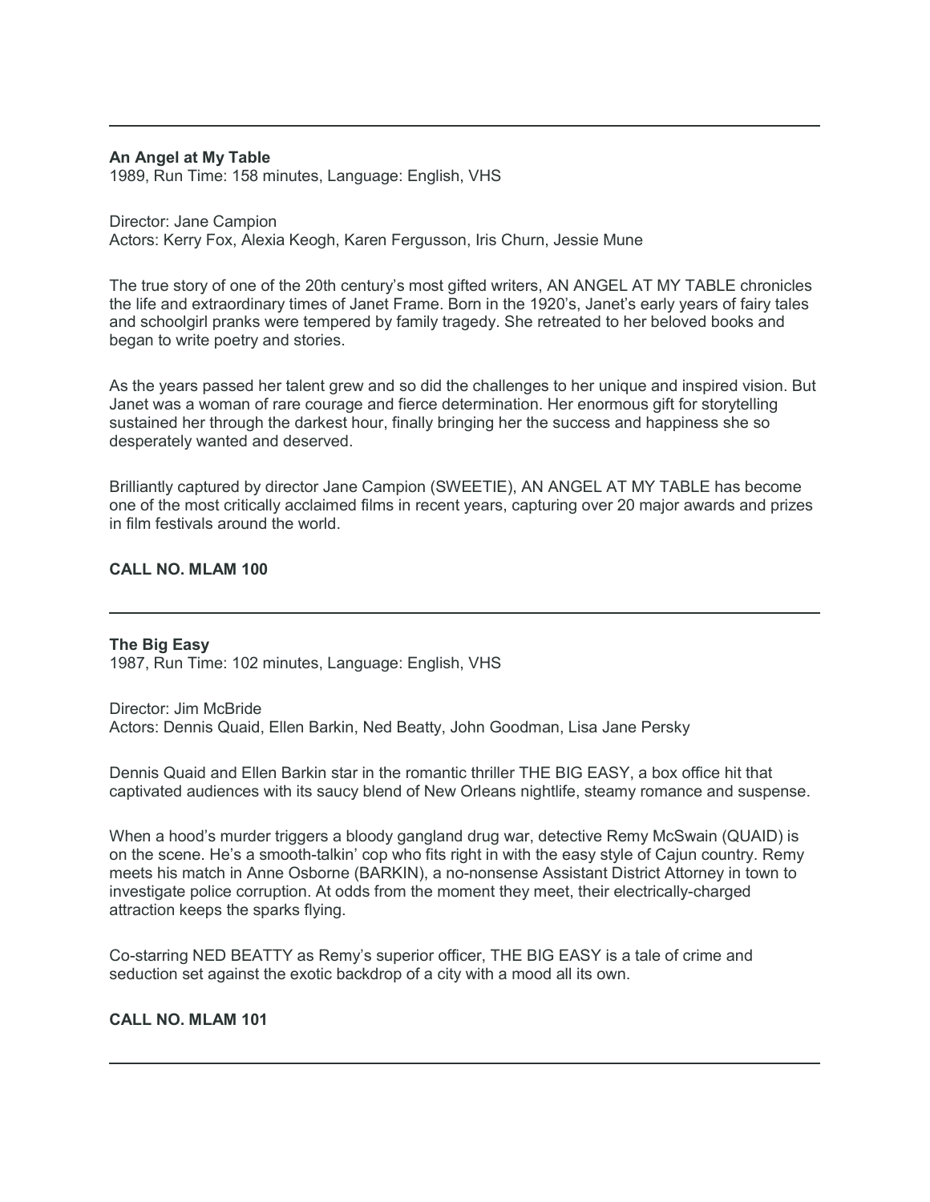---

**An Angel at My Table**
1989, Run Time: 158 minutes, Language: English, VHS

Director: Jane Campion
Actors: Kerry Fox, Alexia Keogh, Karen Fergusson, Iris Churn, Jessie Mune

The true story of one of the 20th century's most gifted writers, AN ANGEL AT MY TABLE chronicles the life and extraordinary times of Janet Frame. Born in the 1920's, Janet's early years of fairy tales and schoolgirl pranks were tempered by family tragedy. She retreated to her beloved books and began to write poetry and stories.

As the years passed her talent grew and so did the challenges to her unique and inspired vision. But Janet was a woman of rare courage and fierce determination. Her enormous gift for storytelling sustained her through the darkest hour, finally bringing her the success and happiness she so desperately wanted and deserved.

Brilliantly captured by director Jane Campion (SWEETIE), AN ANGEL AT MY TABLE has become one of the most critically acclaimed films in recent years, capturing over 20 major awards and prizes in film festivals around the world.

**CALL NO. MLAM 100**

---

**The Big Easy**
1987, Run Time: 102 minutes, Language: English, VHS

Director: Jim McBride
Actors: Dennis Quaid, Ellen Barkin, Ned Beatty, John Goodman, Lisa Jane Persky

Dennis Quaid and Ellen Barkin star in the romantic thriller THE BIG EASY, a box office hit that captivated audiences with its saucy blend of New Orleans nightlife, steamy romance and suspense.

When a hood's murder triggers a bloody gangland drug war, detective Remy McSwain (QUAID) is on the scene. He's a smooth-talkin' cop who fits right in with the easy style of Cajun country. Remy meets his match in Anne Osborne (BARKIN), a no-nonsense Assistant District Attorney in town to investigate police corruption. At odds from the moment they meet, their electrically-charged attraction keeps the sparks flying.

Co-starring NED BEATTY as Remy's superior officer, THE BIG EASY is a tale of crime and seduction set against the exotic backdrop of a city with a mood all its own.

**CALL NO. MLAM 101**

---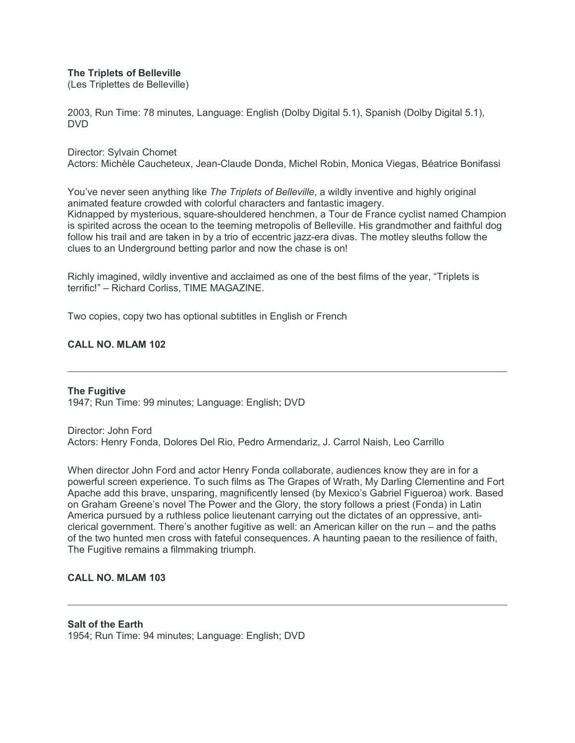**The Triplets of Belleville**
(Les Triplettes de Belleville)

2003, Run Time: 78 minutes, Language: English (Dolby Digital 5.1), Spanish (Dolby Digital 5.1), DVD

Director: Sylvain Chomet
Actors: Michèle Caucheteux, Jean-Claude Donda, Michel Robin, Monica Viegas, Béatrice Bonifassi

You've never seen anything like *The Triplets of Belleville*, a wildly inventive and highly original animated feature crowded with colorful characters and fantastic imagery.
Kidnapped by mysterious, square-shouldered henchmen, a Tour de France cyclist named Champion is spirited across the ocean to the teeming metropolis of Belleville. His grandmother and faithful dog follow his trail and are taken in by a trio of eccentric jazz-era divas. The motley sleuths follow the clues to an Underground betting parlor and now the chase is on!

Richly imagined, wildly inventive and acclaimed as one of the best films of the year, "Triplets is terrific!" – Richard Corliss, TIME MAGAZINE.

Two copies, copy two has optional subtitles in English or French

**CALL NO. MLAM 102**

---

**The Fugitive**
1947; Run Time: 99 minutes; Language: English; DVD

Director: John Ford
Actors: Henry Fonda, Dolores Del Rio, Pedro Armendariz, J. Carrol Naish, Leo Carrillo

When director John Ford and actor Henry Fonda collaborate, audiences know they are in for a powerful screen experience. To such films as The Grapes of Wrath, My Darling Clementine and Fort Apache add this brave, unsparing, magnificently lensed (by Mexico's Gabriel Figueroa) work. Based on Graham Greene's novel The Power and the Glory, the story follows a priest (Fonda) in Latin America pursued by a ruthless police lieutenant carrying out the dictates of an oppressive, anti-clerical government. There's another fugitive as well: an American killer on the run – and the paths of the two hunted men cross with fateful consequences. A haunting paean to the resilience of faith, The Fugitive remains a filmmaking triumph.

**CALL NO. MLAM 103**

---

**Salt of the Earth**
1954; Run Time: 94 minutes; Language: English; DVD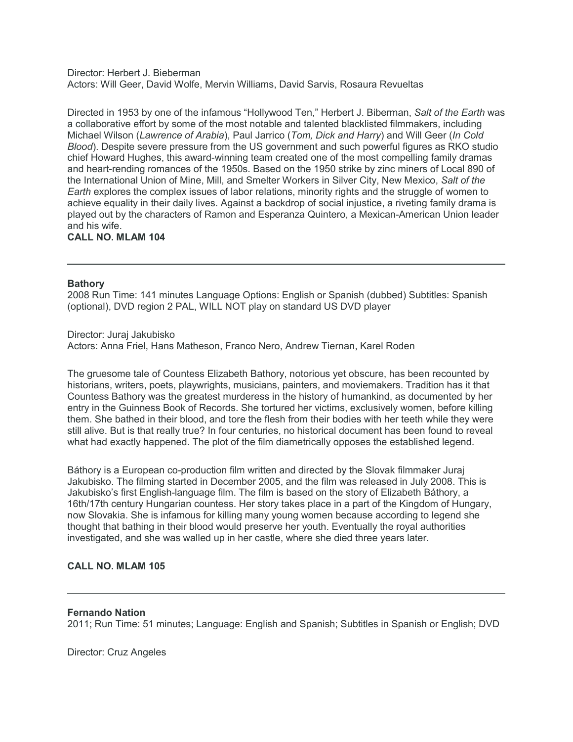Director: Herbert J. Bieberman
Actors: Will Geer, David Wolfe, Mervin Williams, David Sarvis, Rosaura Revueltas

Directed in 1953 by one of the infamous "Hollywood Ten," Herbert J. Biberman, *Salt of the Earth* was a collaborative effort by some of the most notable and talented blacklisted filmmakers, including Michael Wilson (*Lawrence of Arabia*), Paul Jarrico (*Tom, Dick and Harry*) and Will Geer (*In Cold Blood*). Despite severe pressure from the US government and such powerful figures as RKO studio chief Howard Hughes, this award-winning team created one of the most compelling family dramas and heart-rending romances of the 1950s. Based on the 1950 strike by zinc miners of Local 890 of the International Union of Mine, Mill, and Smelter Workers in Silver City, New Mexico, *Salt of the Earth* explores the complex issues of labor relations, minority rights and the struggle of women to achieve equality in their daily lives. Against a backdrop of social injustice, a riveting family drama is played out by the characters of Ramon and Esperanza Quintero, a Mexican-American Union leader and his wife.

**CALL NO. MLAM 104**

---

**Bathory**
2008 Run Time: 141 minutes Language Options: English or Spanish (dubbed) Subtitles: Spanish (optional), DVD region 2 PAL, WILL NOT play on standard US DVD player

Director: Juraj Jakubisko
Actors: Anna Friel, Hans Matheson, Franco Nero, Andrew Tiernan, Karel Roden

The gruesome tale of Countess Elizabeth Bathory, notorious yet obscure, has been recounted by historians, writers, poets, playwrights, musicians, painters, and moviemakers. Tradition has it that Countess Bathory was the greatest murderess in the history of humankind, as documented by her entry in the Guinness Book of Records. She tortured her victims, exclusively women, before killing them. She bathed in their blood, and tore the flesh from their bodies with her teeth while they were still alive. But is that really true? In four centuries, no historical document has been found to reveal what had exactly happened. The plot of the film diametrically opposes the established legend.

Báthory is a European co-production film written and directed by the Slovak filmmaker Juraj Jakubisko. The filming started in December 2005, and the film was released in July 2008. This is Jakubisko's first English-language film. The film is based on the story of Elizabeth Báthory, a 16th/17th century Hungarian countess. Her story takes place in a part of the Kingdom of Hungary, now Slovakia. She is infamous for killing many young women because according to legend she thought that bathing in their blood would preserve her youth. Eventually the royal authorities investigated, and she was walled up in her castle, where she died three years later.

**CALL NO. MLAM 105**

---

**Fernando Nation**
2011; Run Time: 51 minutes; Language: English and Spanish; Subtitles in Spanish or English; DVD

Director: Cruz Angeles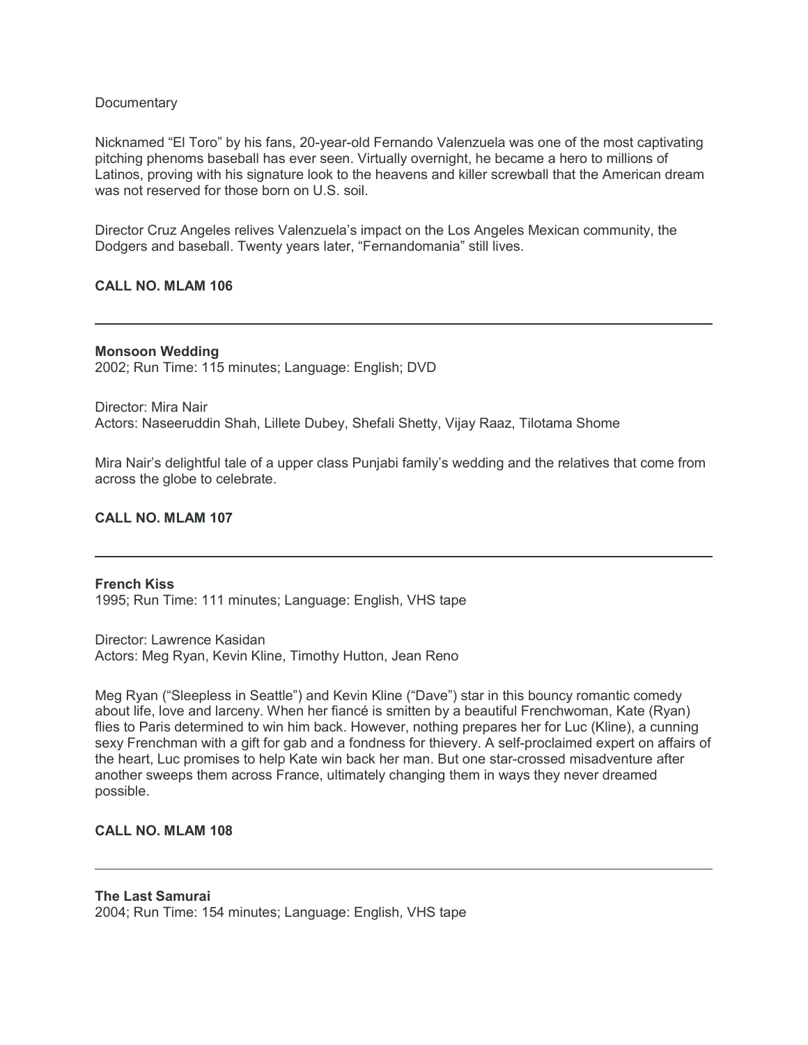Documentary

Nicknamed “El Toro” by his fans, 20-year-old Fernando Valenzuela was one of the most captivating pitching phenoms baseball has ever seen. Virtually overnight, he became a hero to millions of Latinos, proving with his signature look to the heavens and killer screwball that the American dream was not reserved for those born on U.S. soil.

Director Cruz Angeles relives Valenzuela’s impact on the Los Angeles Mexican community, the Dodgers and baseball. Twenty years later, “Fernandomania” still lives.

**CALL NO. MLAM 106**

---

**Monsoon Wedding**
2002; Run Time: 115 minutes; Language: English; DVD

Director: Mira Nair
Actors: Naseeruddin Shah, Lillete Dubey, Shefali Shetty, Vijay Raaz, Tilotama Shome

Mira Nair’s delightful tale of a upper class Punjabi family’s wedding and the relatives that come from across the globe to celebrate.

**CALL NO. MLAM 107**

---

**French Kiss**
1995; Run Time: 111 minutes; Language: English, VHS tape

Director: Lawrence Kasidan
Actors: Meg Ryan, Kevin Kline, Timothy Hutton, Jean Reno

Meg Ryan (“Sleepless in Seattle”) and Kevin Kline (“Dave”) star in this bouncy romantic comedy about life, love and larceny. When her fiancé is smitten by a beautiful Frenchwoman, Kate (Ryan) flies to Paris determined to win him back. However, nothing prepares her for Luc (Kline), a cunning sexy Frenchman with a gift for gab and a fondness for thievery. A self-proclaimed expert on affairs of the heart, Luc promises to help Kate win back her man. But one star-crossed misadventure after another sweeps them across France, ultimately changing them in ways they never dreamed possible.

**CALL NO. MLAM 108**

---

**The Last Samurai**
2004; Run Time: 154 minutes; Language: English, VHS tape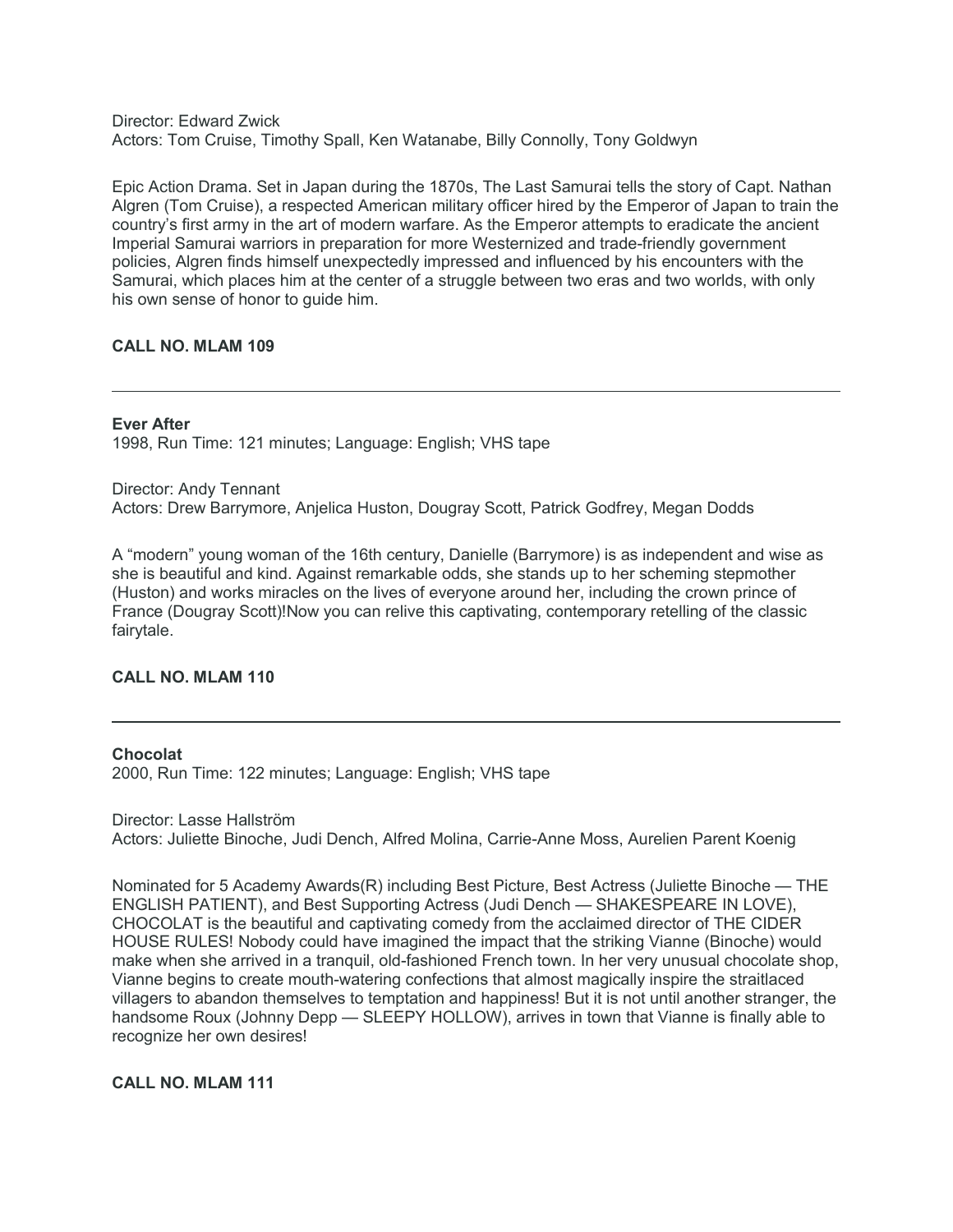Director: Edward Zwick
Actors: Tom Cruise, Timothy Spall, Ken Watanabe, Billy Connolly, Tony Goldwyn

Epic Action Drama. Set in Japan during the 1870s, The Last Samurai tells the story of Capt. Nathan Algren (Tom Cruise), a respected American military officer hired by the Emperor of Japan to train the country's first army in the art of modern warfare. As the Emperor attempts to eradicate the ancient Imperial Samurai warriors in preparation for more Westernized and trade-friendly government policies, Algren finds himself unexpectedly impressed and influenced by his encounters with the Samurai, which places him at the center of a struggle between two eras and two worlds, with only his own sense of honor to guide him.

**CALL NO. MLAM 109**

---

**Ever After**
1998, Run Time: 121 minutes; Language: English; VHS tape

Director: Andy Tennant
Actors: Drew Barrymore, Anjelica Huston, Dougray Scott, Patrick Godfrey, Megan Dodds

A "modern" young woman of the 16th century, Danielle (Barrymore) is as independent and wise as she is beautiful and kind. Against remarkable odds, she stands up to her scheming stepmother (Huston) and works miracles on the lives of everyone around her, including the crown prince of France (Dougray Scott)!Now you can relive this captivating, contemporary retelling of the classic fairytale.

**CALL NO. MLAM 110**

---

**Chocolat**
2000, Run Time: 122 minutes; Language: English; VHS tape

Director: Lasse Hallström
Actors: Juliette Binoche, Judi Dench, Alfred Molina, Carrie-Anne Moss, Aurelien Parent Koenig

Nominated for 5 Academy Awards(R) including Best Picture, Best Actress (Juliette Binoche — THE ENGLISH PATIENT), and Best Supporting Actress (Judi Dench — SHAKESPEARE IN LOVE), CHOCOLAT is the beautiful and captivating comedy from the acclaimed director of THE CIDER HOUSE RULES! Nobody could have imagined the impact that the striking Vianne (Binoche) would make when she arrived in a tranquil, old-fashioned French town. In her very unusual chocolate shop, Vianne begins to create mouth-watering confections that almost magically inspire the straitlaced villagers to abandon themselves to temptation and happiness! But it is not until another stranger, the handsome Roux (Johnny Depp — SLEEPY HOLLOW), arrives in town that Vianne is finally able to recognize her own desires!

**CALL NO. MLAM 111**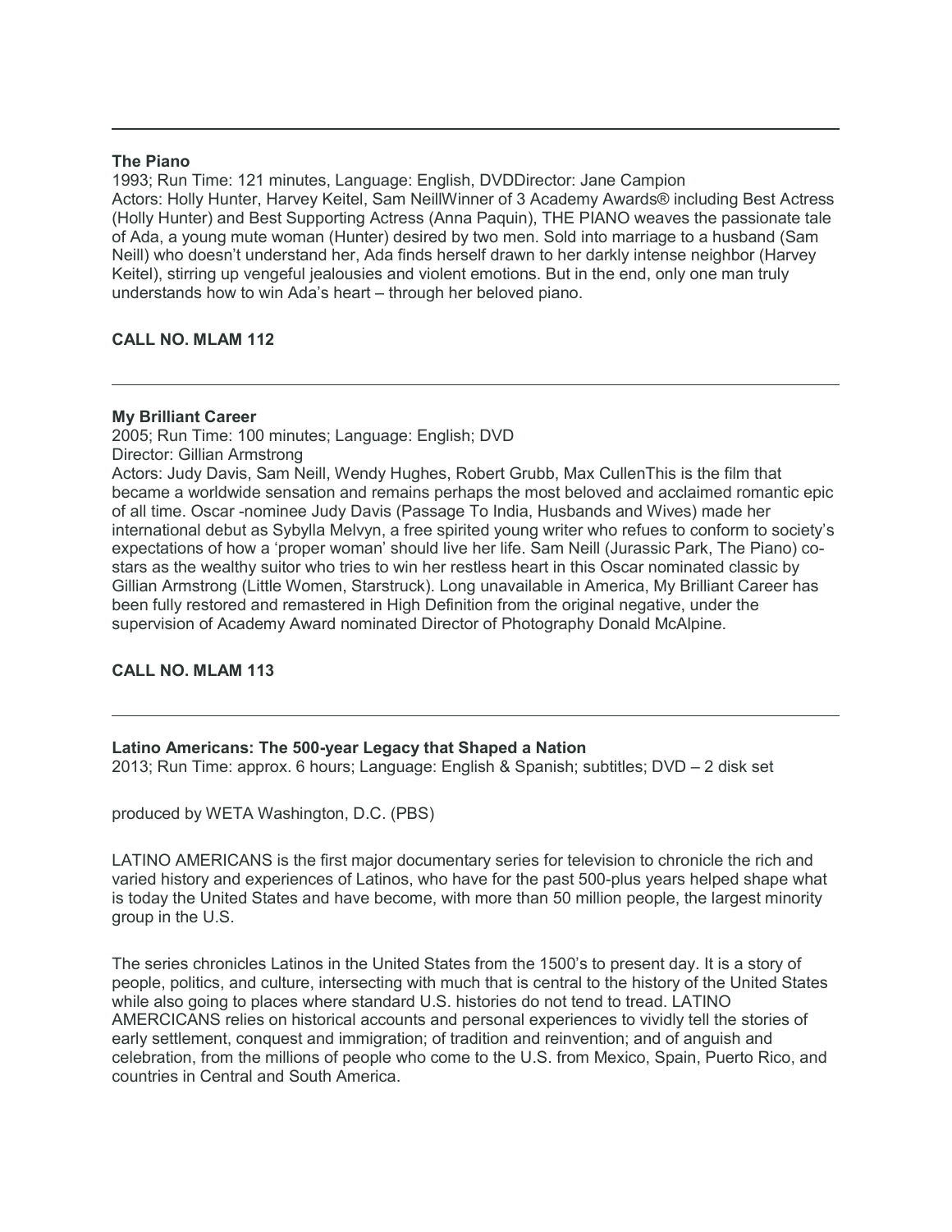---

**The Piano**

1993; Run Time: 121 minutes, Language: English, DVDDirector: Jane Campion
Actors: Holly Hunter, Harvey Keitel, Sam NeillWinner of 3 Academy Awards® including Best Actress (Holly Hunter) and Best Supporting Actress (Anna Paquin), THE PIANO weaves the passionate tale of Ada, a young mute woman (Hunter) desired by two men. Sold into marriage to a husband (Sam Neill) who doesn't understand her, Ada finds herself drawn to her darkly intense neighbor (Harvey Keitel), stirring up vengeful jealousies and violent emotions. But in the end, only one man truly understands how to win Ada's heart – through her beloved piano.

**CALL NO. MLAM 112**

---

**My Brilliant Career**

2005; Run Time: 100 minutes; Language: English; DVD
Director: Gillian Armstrong
Actors: Judy Davis, Sam Neill, Wendy Hughes, Robert Grubb, Max CullenThis is the film that became a worldwide sensation and remains perhaps the most beloved and acclaimed romantic epic of all time. Oscar -nominee Judy Davis (Passage To India, Husbands and Wives) made her international debut as Sybylla Melvyn, a free spirited young writer who refues to conform to society's expectations of how a 'proper woman' should live her life. Sam Neill (Jurassic Park, The Piano) co-stars as the wealthy suitor who tries to win her restless heart in this Oscar nominated classic by Gillian Armstrong (Little Women, Starstruck). Long unavailable in America, My Brilliant Career has been fully restored and remastered in High Definition from the original negative, under the supervision of Academy Award nominated Director of Photography Donald McAlpine.

**CALL NO. MLAM 113**

---

**Latino Americans: The 500-year Legacy that Shaped a Nation**

2013; Run Time: approx. 6 hours; Language: English & Spanish; subtitles; DVD – 2 disk set

produced by WETA Washington, D.C. (PBS)

LATINO AMERICANS is the first major documentary series for television to chronicle the rich and varied history and experiences of Latinos, who have for the past 500-plus years helped shape what is today the United States and have become, with more than 50 million people, the largest minority group in the U.S.

The series chronicles Latinos in the United States from the 1500's to present day. It is a story of people, politics, and culture, intersecting with much that is central to the history of the United States while also going to places where standard U.S. histories do not tend to tread. LATINO AMERCICANS relies on historical accounts and personal experiences to vividly tell the stories of early settlement, conquest and immigration; of tradition and reinvention; and of anguish and celebration, from the millions of people who come to the U.S. from Mexico, Spain, Puerto Rico, and countries in Central and South America.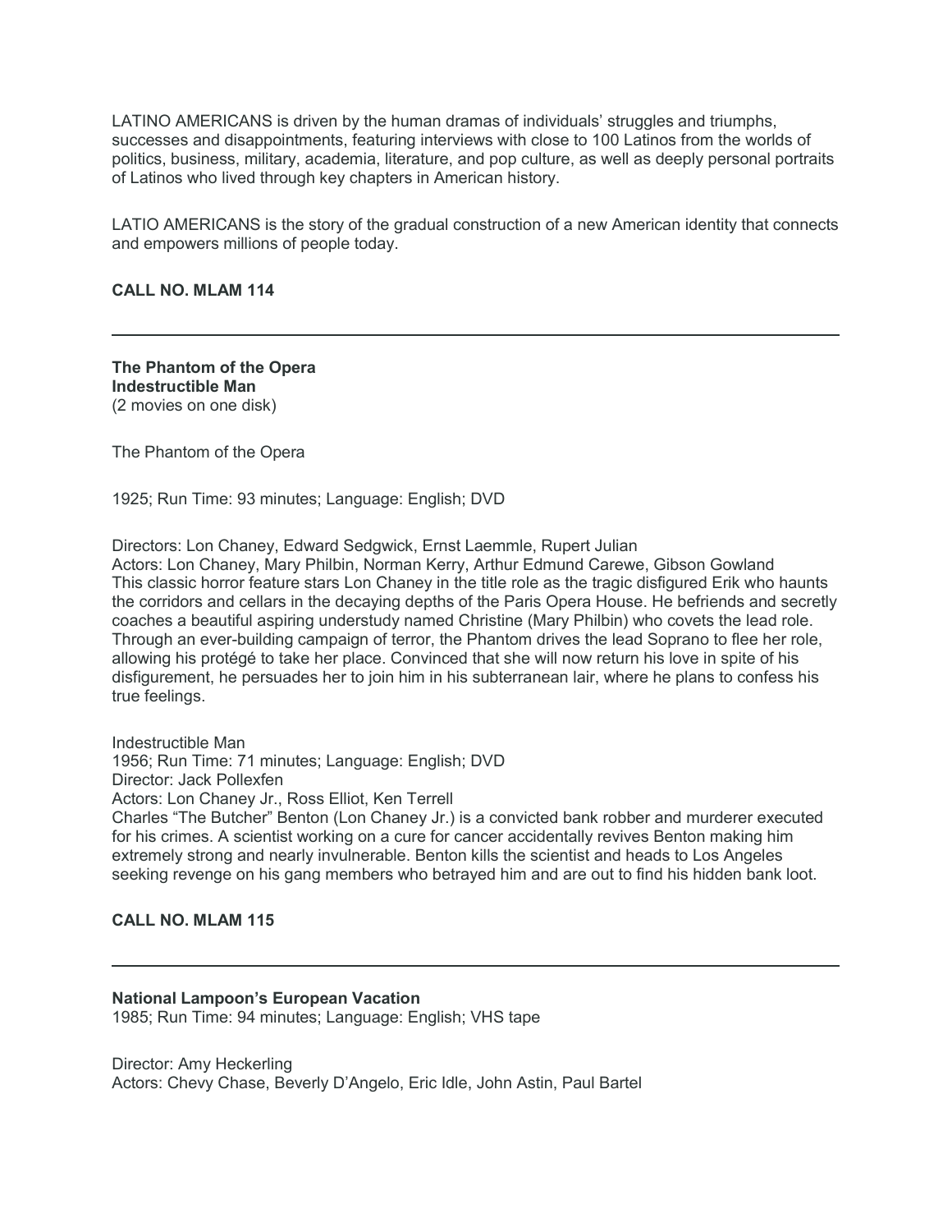LATINO AMERICANS is driven by the human dramas of individuals' struggles and triumphs, successes and disappointments, featuring interviews with close to 100 Latinos from the worlds of politics, business, military, academia, literature, and pop culture, as well as deeply personal portraits of Latinos who lived through key chapters in American history.

LATIO AMERICANS is the story of the gradual construction of a new American identity that connects and empowers millions of people today.

**CALL NO. MLAM 114**

---

**The Phantom of the Opera**
**Indestructible Man**
(2 movies on one disk)

The Phantom of the Opera

1925; Run Time: 93 minutes; Language: English; DVD

Directors: Lon Chaney, Edward Sedgwick, Ernst Laemmle, Rupert Julian
Actors: Lon Chaney, Mary Philbin, Norman Kerry, Arthur Edmund Carewe, Gibson Gowland
This classic horror feature stars Lon Chaney in the title role as the tragic disfigured Erik who haunts the corridors and cellars in the decaying depths of the Paris Opera House. He befriends and secretly coaches a beautiful aspiring understudy named Christine (Mary Philbin) who covets the lead role. Through an ever-building campaign of terror, the Phantom drives the lead Soprano to flee her role, allowing his protégé to take her place. Convinced that she will now return his love in spite of his disfigurement, he persuades her to join him in his subterranean lair, where he plans to confess his true feelings.

Indestructible Man
1956; Run Time: 71 minutes; Language: English; DVD
Director: Jack Pollexfen
Actors: Lon Chaney Jr., Ross Elliot, Ken Terrell
Charles "The Butcher" Benton (Lon Chaney Jr.) is a convicted bank robber and murderer executed for his crimes. A scientist working on a cure for cancer accidentally revives Benton making him extremely strong and nearly invulnerable. Benton kills the scientist and heads to Los Angeles seeking revenge on his gang members who betrayed him and are out to find his hidden bank loot.

**CALL NO. MLAM 115**

---

**National Lampoon's European Vacation**
1985; Run Time: 94 minutes; Language: English; VHS tape

Director: Amy Heckerling
Actors: Chevy Chase, Beverly D'Angelo, Eric Idle, John Astin, Paul Bartel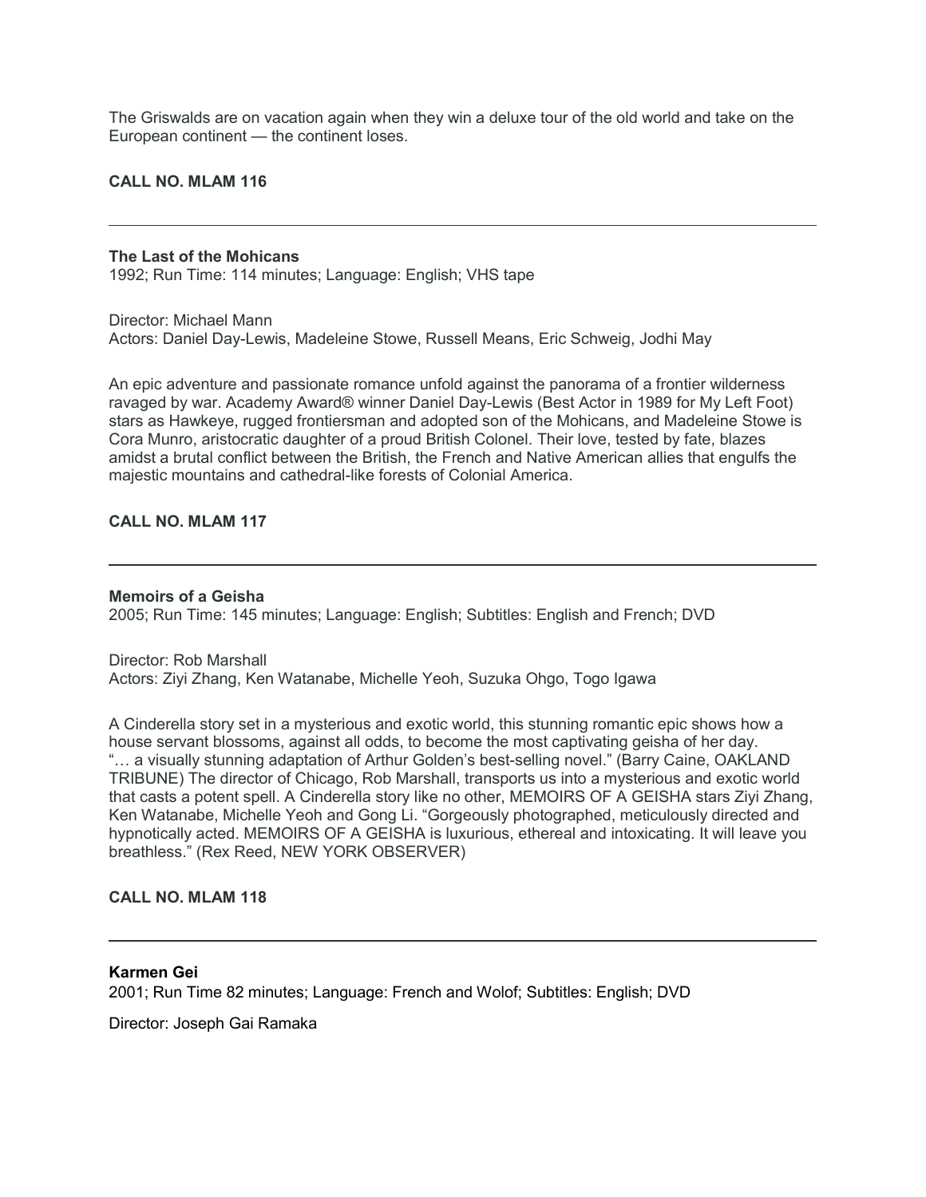The Griswalds are on vacation again when they win a deluxe tour of the old world and take on the European continent — the continent loses.

**CALL NO. MLAM 116**

---

**The Last of the Mohicans**
1992; Run Time: 114 minutes; Language: English; VHS tape

Director: Michael Mann
Actors: Daniel Day-Lewis, Madeleine Stowe, Russell Means, Eric Schweig, Jodhi May

An epic adventure and passionate romance unfold against the panorama of a frontier wilderness ravaged by war. Academy Award® winner Daniel Day-Lewis (Best Actor in 1989 for My Left Foot) stars as Hawkeye, rugged frontiersman and adopted son of the Mohicans, and Madeleine Stowe is Cora Munro, aristocratic daughter of a proud British Colonel. Their love, tested by fate, blazes amidst a brutal conflict between the British, the French and Native American allies that engulfs the majestic mountains and cathedral-like forests of Colonial America.

**CALL NO. MLAM 117**

---

**Memoirs of a Geisha**
2005; Run Time: 145 minutes; Language: English; Subtitles: English and French; DVD

Director: Rob Marshall
Actors: Ziyi Zhang, Ken Watanabe, Michelle Yeoh, Suzuka Ohgo, Togo Igawa

A Cinderella story set in a mysterious and exotic world, this stunning romantic epic shows how a house servant blossoms, against all odds, to become the most captivating geisha of her day. "… a visually stunning adaptation of Arthur Golden's best-selling novel." (Barry Caine, OAKLAND TRIBUNE) The director of Chicago, Rob Marshall, transports us into a mysterious and exotic world that casts a potent spell. A Cinderella story like no other, MEMOIRS OF A GEISHA stars Ziyi Zhang, Ken Watanabe, Michelle Yeoh and Gong Li. "Gorgeously photographed, meticulously directed and hypnotically acted. MEMOIRS OF A GEISHA is luxurious, ethereal and intoxicating. It will leave you breathless." (Rex Reed, NEW YORK OBSERVER)

**CALL NO. MLAM 118**

---

**Karmen Gei**
2001; Run Time 82 minutes; Language: French and Wolof; Subtitles: English; DVD

Director: Joseph Gai Ramaka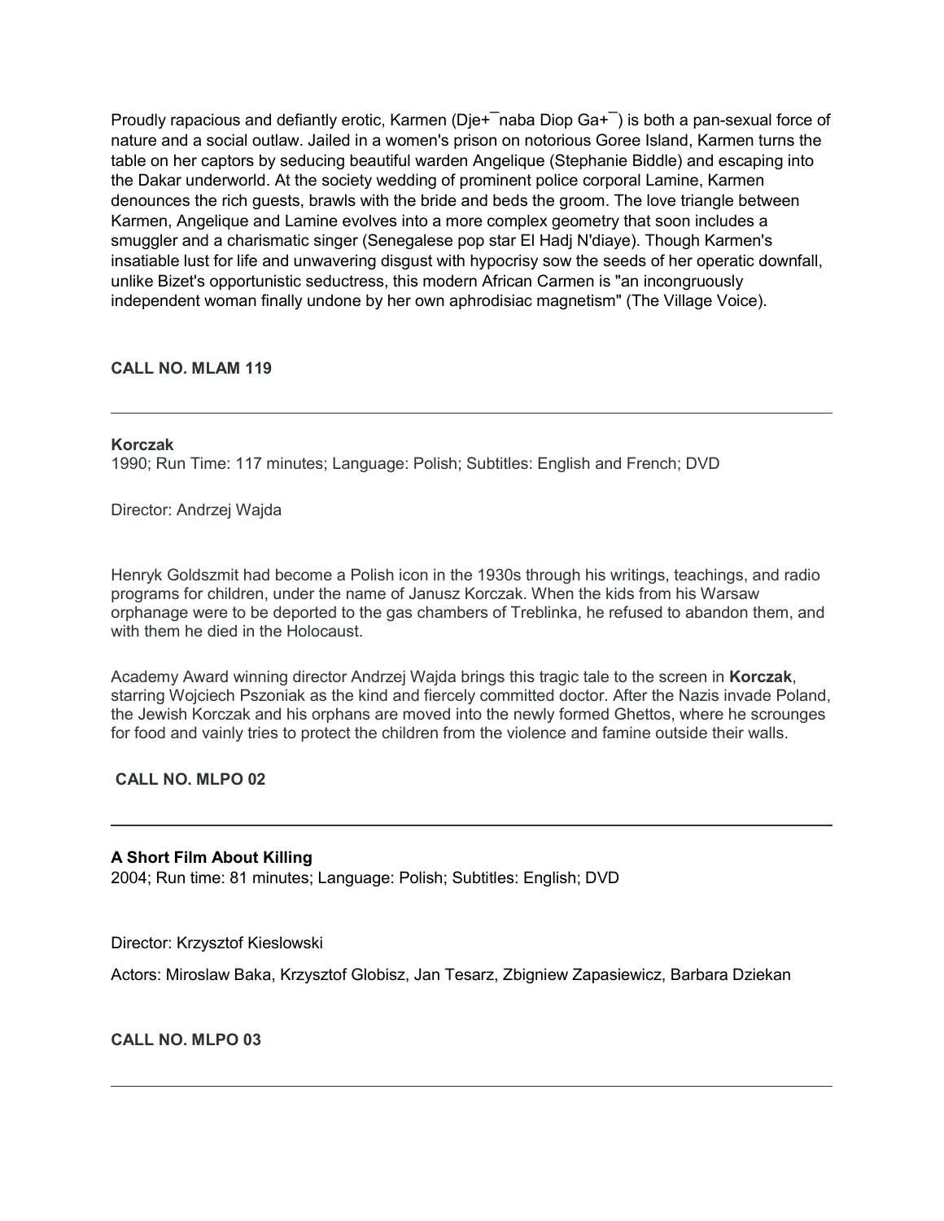Proudly rapacious and defiantly erotic, Karmen (Dje+¯naba Diop Ga+¯) is both a pan-sexual force of nature and a social outlaw. Jailed in a women's prison on notorious Goree Island, Karmen turns the table on her captors by seducing beautiful warden Angelique (Stephanie Biddle) and escaping into the Dakar underworld. At the society wedding of prominent police corporal Lamine, Karmen denounces the rich guests, brawls with the bride and beds the groom. The love triangle between Karmen, Angelique and Lamine evolves into a more complex geometry that soon includes a smuggler and a charismatic singer (Senegalese pop star El Hadj N'diaye). Though Karmen's insatiable lust for life and unwavering disgust with hypocrisy sow the seeds of her operatic downfall, unlike Bizet's opportunistic seductress, this modern African Carmen is "an incongruously independent woman finally undone by her own aphrodisiac magnetism" (The Village Voice).

**CALL NO. MLAM 119**

---

**Korczak**
1990; Run Time: 117 minutes; Language: Polish; Subtitles: English and French; DVD

Director: Andrzej Wajda

Henryk Goldszmit had become a Polish icon in the 1930s through his writings, teachings, and radio programs for children, under the name of Janusz Korczak. When the kids from his Warsaw orphanage were to be deported to the gas chambers of Treblinka, he refused to abandon them, and with them he died in the Holocaust.

Academy Award winning director Andrzej Wajda brings this tragic tale to the screen in **Korczak**, starring Wojciech Pszoniak as the kind and fiercely committed doctor. After the Nazis invade Poland, the Jewish Korczak and his orphans are moved into the newly formed Ghettos, where he scrounges for food and vainly tries to protect the children from the violence and famine outside their walls.

**CALL NO. MLPO 02**

---

**A Short Film About Killing**
2004; Run time: 81 minutes; Language: Polish; Subtitles: English; DVD

Director: Krzysztof Kieslowski

Actors: Miroslaw Baka, Krzysztof Globisz, Jan Tesarz, Zbigniew Zapasiewicz, Barbara Dziekan

**CALL NO. MLPO 03**

---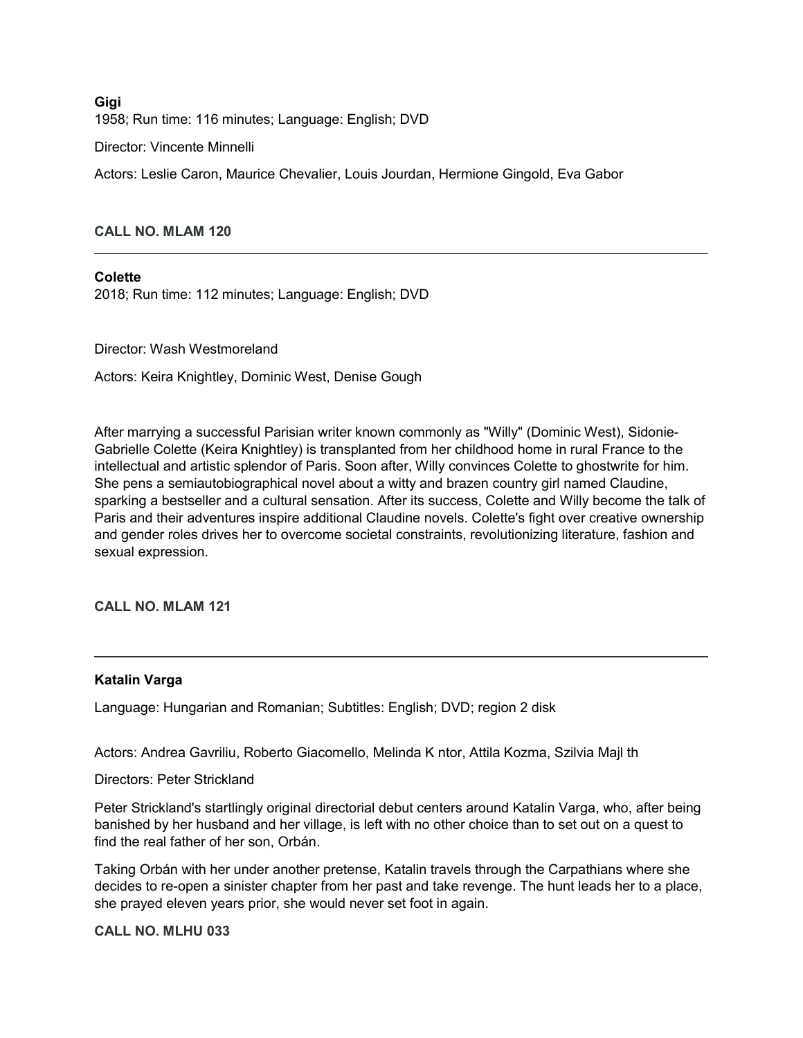**Gigi**

1958; Run time: 116 minutes; Language: English; DVD

Director: Vincente Minnelli

Actors: Leslie Caron, Maurice Chevalier, Louis Jourdan, Hermione Gingold, Eva Gabor

**CALL NO. MLAM 120**

---

**Colette**

2018; Run time: 112 minutes; Language: English; DVD

Director: Wash Westmoreland

Actors: Keira Knightley, Dominic West, Denise Gough

After marrying a successful Parisian writer known commonly as "Willy" (Dominic West), Sidonie-Gabrielle Colette (Keira Knightley) is transplanted from her childhood home in rural France to the intellectual and artistic splendor of Paris. Soon after, Willy convinces Colette to ghostwrite for him. She pens a semiautobiographical novel about a witty and brazen country girl named Claudine, sparking a bestseller and a cultural sensation. After its success, Colette and Willy become the talk of Paris and their adventures inspire additional Claudine novels. Colette's fight over creative ownership and gender roles drives her to overcome societal constraints, revolutionizing literature, fashion and sexual expression.

**CALL NO. MLAM 121**

---

**Katalin Varga**

Language: Hungarian and Romanian; Subtitles: English; DVD; region 2 disk

Actors: Andrea Gavriliu, Roberto Giacomello, Melinda K ntor, Attila Kozma, Szilvia Majl th

Directors: Peter Strickland

Peter Strickland's startlingly original directorial debut centers around Katalin Varga, who, after being banished by her husband and her village, is left with no other choice than to set out on a quest to find the real father of her son, Orbán.

Taking Orbán with her under another pretense, Katalin travels through the Carpathians where she decides to re-open a sinister chapter from her past and take revenge. The hunt leads her to a place, she prayed eleven years prior, she would never set foot in again.

**CALL NO. MLHU 033**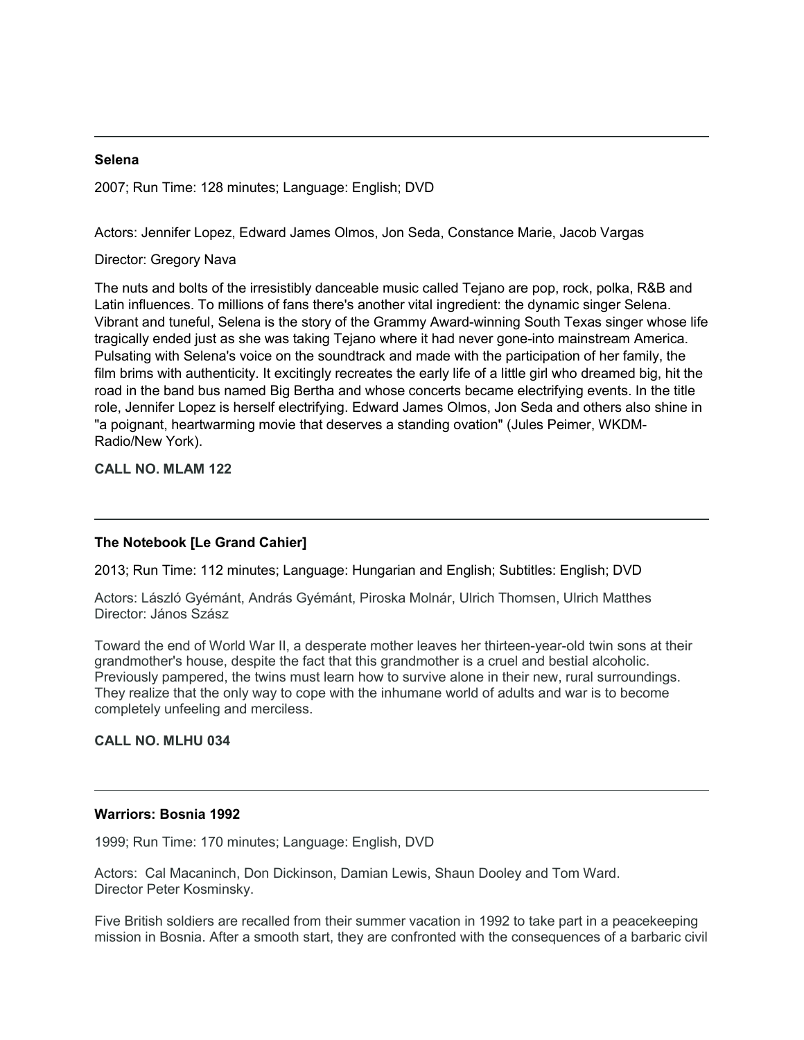---

**Selena**

2007; Run Time: 128 minutes; Language: English; DVD

Actors: Jennifer Lopez, Edward James Olmos, Jon Seda, Constance Marie, Jacob Vargas

Director: Gregory Nava

The nuts and bolts of the irresistibly danceable music called Tejano are pop, rock, polka, R&B and Latin influences. To millions of fans there's another vital ingredient: the dynamic singer Selena. Vibrant and tuneful, Selena is the story of the Grammy Award-winning South Texas singer whose life tragically ended just as she was taking Tejano where it had never gone-into mainstream America. Pulsating with Selena's voice on the soundtrack and made with the participation of her family, the film brims with authenticity. It excitingly recreates the early life of a little girl who dreamed big, hit the road in the band bus named Big Bertha and whose concerts became electrifying events. In the title role, Jennifer Lopez is herself electrifying. Edward James Olmos, Jon Seda and others also shine in "a poignant, heartwarming movie that deserves a standing ovation" (Jules Peimer, WKDM-Radio/New York).

**CALL NO. MLAM 122**

---

**The Notebook [Le Grand Cahier]**

2013; Run Time: 112 minutes; Language: Hungarian and English; Subtitles: English; DVD

Actors: László Gyémánt, András Gyémánt, Piroska Molnár, Ulrich Thomsen, Ulrich Matthes
Director: János Szász

Toward the end of World War II, a desperate mother leaves her thirteen-year-old twin sons at their grandmother's house, despite the fact that this grandmother is a cruel and bestial alcoholic. Previously pampered, the twins must learn how to survive alone in their new, rural surroundings. They realize that the only way to cope with the inhumane world of adults and war is to become completely unfeeling and merciless.

**CALL NO. MLHU 034**

---

**Warriors: Bosnia 1992**

1999; Run Time: 170 minutes; Language: English, DVD

Actors: Cal Macaninch, Don Dickinson, Damian Lewis, Shaun Dooley and Tom Ward.
Director Peter Kosminsky.

Five British soldiers are recalled from their summer vacation in 1992 to take part in a peacekeeping mission in Bosnia. After a smooth start, they are confronted with the consequences of a barbaric civil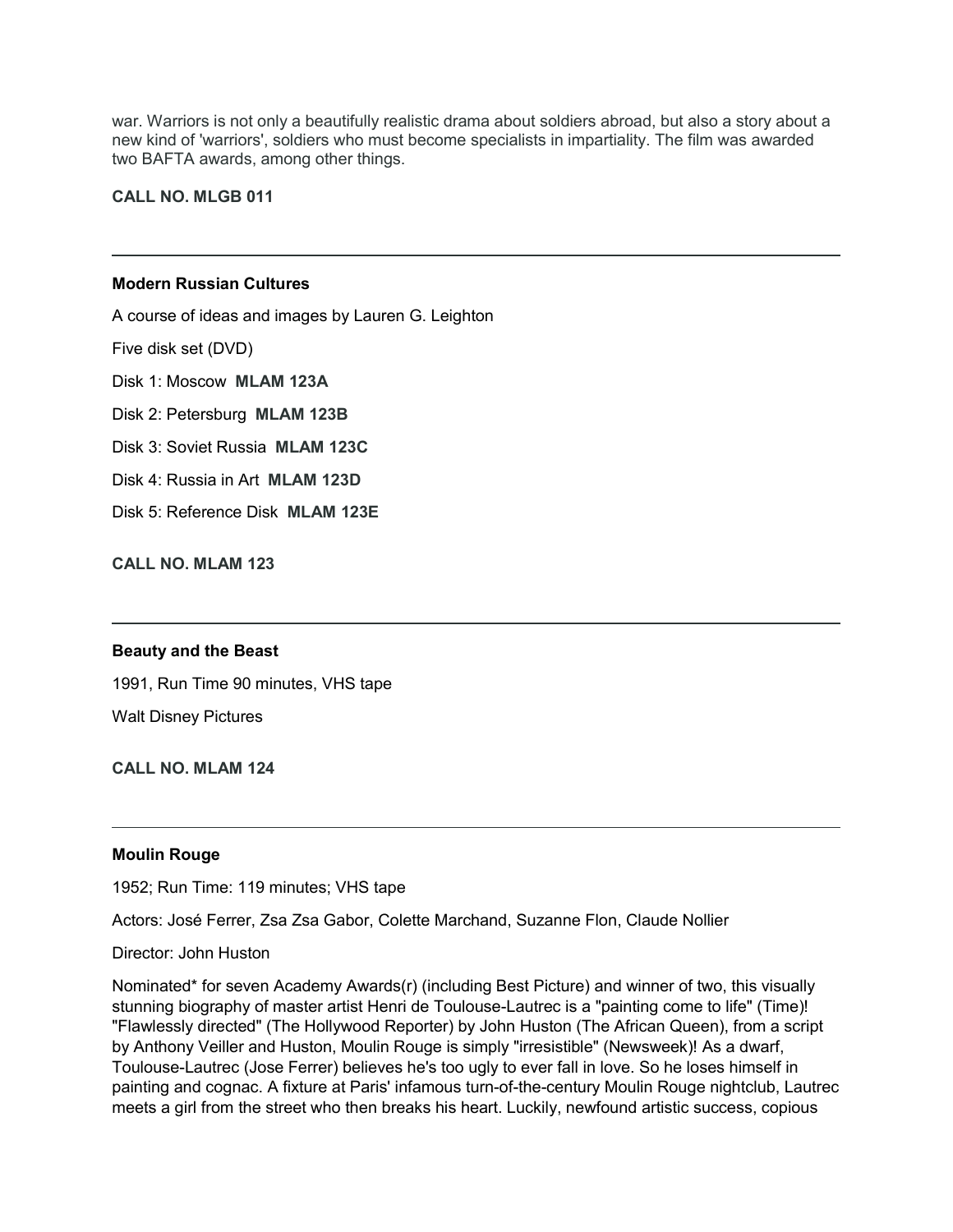war. Warriors is not only a beautifully realistic drama about soldiers abroad, but also a story about a new kind of 'warriors', soldiers who must become specialists in impartiality. The film was awarded two BAFTA awards, among other things.

**CALL NO. MLGB 011**

---

**Modern Russian Cultures**

A course of ideas and images by Lauren G. Leighton

Five disk set (DVD)

Disk 1: Moscow **MLAM 123A**

Disk 2: Petersburg **MLAM 123B**

Disk 3: Soviet Russia **MLAM 123C**

Disk 4: Russia in Art **MLAM 123D**

Disk 5: Reference Disk **MLAM 123E**

**CALL NO. MLAM 123**

---

**Beauty and the Beast**

1991, Run Time 90 minutes, VHS tape

Walt Disney Pictures

**CALL NO. MLAM 124**

---

**Moulin Rouge**

1952; Run Time: 119 minutes; VHS tape

Actors: José Ferrer, Zsa Zsa Gabor, Colette Marchand, Suzanne Flon, Claude Nollier

Director: John Huston

Nominated* for seven Academy Awards(r) (including Best Picture) and winner of two, this visually stunning biography of master artist Henri de Toulouse-Lautrec is a "painting come to life" (Time)! "Flawlessly directed" (The Hollywood Reporter) by John Huston (The African Queen), from a script by Anthony Veiller and Huston, Moulin Rouge is simply "irresistible" (Newsweek)! As a dwarf, Toulouse-Lautrec (Jose Ferrer) believes he's too ugly to ever fall in love. So he loses himself in painting and cognac. A fixture at Paris' infamous turn-of-the-century Moulin Rouge nightclub, Lautrec meets a girl from the street who then breaks his heart. Luckily, newfound artistic success, copious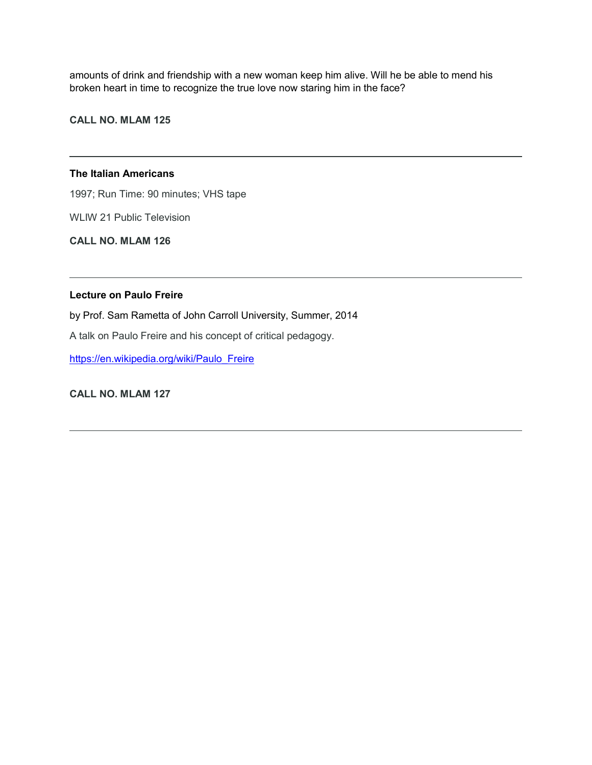amounts of drink and friendship with a new woman keep him alive. Will he be able to mend his broken heart in time to recognize the true love now staring him in the face?

**CALL NO. MLAM 125**

---

**The Italian Americans**

1997; Run Time: 90 minutes; VHS tape

WLIW 21 Public Television

**CALL NO. MLAM 126**

---

**Lecture on Paulo Freire**

by Prof. Sam Rametta of John Carroll University, Summer, 2014

A talk on Paulo Freire and his concept of critical pedagogy.

https://en.wikipedia.org/wiki/Paulo_Freire

**CALL NO. MLAM 127**

---